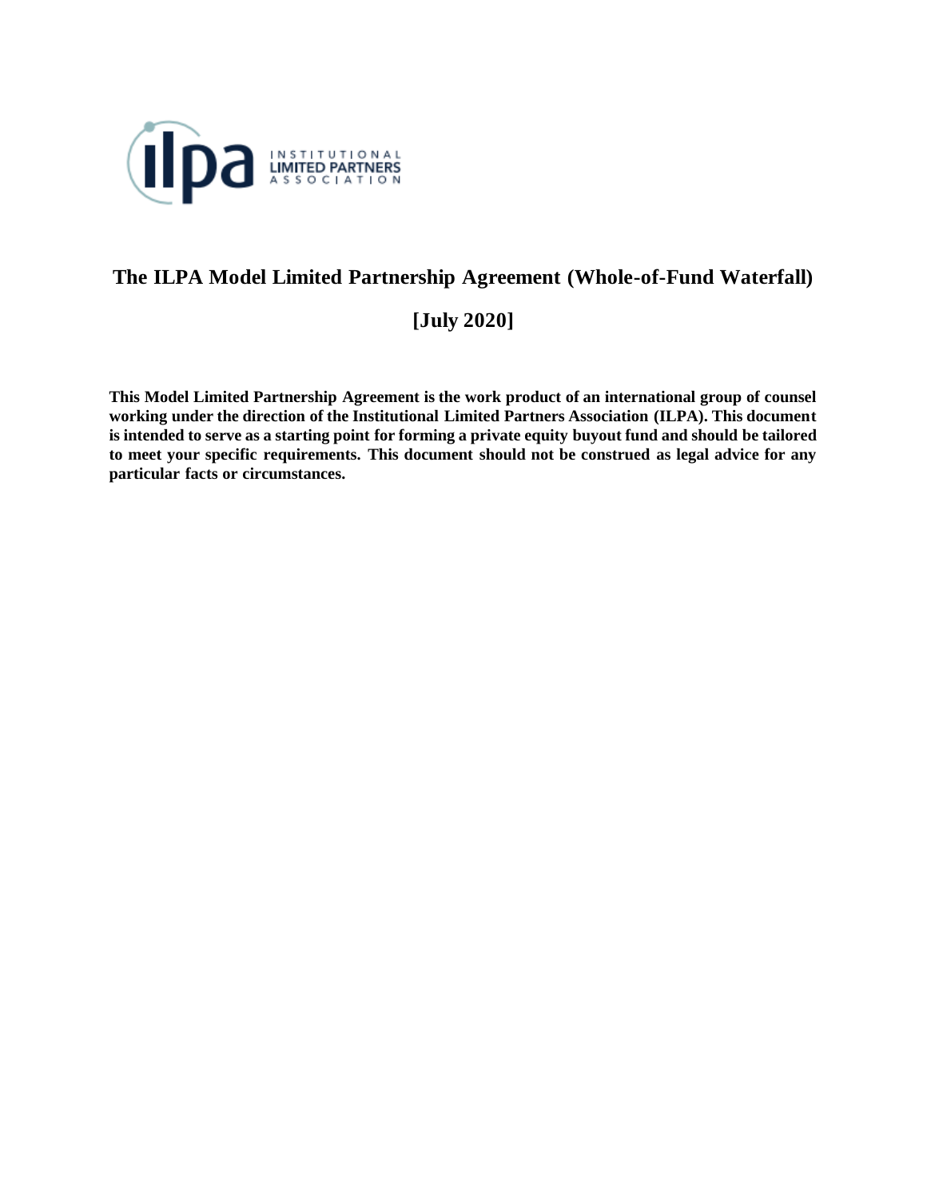# The ILPA Model Limited Partnership Agreement (Whole-of-Fund Waterfall)

## [July 2020]

**This Model Limited Partnership Agreement is the work product of an international group of counsel working under the direction of the Institutional Limited Partners Association (ILPA). This document is intended to serve as a starting point for forming a private equity buyout fund and should be tailored to meet your specific requirements. This document should not be construed as legal advice for any particular facts or circumstances.**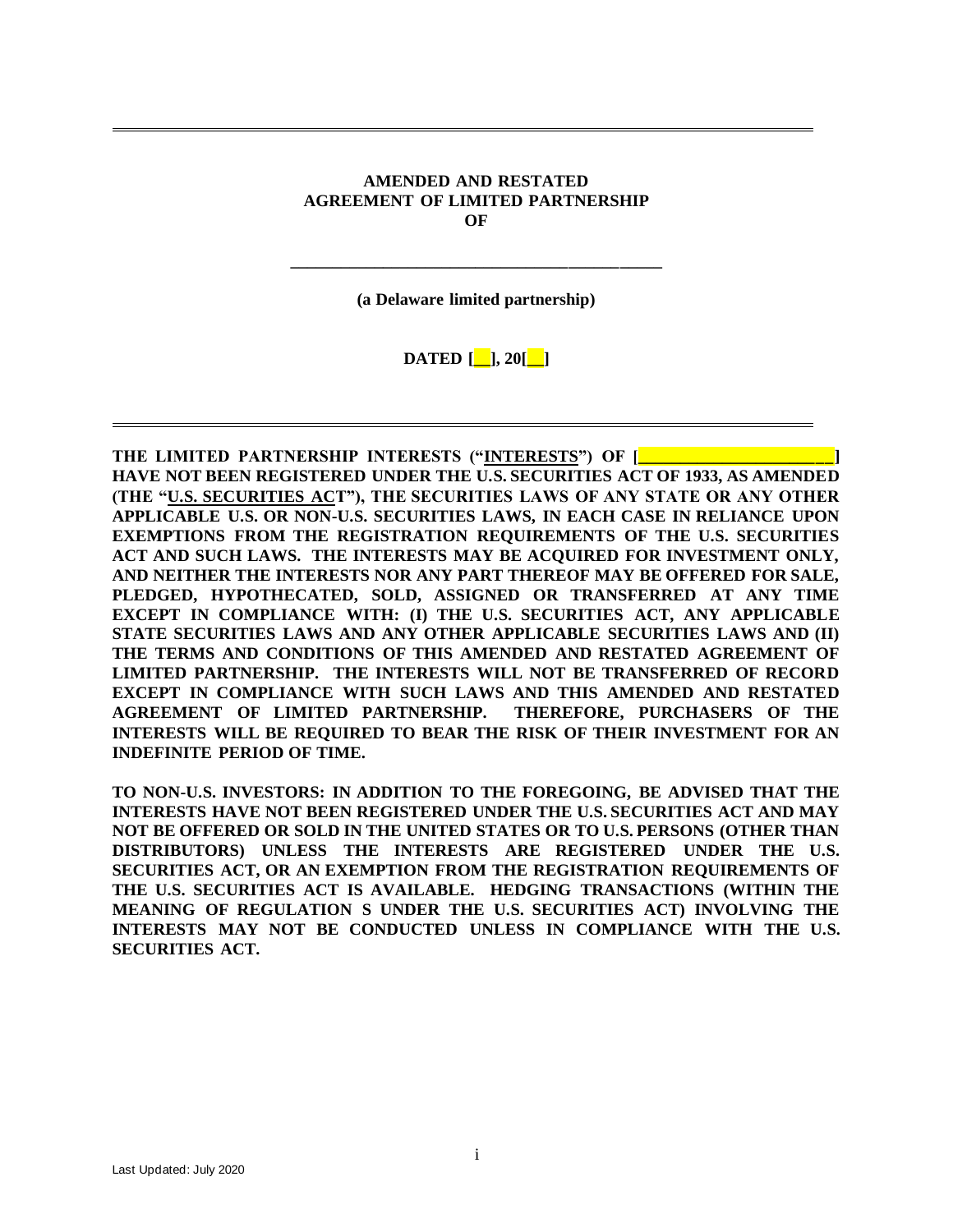**AMENDED AND RESTATED**
**AGREEMENT OF LIMITED PARTNERSHIP**
**OF**

**\_\_\_\_\_\_\_\_\_\_\_\_\_\_\_\_\_\_\_\_\_\_\_\_\_\_\_\_\_\_\_\_\_\_\_\_\_\_\_\_\_\_**

**(a Delaware limited partnership)**

**DATED [__], 20[__]**

**THE LIMITED PARTNERSHIP INTERESTS ("<u>INTERESTS</u>") OF [\_\_\_\_\_\_\_\_\_\_\_\_\_\_\_\_\_\_\_\_\_\_\_] HAVE NOT BEEN REGISTERED UNDER THE U.S. SECURITIES ACT OF 1933, AS AMENDED (THE "<u>U.S. SECURITIES ACT</u>"), THE SECURITIES LAWS OF ANY STATE OR ANY OTHER APPLICABLE U.S. OR NON-U.S. SECURITIES LAWS, IN EACH CASE IN RELIANCE UPON EXEMPTIONS FROM THE REGISTRATION REQUIREMENTS OF THE U.S. SECURITIES ACT AND SUCH LAWS. THE INTERESTS MAY BE ACQUIRED FOR INVESTMENT ONLY, AND NEITHER THE INTERESTS NOR ANY PART THEREOF MAY BE OFFERED FOR SALE, PLEDGED, HYPOTHECATED, SOLD, ASSIGNED OR TRANSFERRED AT ANY TIME EXCEPT IN COMPLIANCE WITH: (I) THE U.S. SECURITIES ACT, ANY APPLICABLE STATE SECURITIES LAWS AND ANY OTHER APPLICABLE SECURITIES LAWS AND (II) THE TERMS AND CONDITIONS OF THIS AMENDED AND RESTATED AGREEMENT OF LIMITED PARTNERSHIP. THE INTERESTS WILL NOT BE TRANSFERRED OF RECORD EXCEPT IN COMPLIANCE WITH SUCH LAWS AND THIS AMENDED AND RESTATED AGREEMENT OF LIMITED PARTNERSHIP. THEREFORE, PURCHASERS OF THE INTERESTS WILL BE REQUIRED TO BEAR THE RISK OF THEIR INVESTMENT FOR AN INDEFINITE PERIOD OF TIME.**

**TO NON-U.S. INVESTORS: IN ADDITION TO THE FOREGOING, BE ADVISED THAT THE INTERESTS HAVE NOT BEEN REGISTERED UNDER THE U.S. SECURITIES ACT AND MAY NOT BE OFFERED OR SOLD IN THE UNITED STATES OR TO U.S. PERSONS (OTHER THAN DISTRIBUTORS) UNLESS THE INTERESTS ARE REGISTERED UNDER THE U.S. SECURITIES ACT, OR AN EXEMPTION FROM THE REGISTRATION REQUIREMENTS OF THE U.S. SECURITIES ACT IS AVAILABLE. HEDGING TRANSACTIONS (WITHIN THE MEANING OF REGULATION S UNDER THE U.S. SECURITIES ACT) INVOLVING THE INTERESTS MAY NOT BE CONDUCTED UNLESS IN COMPLIANCE WITH THE U.S. SECURITIES ACT.**

Last Updated: July 2020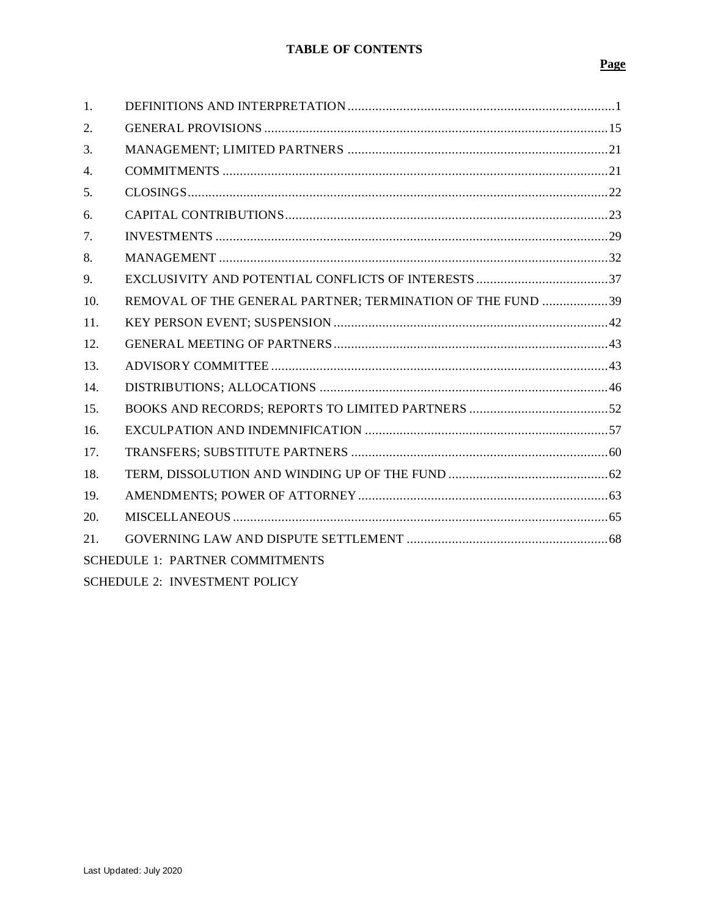# TABLE OF CONTENTS

| | | Page |
|---|---|---|
| 1. | DEFINITIONS AND INTERPRETATION | 1 |
| 2. | GENERAL PROVISIONS | 15 |
| 3. | MANAGEMENT; LIMITED PARTNERS | 21 |
| 4. | COMMITMENTS | 21 |
| 5. | CLOSINGS | 22 |
| 6. | CAPITAL CONTRIBUTIONS | 23 |
| 7. | INVESTMENTS | 29 |
| 8. | MANAGEMENT | 32 |
| 9. | EXCLUSIVITY AND POTENTIAL CONFLICTS OF INTERESTS | 37 |
| 10. | REMOVAL OF THE GENERAL PARTNER; TERMINATION OF THE FUND | 39 |
| 11. | KEY PERSON EVENT; SUSPENSION | 42 |
| 12. | GENERAL MEETING OF PARTNERS | 43 |
| 13. | ADVISORY COMMITTEE | 43 |
| 14. | DISTRIBUTIONS; ALLOCATIONS | 46 |
| 15. | BOOKS AND RECORDS; REPORTS TO LIMITED PARTNERS | 52 |
| 16. | EXCULPATION AND INDEMNIFICATION | 57 |
| 17. | TRANSFERS; SUBSTITUTE PARTNERS | 60 |
| 18. | TERM, DISSOLUTION AND WINDING UP OF THE FUND | 62 |
| 19. | AMENDMENTS; POWER OF ATTORNEY | 63 |
| 20. | MISCELLANEOUS | 65 |
| 21. | GOVERNING LAW AND DISPUTE SETTLEMENT | 68 |

SCHEDULE 1: PARTNER COMMITMENTS

SCHEDULE 2: INVESTMENT POLICY

Last Updated: July 2020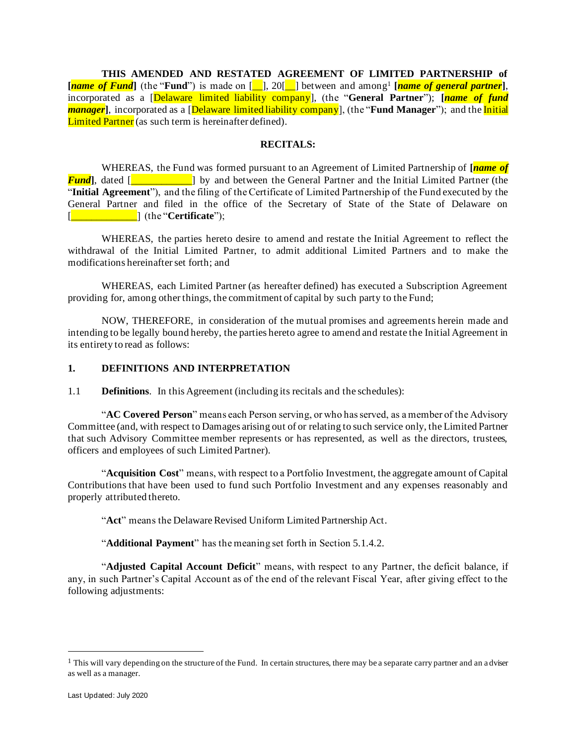**THIS AMENDED AND RESTATED AGREEMENT OF LIMITED PARTNERSHIP of [*name of Fund*]** (the "**Fund**") is made on [__], 20[__] between and among[1] **[*name of general partner*]**, incorporated as a [Delaware limited liability company], (the "**General Partner**"); **[*name of fund manager*]**, incorporated as a [Delaware limited liability company], (the "**Fund Manager**"); and the Initial Limited Partner (as such term is hereinafter defined).

**RECITALS:**

WHEREAS, the Fund was formed pursuant to an Agreement of Limited Partnership of **[*name of Fund*]**, dated [____________] by and between the General Partner and the Initial Limited Partner (the "**Initial Agreement**"), and the filing of the Certificate of Limited Partnership of the Fund executed by the General Partner and filed in the office of the Secretary of State of the State of Delaware on [_____________] (the "**Certificate**");

WHEREAS, the parties hereto desire to amend and restate the Initial Agreement to reflect the withdrawal of the Initial Limited Partner, to admit additional Limited Partners and to make the modifications hereinafter set forth; and

WHEREAS, each Limited Partner (as hereafter defined) has executed a Subscription Agreement providing for, among other things, the commitment of capital by such party to the Fund;

NOW, THEREFORE, in consideration of the mutual promises and agreements herein made and intending to be legally bound hereby, the parties hereto agree to amend and restate the Initial Agreement in its entirety to read as follows:

## 1. DEFINITIONS AND INTERPRETATION

1.1 **Definitions**. In this Agreement (including its recitals and the schedules):

"**AC Covered Person**" means each Person serving, or who has served, as a member of the Advisory Committee (and, with respect to Damages arising out of or relating to such service only, the Limited Partner that such Advisory Committee member represents or has represented, as well as the directors, trustees, officers and employees of such Limited Partner).

"**Acquisition Cost**" means, with respect to a Portfolio Investment, the aggregate amount of Capital Contributions that have been used to fund such Portfolio Investment and any expenses reasonably and properly attributed thereto.

"**Act**" means the Delaware Revised Uniform Limited Partnership Act.

"**Additional Payment**" has the meaning set forth in Section 5.1.4.2.

"**Adjusted Capital Account Deficit**" means, with respect to any Partner, the deficit balance, if any, in such Partner's Capital Account as of the end of the relevant Fiscal Year, after giving effect to the following adjustments:

[1] This will vary depending on the structure of the Fund. In certain structures, there may be a separate carry partner and an adviser as well as a manager.

Last Updated: July 2020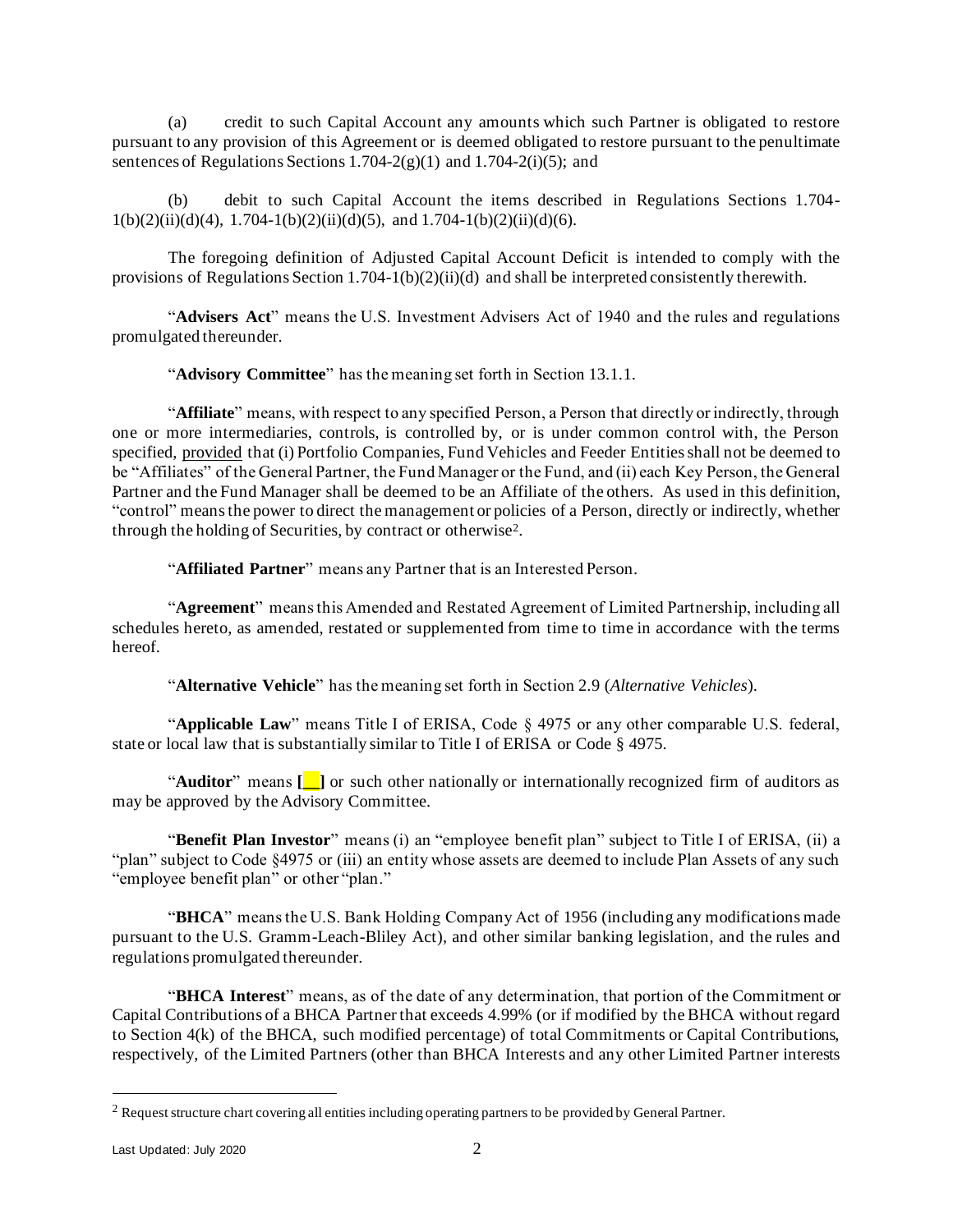(a) credit to such Capital Account any amounts which such Partner is obligated to restore pursuant to any provision of this Agreement or is deemed obligated to restore pursuant to the penultimate sentences of Regulations Sections 1.704-2(g)(1) and 1.704-2(i)(5); and

(b) debit to such Capital Account the items described in Regulations Sections 1.704-1(b)(2)(ii)(d)(4), 1.704-1(b)(2)(ii)(d)(5), and 1.704-1(b)(2)(ii)(d)(6).

The foregoing definition of Adjusted Capital Account Deficit is intended to comply with the provisions of Regulations Section 1.704-1(b)(2)(ii)(d) and shall be interpreted consistently therewith.

"**Advisers Act**" means the U.S. Investment Advisers Act of 1940 and the rules and regulations promulgated thereunder.

"**Advisory Committee**" has the meaning set forth in Section 13.1.1.

"**Affiliate**" means, with respect to any specified Person, a Person that directly or indirectly, through one or more intermediaries, controls, is controlled by, or is under common control with, the Person specified, provided that (i) Portfolio Companies, Fund Vehicles and Feeder Entities shall not be deemed to be "Affiliates" of the General Partner, the Fund Manager or the Fund, and (ii) each Key Person, the General Partner and the Fund Manager shall be deemed to be an Affiliate of the others. As used in this definition, "control" means the power to direct the management or policies of a Person, directly or indirectly, whether through the holding of Securities, by contract or otherwise[2].

"**Affiliated Partner**" means any Partner that is an Interested Person.

"**Agreement**" means this Amended and Restated Agreement of Limited Partnership, including all schedules hereto, as amended, restated or supplemented from time to time in accordance with the terms hereof.

"**Alternative Vehicle**" has the meaning set forth in Section 2.9 (*Alternative Vehicles*).

"**Applicable Law**" means Title I of ERISA, Code § 4975 or any other comparable U.S. federal, state or local law that is substantially similar to Title I of ERISA or Code § 4975.

"**Auditor**" means **[__]** or such other nationally or internationally recognized firm of auditors as may be approved by the Advisory Committee.

"**Benefit Plan Investor**" means (i) an "employee benefit plan" subject to Title I of ERISA, (ii) a "plan" subject to Code §4975 or (iii) an entity whose assets are deemed to include Plan Assets of any such "employee benefit plan" or other "plan."

"**BHCA**" means the U.S. Bank Holding Company Act of 1956 (including any modifications made pursuant to the U.S. Gramm-Leach-Bliley Act), and other similar banking legislation, and the rules and regulations promulgated thereunder.

"**BHCA Interest**" means, as of the date of any determination, that portion of the Commitment or Capital Contributions of a BHCA Partner that exceeds 4.99% (or if modified by the BHCA without regard to Section 4(k) of the BHCA, such modified percentage) of total Commitments or Capital Contributions, respectively, of the Limited Partners (other than BHCA Interests and any other Limited Partner interests

---

[2] Request structure chart covering all entities including operating partners to be provided by General Partner.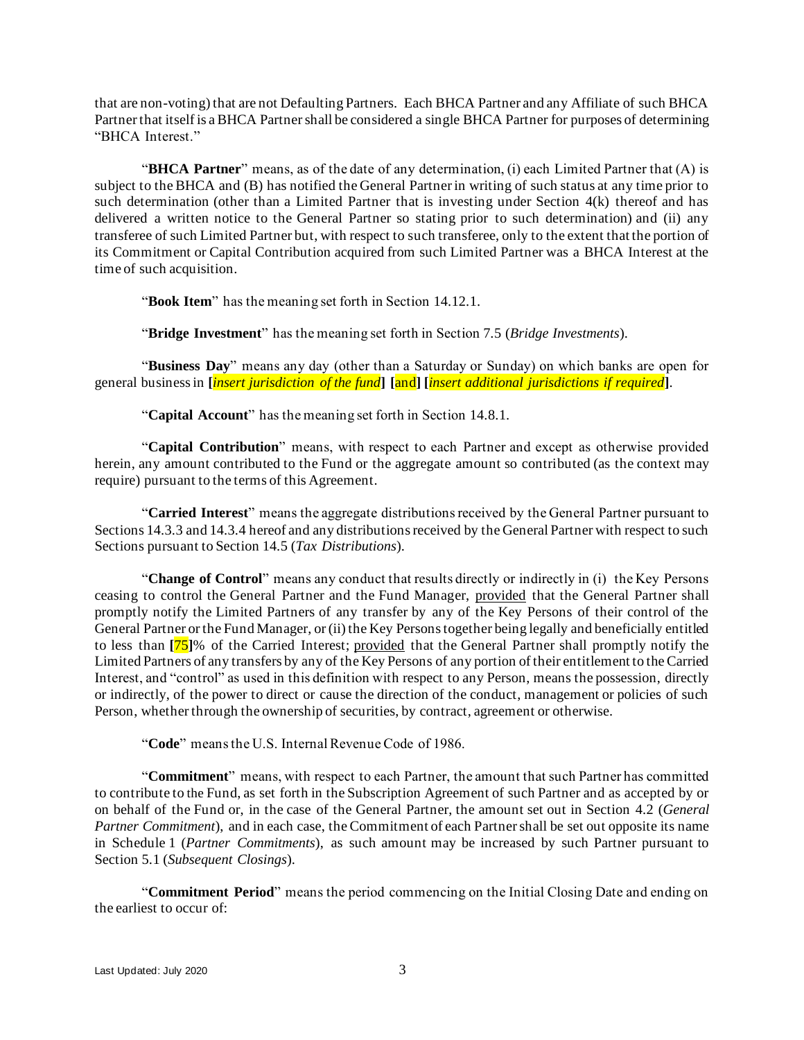that are non-voting) that are not Defaulting Partners. Each BHCA Partner and any Affiliate of such BHCA Partner that itself is a BHCA Partner shall be considered a single BHCA Partner for purposes of determining "BHCA Interest."

"**BHCA Partner**" means, as of the date of any determination, (i) each Limited Partner that (A) is subject to the BHCA and (B) has notified the General Partner in writing of such status at any time prior to such determination (other than a Limited Partner that is investing under Section 4(k) thereof and has delivered a written notice to the General Partner so stating prior to such determination) and (ii) any transferee of such Limited Partner but, with respect to such transferee, only to the extent that the portion of its Commitment or Capital Contribution acquired from such Limited Partner was a BHCA Interest at the time of such acquisition.

"**Book Item**" has the meaning set forth in Section 14.12.1.

"**Bridge Investment**" has the meaning set forth in Section 7.5 (*Bridge Investments*).

"**Business Day**" means any day (other than a Saturday or Sunday) on which banks are open for general business in **[***insert jurisdiction of the fund***]** **[**and**]** **[***insert additional jurisdictions if required***]**.

"**Capital Account**" has the meaning set forth in Section 14.8.1.

"**Capital Contribution**" means, with respect to each Partner and except as otherwise provided herein, any amount contributed to the Fund or the aggregate amount so contributed (as the context may require) pursuant to the terms of this Agreement.

"**Carried Interest**" means the aggregate distributions received by the General Partner pursuant to Sections 14.3.3 and 14.3.4 hereof and any distributions received by the General Partner with respect to such Sections pursuant to Section 14.5 (*Tax Distributions*).

"**Change of Control**" means any conduct that results directly or indirectly in (i) the Key Persons ceasing to control the General Partner and the Fund Manager, provided that the General Partner shall promptly notify the Limited Partners of any transfer by any of the Key Persons of their control of the General Partner or the Fund Manager, or (ii) the Key Persons together being legally and beneficially entitled to less than **[**75**]**% of the Carried Interest; provided that the General Partner shall promptly notify the Limited Partners of any transfers by any of the Key Persons of any portion of their entitlement to the Carried Interest, and "control" as used in this definition with respect to any Person, means the possession, directly or indirectly, of the power to direct or cause the direction of the conduct, management or policies of such Person, whether through the ownership of securities, by contract, agreement or otherwise.

"**Code**" means the U.S. Internal Revenue Code of 1986.

"**Commitment**" means, with respect to each Partner, the amount that such Partner has committed to contribute to the Fund, as set forth in the Subscription Agreement of such Partner and as accepted by or on behalf of the Fund or, in the case of the General Partner, the amount set out in Section 4.2 (*General Partner Commitment*), and in each case, the Commitment of each Partner shall be set out opposite its name in Schedule 1 (*Partner Commitments*), as such amount may be increased by such Partner pursuant to Section 5.1 (*Subsequent Closings*).

"**Commitment Period**" means the period commencing on the Initial Closing Date and ending on the earliest to occur of: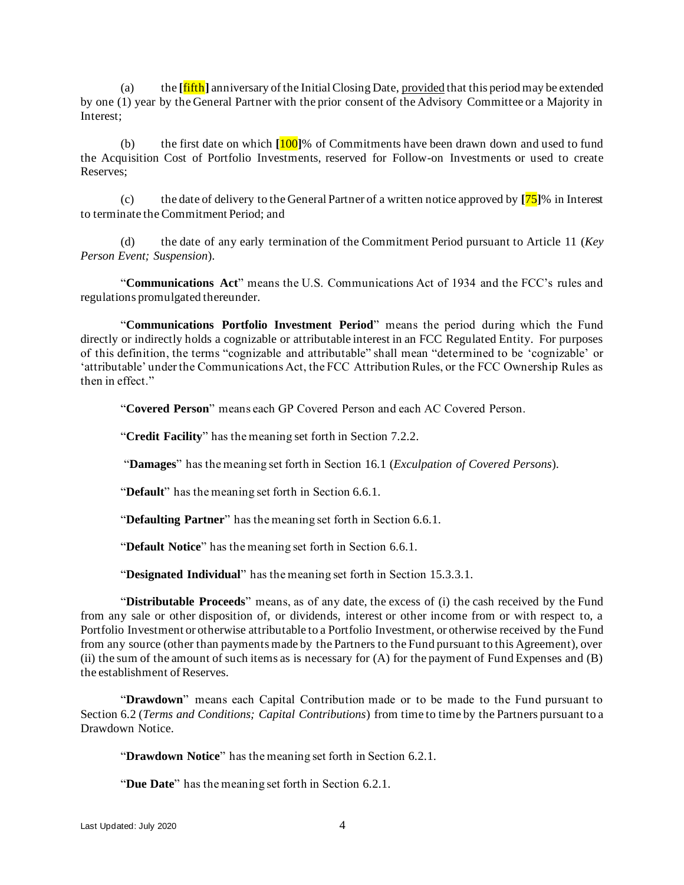(a) the **[**fifth**]** anniversary of the Initial Closing Date, provided that this period may be extended by one (1) year by the General Partner with the prior consent of the Advisory Committee or a Majority in Interest;

(b) the first date on which **[**100**]**% of Commitments have been drawn down and used to fund the Acquisition Cost of Portfolio Investments, reserved for Follow-on Investments or used to create Reserves;

(c) the date of delivery to the General Partner of a written notice approved by **[**75**]**% in Interest to terminate the Commitment Period; and

(d) the date of any early termination of the Commitment Period pursuant to Article 11 (*Key Person Event; Suspension*).

"**Communications Act**" means the U.S. Communications Act of 1934 and the FCC's rules and regulations promulgated thereunder.

"**Communications Portfolio Investment Period**" means the period during which the Fund directly or indirectly holds a cognizable or attributable interest in an FCC Regulated Entity. For purposes of this definition, the terms "cognizable and attributable" shall mean "determined to be 'cognizable' or 'attributable' under the Communications Act, the FCC Attribution Rules, or the FCC Ownership Rules as then in effect."

"**Covered Person**" means each GP Covered Person and each AC Covered Person.

"**Credit Facility**" has the meaning set forth in Section 7.2.2.

"**Damages**" has the meaning set forth in Section 16.1 (*Exculpation of Covered Persons*).

"**Default**" has the meaning set forth in Section 6.6.1.

"**Defaulting Partner**" has the meaning set forth in Section 6.6.1.

"**Default Notice**" has the meaning set forth in Section 6.6.1.

"**Designated Individual**" has the meaning set forth in Section 15.3.3.1.

"**Distributable Proceeds**" means, as of any date, the excess of (i) the cash received by the Fund from any sale or other disposition of, or dividends, interest or other income from or with respect to, a Portfolio Investment or otherwise attributable to a Portfolio Investment, or otherwise received by the Fund from any source (other than payments made by the Partners to the Fund pursuant to this Agreement), over (ii) the sum of the amount of such items as is necessary for (A) for the payment of Fund Expenses and (B) the establishment of Reserves.

"**Drawdown**" means each Capital Contribution made or to be made to the Fund pursuant to Section 6.2 (*Terms and Conditions; Capital Contributions*) from time to time by the Partners pursuant to a Drawdown Notice.

"**Drawdown Notice**" has the meaning set forth in Section 6.2.1.

"**Due Date**" has the meaning set forth in Section 6.2.1.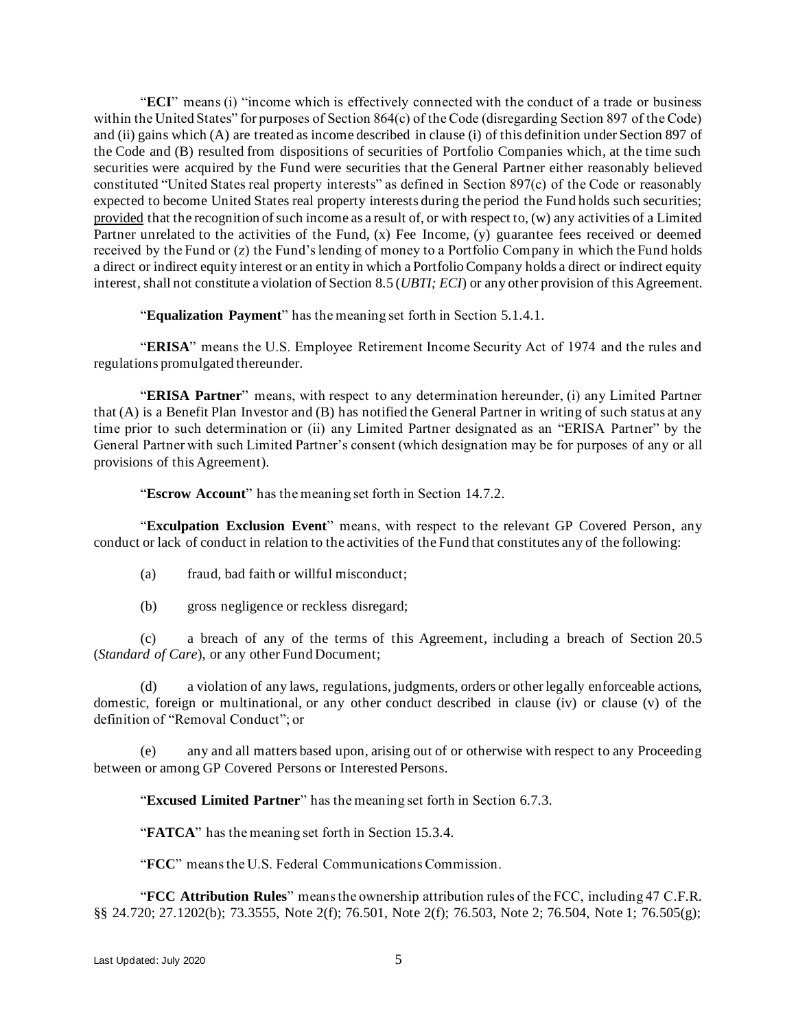"**ECI**" means (i) "income which is effectively connected with the conduct of a trade or business within the United States" for purposes of Section 864(c) of the Code (disregarding Section 897 of the Code) and (ii) gains which (A) are treated as income described in clause (i) of this definition under Section 897 of the Code and (B) resulted from dispositions of securities of Portfolio Companies which, at the time such securities were acquired by the Fund were securities that the General Partner either reasonably believed constituted "United States real property interests" as defined in Section 897(c) of the Code or reasonably expected to become United States real property interests during the period the Fund holds such securities; provided that the recognition of such income as a result of, or with respect to, (w) any activities of a Limited Partner unrelated to the activities of the Fund, (x) Fee Income, (y) guarantee fees received or deemed received by the Fund or (z) the Fund's lending of money to a Portfolio Company in which the Fund holds a direct or indirect equity interest or an entity in which a Portfolio Company holds a direct or indirect equity interest, shall not constitute a violation of Section 8.5 (*UBTI; ECI*) or any other provision of this Agreement.

"**Equalization Payment**" has the meaning set forth in Section 5.1.4.1.

"**ERISA**" means the U.S. Employee Retirement Income Security Act of 1974 and the rules and regulations promulgated thereunder.

"**ERISA Partner**" means, with respect to any determination hereunder, (i) any Limited Partner that (A) is a Benefit Plan Investor and (B) has notified the General Partner in writing of such status at any time prior to such determination or (ii) any Limited Partner designated as an "ERISA Partner" by the General Partner with such Limited Partner's consent (which designation may be for purposes of any or all provisions of this Agreement).

"**Escrow Account**" has the meaning set forth in Section 14.7.2.

"**Exculpation Exclusion Event**" means, with respect to the relevant GP Covered Person, any conduct or lack of conduct in relation to the activities of the Fund that constitutes any of the following:

(a) fraud, bad faith or willful misconduct;

(b) gross negligence or reckless disregard;

(c) a breach of any of the terms of this Agreement, including a breach of Section 20.5 (*Standard of Care*), or any other Fund Document;

(d) a violation of any laws, regulations, judgments, orders or other legally enforceable actions, domestic, foreign or multinational, or any other conduct described in clause (iv) or clause (v) of the definition of "Removal Conduct"; or

(e) any and all matters based upon, arising out of or otherwise with respect to any Proceeding between or among GP Covered Persons or Interested Persons.

"**Excused Limited Partner**" has the meaning set forth in Section 6.7.3.

"**FATCA**" has the meaning set forth in Section 15.3.4.

"**FCC**" means the U.S. Federal Communications Commission.

"**FCC Attribution Rules**" means the ownership attribution rules of the FCC, including 47 C.F.R. §§ 24.720; 27.1202(b); 73.3555, Note 2(f); 76.501, Note 2(f); 76.503, Note 2; 76.504, Note 1; 76.505(g);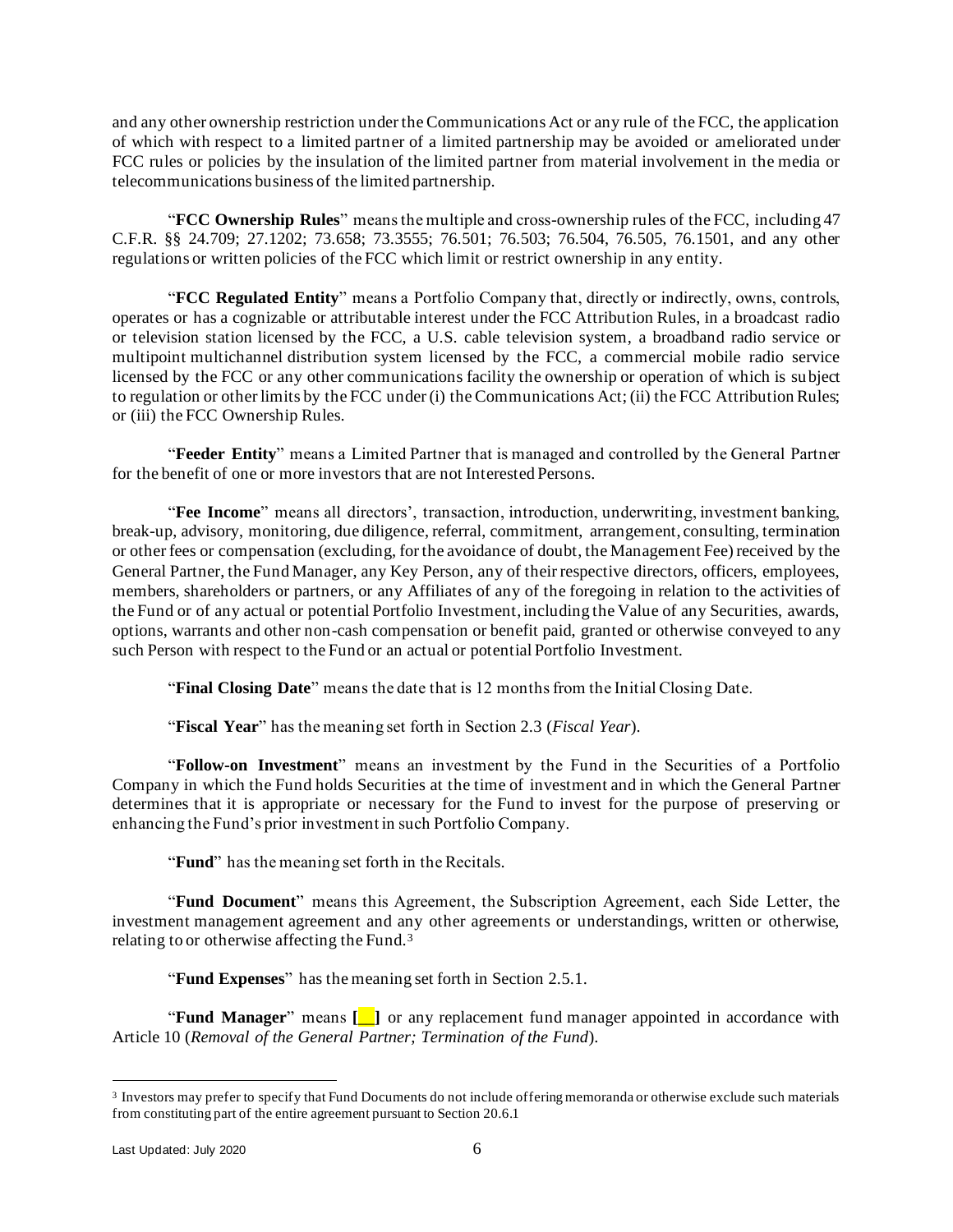and any other ownership restriction under the Communications Act or any rule of the FCC, the application of which with respect to a limited partner of a limited partnership may be avoided or ameliorated under FCC rules or policies by the insulation of the limited partner from material involvement in the media or telecommunications business of the limited partnership.

"**FCC Ownership Rules**" means the multiple and cross-ownership rules of the FCC, including 47 C.F.R. §§ 24.709; 27.1202; 73.658; 73.3555; 76.501; 76.503; 76.504, 76.505, 76.1501, and any other regulations or written policies of the FCC which limit or restrict ownership in any entity.

"**FCC Regulated Entity**" means a Portfolio Company that, directly or indirectly, owns, controls, operates or has a cognizable or attributable interest under the FCC Attribution Rules, in a broadcast radio or television station licensed by the FCC, a U.S. cable television system, a broadband radio service or multipoint multichannel distribution system licensed by the FCC, a commercial mobile radio service licensed by the FCC or any other communications facility the ownership or operation of which is subject to regulation or other limits by the FCC under (i) the Communications Act; (ii) the FCC Attribution Rules; or (iii) the FCC Ownership Rules.

"**Feeder Entity**" means a Limited Partner that is managed and controlled by the General Partner for the benefit of one or more investors that are not Interested Persons.

"**Fee Income**" means all directors', transaction, introduction, underwriting, investment banking, break-up, advisory, monitoring, due diligence, referral, commitment, arrangement, consulting, termination or other fees or compensation (excluding, for the avoidance of doubt, the Management Fee) received by the General Partner, the Fund Manager, any Key Person, any of their respective directors, officers, employees, members, shareholders or partners, or any Affiliates of any of the foregoing in relation to the activities of the Fund or of any actual or potential Portfolio Investment, including the Value of any Securities, awards, options, warrants and other non-cash compensation or benefit paid, granted or otherwise conveyed to any such Person with respect to the Fund or an actual or potential Portfolio Investment.

"**Final Closing Date**" means the date that is 12 months from the Initial Closing Date.

"**Fiscal Year**" has the meaning set forth in Section 2.3 (*Fiscal Year*).

"**Follow-on Investment**" means an investment by the Fund in the Securities of a Portfolio Company in which the Fund holds Securities at the time of investment and in which the General Partner determines that it is appropriate or necessary for the Fund to invest for the purpose of preserving or enhancing the Fund's prior investment in such Portfolio Company.

"**Fund**" has the meaning set forth in the Recitals.

"**Fund Document**" means this Agreement, the Subscription Agreement, each Side Letter, the investment management agreement and any other agreements or understandings, written or otherwise, relating to or otherwise affecting the Fund.[3]

"**Fund Expenses**" has the meaning set forth in Section 2.5.1.

"**Fund Manager**" means **[__]** or any replacement fund manager appointed in accordance with Article 10 (*Removal of the General Partner; Termination of the Fund*).

[3] Investors may prefer to specify that Fund Documents do not include offering memoranda or otherwise exclude such materials from constituting part of the entire agreement pursuant to Section 20.6.1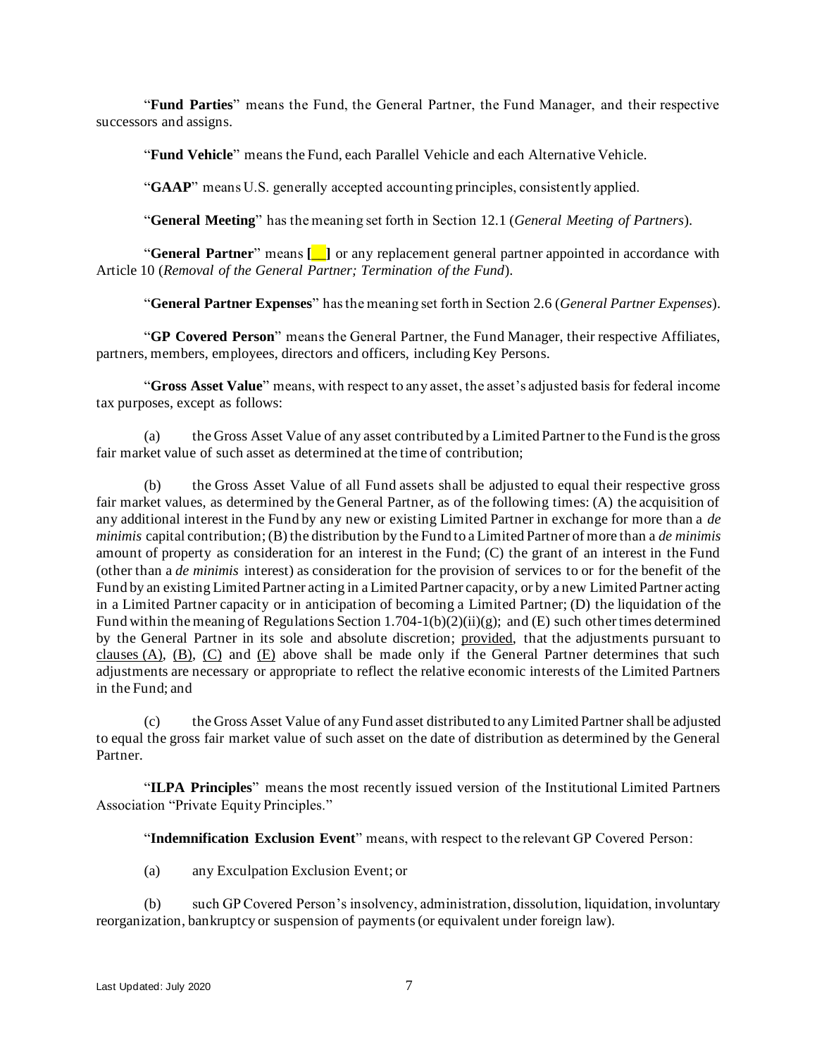"**Fund Parties**" means the Fund, the General Partner, the Fund Manager, and their respective successors and assigns.

"**Fund Vehicle**" means the Fund, each Parallel Vehicle and each Alternative Vehicle.

"**GAAP**" means U.S. generally accepted accounting principles, consistently applied.

"**General Meeting**" has the meaning set forth in Section 12.1 (*General Meeting of Partners*).

"**General Partner**" means **[__]** or any replacement general partner appointed in accordance with Article 10 (*Removal of the General Partner; Termination of the Fund*).

"**General Partner Expenses**" has the meaning set forth in Section 2.6 (*General Partner Expenses*).

"**GP Covered Person**" means the General Partner, the Fund Manager, their respective Affiliates, partners, members, employees, directors and officers, including Key Persons.

"**Gross Asset Value**" means, with respect to any asset, the asset's adjusted basis for federal income tax purposes, except as follows:

(a) the Gross Asset Value of any asset contributed by a Limited Partner to the Fund is the gross fair market value of such asset as determined at the time of contribution;

(b) the Gross Asset Value of all Fund assets shall be adjusted to equal their respective gross fair market values, as determined by the General Partner, as of the following times: (A) the acquisition of any additional interest in the Fund by any new or existing Limited Partner in exchange for more than a *de minimis* capital contribution; (B) the distribution by the Fund to a Limited Partner of more than a *de minimis* amount of property as consideration for an interest in the Fund; (C) the grant of an interest in the Fund (other than a *de minimis* interest) as consideration for the provision of services to or for the benefit of the Fund by an existing Limited Partner acting in a Limited Partner capacity, or by a new Limited Partner acting in a Limited Partner capacity or in anticipation of becoming a Limited Partner; (D) the liquidation of the Fund within the meaning of Regulations Section 1.704-1(b)(2)(ii)(g); and (E) such other times determined by the General Partner in its sole and absolute discretion; provided, that the adjustments pursuant to clauses (A), (B), (C) and (E) above shall be made only if the General Partner determines that such adjustments are necessary or appropriate to reflect the relative economic interests of the Limited Partners in the Fund; and

(c) the Gross Asset Value of any Fund asset distributed to any Limited Partner shall be adjusted to equal the gross fair market value of such asset on the date of distribution as determined by the General Partner.

"**ILPA Principles**" means the most recently issued version of the Institutional Limited Partners Association "Private Equity Principles."

"**Indemnification Exclusion Event**" means, with respect to the relevant GP Covered Person:

(a) any Exculpation Exclusion Event; or

(b) such GP Covered Person's insolvency, administration, dissolution, liquidation, involuntary reorganization, bankruptcy or suspension of payments (or equivalent under foreign law).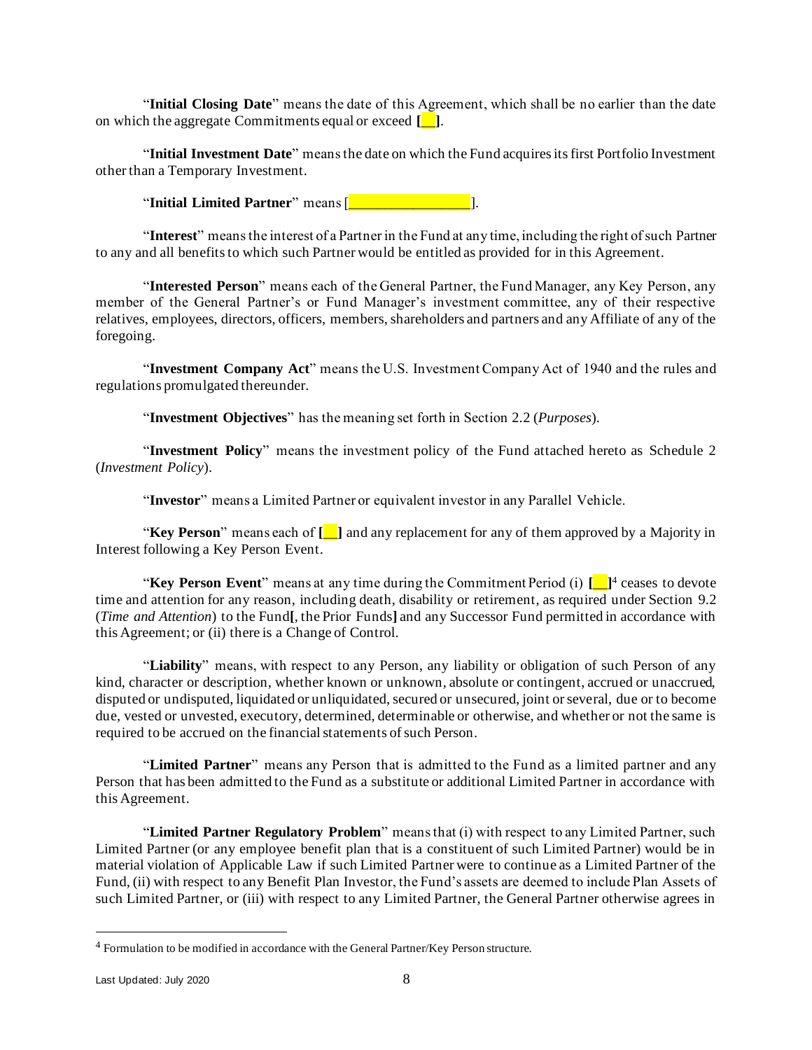"**Initial Closing Date**" means the date of this Agreement, which shall be no earlier than the date on which the aggregate Commitments equal or exceed **[__]**.

"**Initial Investment Date**" means the date on which the Fund acquires its first Portfolio Investment other than a Temporary Investment.

"**Initial Limited Partner**" means [_________________].

"**Interest**" means the interest of a Partner in the Fund at any time, including the right of such Partner to any and all benefits to which such Partner would be entitled as provided for in this Agreement.

"**Interested Person**" means each of the General Partner, the Fund Manager, any Key Person, any member of the General Partner's or Fund Manager's investment committee, any of their respective relatives, employees, directors, officers, members, shareholders and partners and any Affiliate of any of the foregoing.

"**Investment Company Act**" means the U.S. Investment Company Act of 1940 and the rules and regulations promulgated thereunder.

"**Investment Objectives**" has the meaning set forth in Section 2.2 (*Purposes*).

"**Investment Policy**" means the investment policy of the Fund attached hereto as Schedule 2 (*Investment Policy*).

"**Investor**" means a Limited Partner or equivalent investor in any Parallel Vehicle.

"**Key Person**" means each of **[__]** and any replacement for any of them approved by a Majority in Interest following a Key Person Event.

"**Key Person Event**" means at any time during the Commitment Period (i) **[__]**[4] ceases to devote time and attention for any reason, including death, disability or retirement, as required under Section 9.2 (*Time and Attention*) to the Fund**[**, the Prior Funds**]** and any Successor Fund permitted in accordance with this Agreement; or (ii) there is a Change of Control.

"**Liability**" means, with respect to any Person, any liability or obligation of such Person of any kind, character or description, whether known or unknown, absolute or contingent, accrued or unaccrued, disputed or undisputed, liquidated or unliquidated, secured or unsecured, joint or several, due or to become due, vested or unvested, executory, determined, determinable or otherwise, and whether or not the same is required to be accrued on the financial statements of such Person.

"**Limited Partner**" means any Person that is admitted to the Fund as a limited partner and any Person that has been admitted to the Fund as a substitute or additional Limited Partner in accordance with this Agreement.

"**Limited Partner Regulatory Problem**" means that (i) with respect to any Limited Partner, such Limited Partner (or any employee benefit plan that is a constituent of such Limited Partner) would be in material violation of Applicable Law if such Limited Partner were to continue as a Limited Partner of the Fund, (ii) with respect to any Benefit Plan Investor, the Fund's assets are deemed to include Plan Assets of such Limited Partner, or (iii) with respect to any Limited Partner, the General Partner otherwise agrees in

---

[4] Formulation to be modified in accordance with the General Partner/Key Person structure.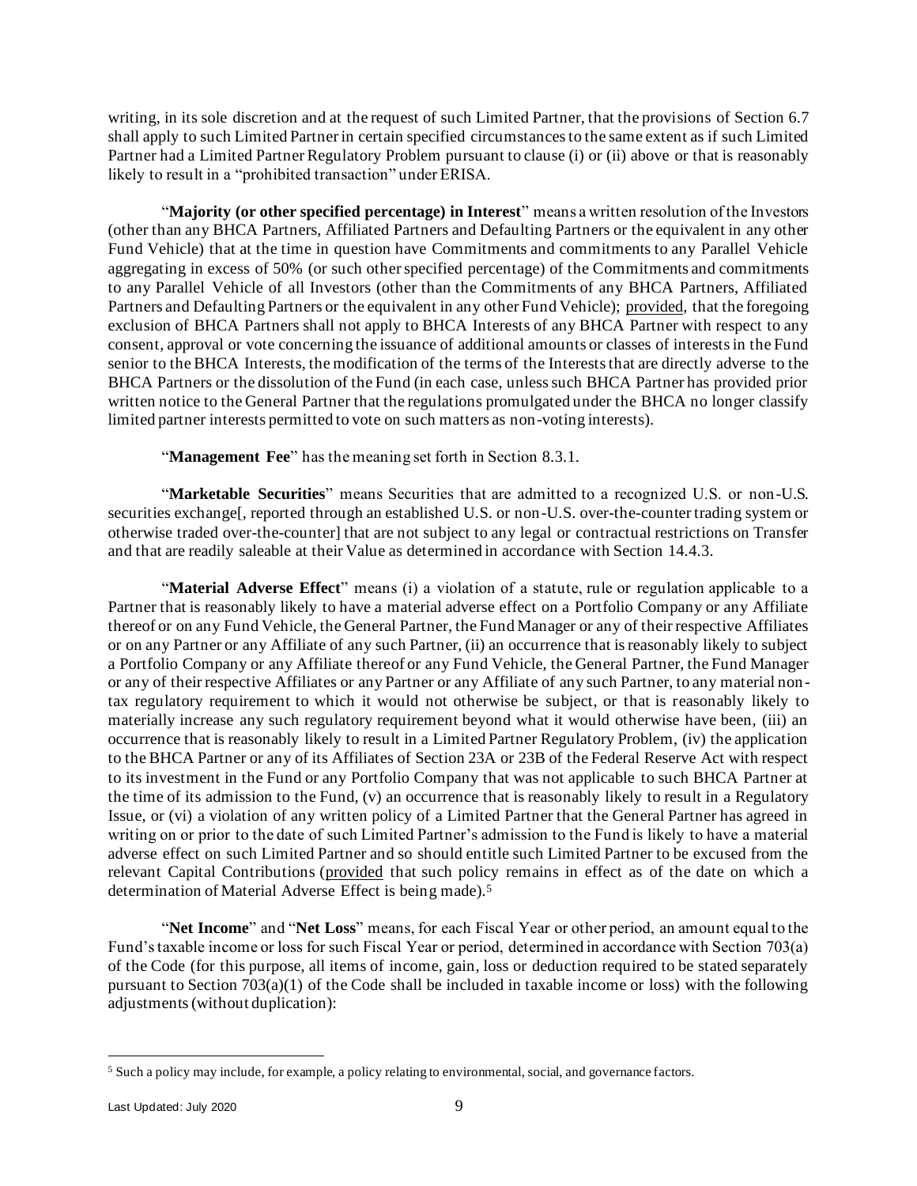writing, in its sole discretion and at the request of such Limited Partner, that the provisions of Section 6.7 shall apply to such Limited Partner in certain specified circumstances to the same extent as if such Limited Partner had a Limited Partner Regulatory Problem pursuant to clause (i) or (ii) above or that is reasonably likely to result in a "prohibited transaction" under ERISA.

"**Majority (or other specified percentage) in Interest**" means a written resolution of the Investors (other than any BHCA Partners, Affiliated Partners and Defaulting Partners or the equivalent in any other Fund Vehicle) that at the time in question have Commitments and commitments to any Parallel Vehicle aggregating in excess of 50% (or such other specified percentage) of the Commitments and commitments to any Parallel Vehicle of all Investors (other than the Commitments of any BHCA Partners, Affiliated Partners and Defaulting Partners or the equivalent in any other Fund Vehicle); provided, that the foregoing exclusion of BHCA Partners shall not apply to BHCA Interests of any BHCA Partner with respect to any consent, approval or vote concerning the issuance of additional amounts or classes of interests in the Fund senior to the BHCA Interests, the modification of the terms of the Interests that are directly adverse to the BHCA Partners or the dissolution of the Fund (in each case, unless such BHCA Partner has provided prior written notice to the General Partner that the regulations promulgated under the BHCA no longer classify limited partner interests permitted to vote on such matters as non-voting interests).

"**Management Fee**" has the meaning set forth in Section 8.3.1.

"**Marketable Securities**" means Securities that are admitted to a recognized U.S. or non-U.S. securities exchange[, reported through an established U.S. or non-U.S. over-the-counter trading system or otherwise traded over-the-counter] that are not subject to any legal or contractual restrictions on Transfer and that are readily saleable at their Value as determined in accordance with Section 14.4.3.

"**Material Adverse Effect**" means (i) a violation of a statute, rule or regulation applicable to a Partner that is reasonably likely to have a material adverse effect on a Portfolio Company or any Affiliate thereof or on any Fund Vehicle, the General Partner, the Fund Manager or any of their respective Affiliates or on any Partner or any Affiliate of any such Partner, (ii) an occurrence that is reasonably likely to subject a Portfolio Company or any Affiliate thereof or any Fund Vehicle, the General Partner, the Fund Manager or any of their respective Affiliates or any Partner or any Affiliate of any such Partner, to any material non-tax regulatory requirement to which it would not otherwise be subject, or that is reasonably likely to materially increase any such regulatory requirement beyond what it would otherwise have been, (iii) an occurrence that is reasonably likely to result in a Limited Partner Regulatory Problem, (iv) the application to the BHCA Partner or any of its Affiliates of Section 23A or 23B of the Federal Reserve Act with respect to its investment in the Fund or any Portfolio Company that was not applicable to such BHCA Partner at the time of its admission to the Fund, (v) an occurrence that is reasonably likely to result in a Regulatory Issue, or (vi) a violation of any written policy of a Limited Partner that the General Partner has agreed in writing on or prior to the date of such Limited Partner's admission to the Fund is likely to have a material adverse effect on such Limited Partner and so should entitle such Limited Partner to be excused from the relevant Capital Contributions (provided that such policy remains in effect as of the date on which a determination of Material Adverse Effect is being made).[5]

"**Net Income**" and "**Net Loss**" means, for each Fiscal Year or other period, an amount equal to the Fund's taxable income or loss for such Fiscal Year or period, determined in accordance with Section 703(a) of the Code (for this purpose, all items of income, gain, loss or deduction required to be stated separately pursuant to Section 703(a)(1) of the Code shall be included in taxable income or loss) with the following adjustments (without duplication):

---

[5] Such a policy may include, for example, a policy relating to environmental, social, and governance factors.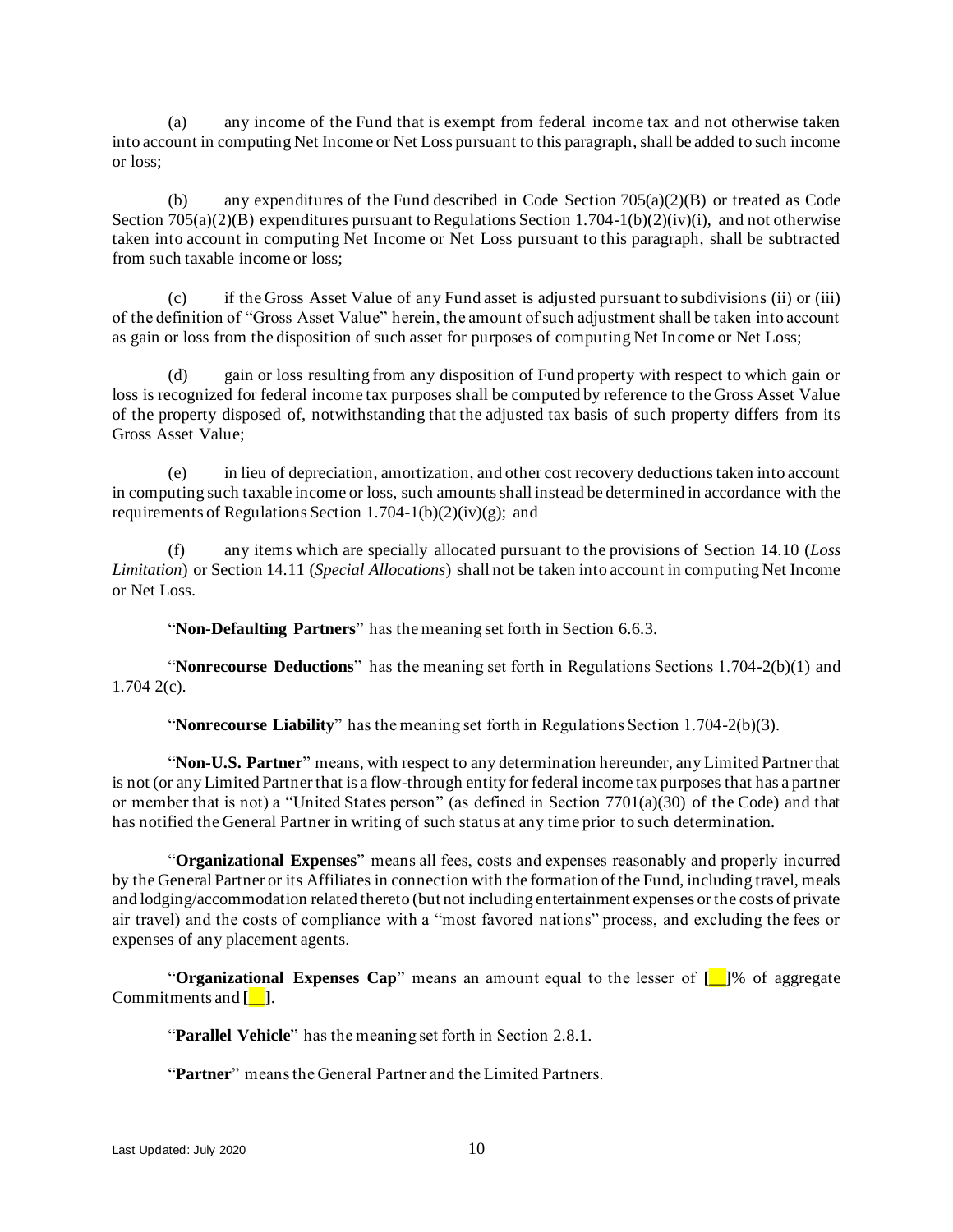(a) any income of the Fund that is exempt from federal income tax and not otherwise taken into account in computing Net Income or Net Loss pursuant to this paragraph, shall be added to such income or loss;

(b) any expenditures of the Fund described in Code Section 705(a)(2)(B) or treated as Code Section 705(a)(2)(B) expenditures pursuant to Regulations Section 1.704-1(b)(2)(iv)(i), and not otherwise taken into account in computing Net Income or Net Loss pursuant to this paragraph, shall be subtracted from such taxable income or loss;

(c) if the Gross Asset Value of any Fund asset is adjusted pursuant to subdivisions (ii) or (iii) of the definition of "Gross Asset Value" herein, the amount of such adjustment shall be taken into account as gain or loss from the disposition of such asset for purposes of computing Net Income or Net Loss;

(d) gain or loss resulting from any disposition of Fund property with respect to which gain or loss is recognized for federal income tax purposes shall be computed by reference to the Gross Asset Value of the property disposed of, notwithstanding that the adjusted tax basis of such property differs from its Gross Asset Value;

(e) in lieu of depreciation, amortization, and other cost recovery deductions taken into account in computing such taxable income or loss, such amounts shall instead be determined in accordance with the requirements of Regulations Section 1.704-1(b)(2)(iv)(g); and

(f) any items which are specially allocated pursuant to the provisions of Section 14.10 (*Loss Limitation*) or Section 14.11 (*Special Allocations*) shall not be taken into account in computing Net Income or Net Loss.

"**Non-Defaulting Partners**" has the meaning set forth in Section 6.6.3.

"**Nonrecourse Deductions**" has the meaning set forth in Regulations Sections 1.704-2(b)(1) and 1.704 2(c).

"**Nonrecourse Liability**" has the meaning set forth in Regulations Section 1.704-2(b)(3).

"**Non-U.S. Partner**" means, with respect to any determination hereunder, any Limited Partner that is not (or any Limited Partner that is a flow-through entity for federal income tax purposes that has a partner or member that is not) a "United States person" (as defined in Section 7701(a)(30) of the Code) and that has notified the General Partner in writing of such status at any time prior to such determination.

"**Organizational Expenses**" means all fees, costs and expenses reasonably and properly incurred by the General Partner or its Affiliates in connection with the formation of the Fund, including travel, meals and lodging/accommodation related thereto (but not including entertainment expenses or the costs of private air travel) and the costs of compliance with a "most favored nations" process, and excluding the fees or expenses of any placement agents.

"**Organizational Expenses Cap**" means an amount equal to the lesser of **[__]**% of aggregate Commitments and **[__]**.

"**Parallel Vehicle**" has the meaning set forth in Section 2.8.1.

"**Partner**" means the General Partner and the Limited Partners.

Last Updated: July 2020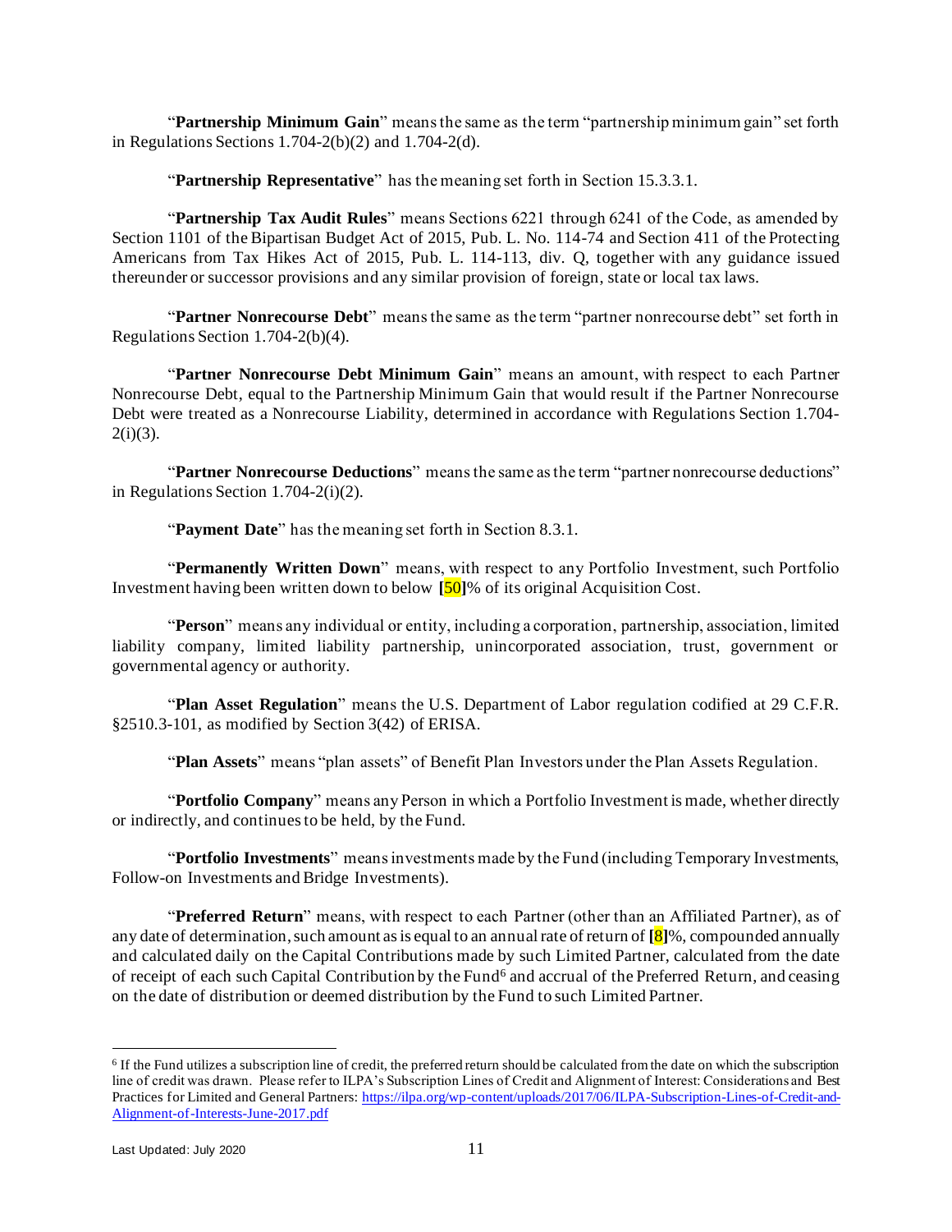"**Partnership Minimum Gain**" means the same as the term "partnership minimum gain" set forth in Regulations Sections 1.704-2(b)(2) and 1.704-2(d).

"**Partnership Representative**" has the meaning set forth in Section 15.3.3.1.

"**Partnership Tax Audit Rules**" means Sections 6221 through 6241 of the Code, as amended by Section 1101 of the Bipartisan Budget Act of 2015, Pub. L. No. 114-74 and Section 411 of the Protecting Americans from Tax Hikes Act of 2015, Pub. L. 114-113, div. Q, together with any guidance issued thereunder or successor provisions and any similar provision of foreign, state or local tax laws.

"**Partner Nonrecourse Debt**" means the same as the term "partner nonrecourse debt" set forth in Regulations Section 1.704-2(b)(4).

"**Partner Nonrecourse Debt Minimum Gain**" means an amount, with respect to each Partner Nonrecourse Debt, equal to the Partnership Minimum Gain that would result if the Partner Nonrecourse Debt were treated as a Nonrecourse Liability, determined in accordance with Regulations Section 1.704-2(i)(3).

"**Partner Nonrecourse Deductions**" means the same as the term "partner nonrecourse deductions" in Regulations Section 1.704-2(i)(2).

"**Payment Date**" has the meaning set forth in Section 8.3.1.

"**Permanently Written Down**" means, with respect to any Portfolio Investment, such Portfolio Investment having been written down to below **[**50**]**% of its original Acquisition Cost.

"**Person**" means any individual or entity, including a corporation, partnership, association, limited liability company, limited liability partnership, unincorporated association, trust, government or governmental agency or authority.

"**Plan Asset Regulation**" means the U.S. Department of Labor regulation codified at 29 C.F.R. §2510.3-101, as modified by Section 3(42) of ERISA.

"**Plan Assets**" means "plan assets" of Benefit Plan Investors under the Plan Assets Regulation.

"**Portfolio Company**" means any Person in which a Portfolio Investment is made, whether directly or indirectly, and continues to be held, by the Fund.

"**Portfolio Investments**" means investments made by the Fund (including Temporary Investments, Follow-on Investments and Bridge Investments).

"**Preferred Return**" means, with respect to each Partner (other than an Affiliated Partner), as of any date of determination, such amount as is equal to an annual rate of return of **[**8**]**%, compounded annually and calculated daily on the Capital Contributions made by such Limited Partner, calculated from the date of receipt of each such Capital Contribution by the Fund[6] and accrual of the Preferred Return, and ceasing on the date of distribution or deemed distribution by the Fund to such Limited Partner.

---

[6] If the Fund utilizes a subscription line of credit, the preferred return should be calculated from the date on which the subscription line of credit was drawn. Please refer to ILPA's Subscription Lines of Credit and Alignment of Interest: Considerations and Best Practices for Limited and General Partners: https://ilpa.org/wp-content/uploads/2017/06/ILPA-Subscription-Lines-of-Credit-and-Alignment-of-Interests-June-2017.pdf

Last Updated: July 2020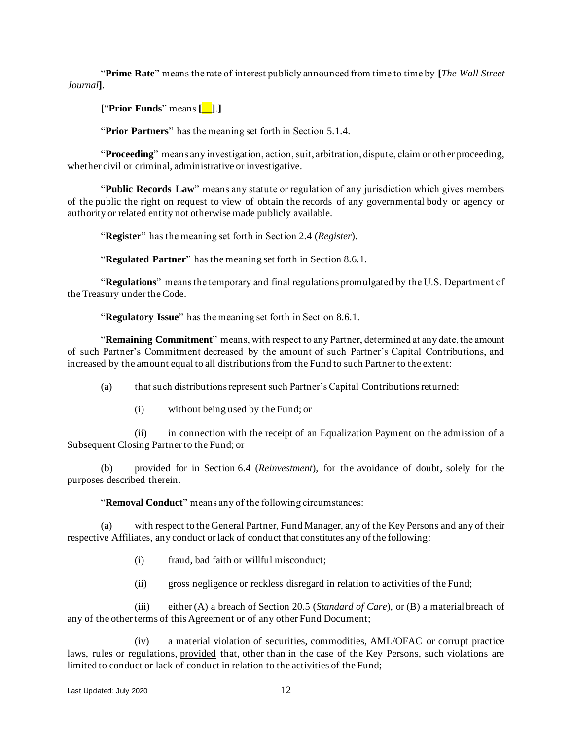"**Prime Rate**" means the rate of interest publicly announced from time to time by **[***The Wall Street Journal***]**.

**[**"**Prime Funds**" means **[__]**.**]**

"**Prior Partners**" has the meaning set forth in Section 5.1.4.

"**Proceeding**" means any investigation, action, suit, arbitration, dispute, claim or other proceeding, whether civil or criminal, administrative or investigative.

"**Public Records Law**" means any statute or regulation of any jurisdiction which gives members of the public the right on request to view of obtain the records of any governmental body or agency or authority or related entity not otherwise made publicly available.

"**Register**" has the meaning set forth in Section 2.4 (*Register*).

"**Regulated Partner**" has the meaning set forth in Section 8.6.1.

"**Regulations**" means the temporary and final regulations promulgated by the U.S. Department of the Treasury under the Code.

"**Regulatory Issue**" has the meaning set forth in Section 8.6.1.

"**Remaining Commitment**" means, with respect to any Partner, determined at any date, the amount of such Partner's Commitment decreased by the amount of such Partner's Capital Contributions, and increased by the amount equal to all distributions from the Fund to such Partner to the extent:

(a) that such distributions represent such Partner's Capital Contributions returned:

(i) without being used by the Fund; or

(ii) in connection with the receipt of an Equalization Payment on the admission of a Subsequent Closing Partner to the Fund; or

(b) provided for in Section 6.4 (*Reinvestment*), for the avoidance of doubt, solely for the purposes described therein.

"**Removal Conduct**" means any of the following circumstances:

(a) with respect to the General Partner, Fund Manager, any of the Key Persons and any of their respective Affiliates, any conduct or lack of conduct that constitutes any of the following:

(i) fraud, bad faith or willful misconduct;

(ii) gross negligence or reckless disregard in relation to activities of the Fund;

(iii) either (A) a breach of Section 20.5 (*Standard of Care*), or (B) a material breach of any of the other terms of this Agreement or of any other Fund Document;

(iv) a material violation of securities, commodities, AML/OFAC or corrupt practice laws, rules or regulations, provided that, other than in the case of the Key Persons, such violations are limited to conduct or lack of conduct in relation to the activities of the Fund;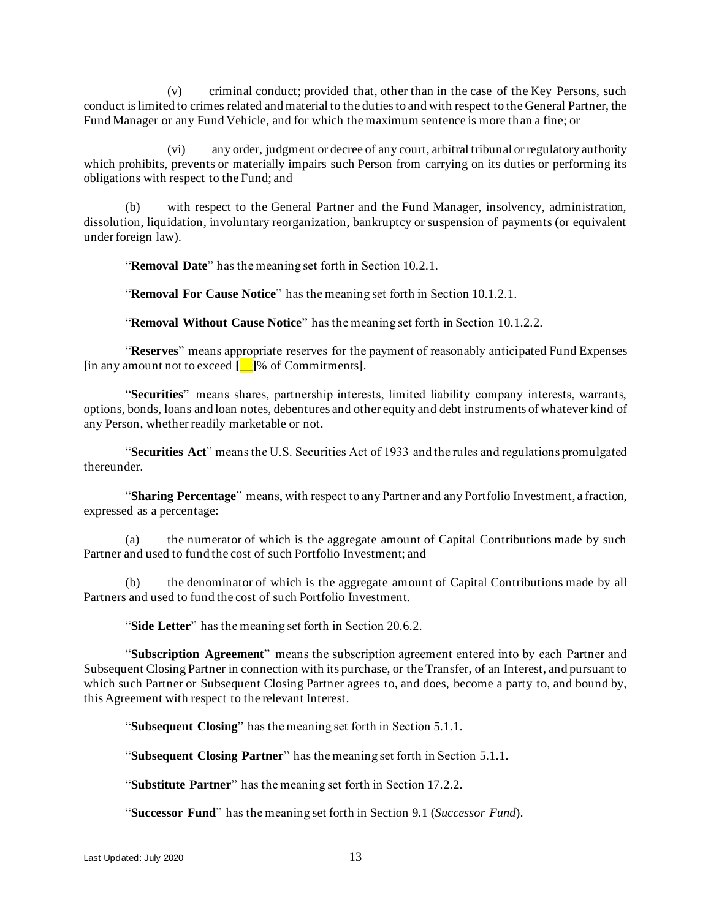(v) criminal conduct; provided that, other than in the case of the Key Persons, such conduct is limited to crimes related and material to the duties to and with respect to the General Partner, the Fund Manager or any Fund Vehicle, and for which the maximum sentence is more than a fine; or

(vi) any order, judgment or decree of any court, arbitral tribunal or regulatory authority which prohibits, prevents or materially impairs such Person from carrying on its duties or performing its obligations with respect to the Fund; and

(b) with respect to the General Partner and the Fund Manager, insolvency, administration, dissolution, liquidation, involuntary reorganization, bankruptcy or suspension of payments (or equivalent under foreign law).

"**Removal Date**" has the meaning set forth in Section 10.2.1.

"**Removal For Cause Notice**" has the meaning set forth in Section 10.1.2.1.

"**Removal Without Cause Notice**" has the meaning set forth in Section 10.1.2.2.

"**Reserves**" means appropriate reserves for the payment of reasonably anticipated Fund Expenses **[**in any amount not to exceed **[**__**]**% of Commitments**]**.

"**Securities**" means shares, partnership interests, limited liability company interests, warrants, options, bonds, loans and loan notes, debentures and other equity and debt instruments of whatever kind of any Person, whether readily marketable or not.

"**Securities Act**" means the U.S. Securities Act of 1933 and the rules and regulations promulgated thereunder.

"**Sharing Percentage**" means, with respect to any Partner and any Portfolio Investment, a fraction, expressed as a percentage:

(a) the numerator of which is the aggregate amount of Capital Contributions made by such Partner and used to fund the cost of such Portfolio Investment; and

(b) the denominator of which is the aggregate amount of Capital Contributions made by all Partners and used to fund the cost of such Portfolio Investment.

"**Side Letter**" has the meaning set forth in Section 20.6.2.

"**Subscription Agreement**" means the subscription agreement entered into by each Partner and Subsequent Closing Partner in connection with its purchase, or the Transfer, of an Interest, and pursuant to which such Partner or Subsequent Closing Partner agrees to, and does, become a party to, and bound by, this Agreement with respect to the relevant Interest.

"**Subsequent Closing**" has the meaning set forth in Section 5.1.1.

"**Subsequent Closing Partner**" has the meaning set forth in Section 5.1.1.

"**Substitute Partner**" has the meaning set forth in Section 17.2.2.

"**Successor Fund**" has the meaning set forth in Section 9.1 (*Successor Fund*).

Last Updated: July 2020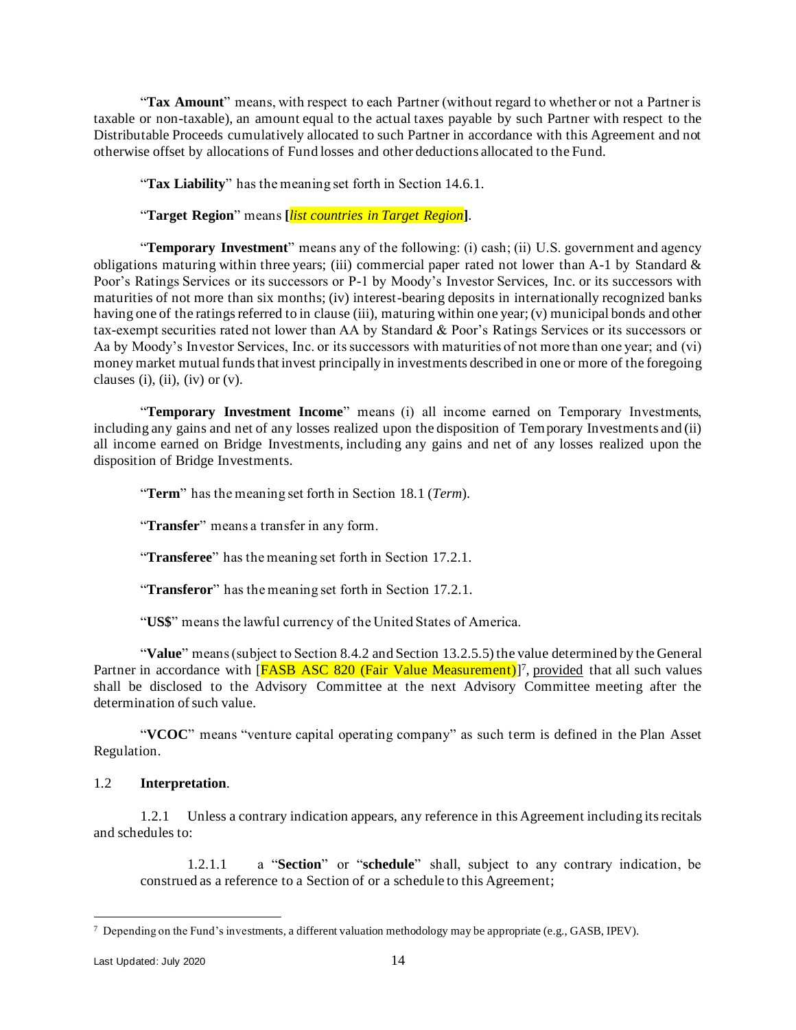"**Tax Amount**" means, with respect to each Partner (without regard to whether or not a Partner is taxable or non-taxable), an amount equal to the actual taxes payable by such Partner with respect to the Distributable Proceeds cumulatively allocated to such Partner in accordance with this Agreement and not otherwise offset by allocations of Fund losses and other deductions allocated to the Fund.

"**Tax Liability**" has the meaning set forth in Section 14.6.1.

"**Target Region**" means **[***list countries in Target Region***]**.

"**Temporary Investment**" means any of the following: (i) cash; (ii) U.S. government and agency obligations maturing within three years; (iii) commercial paper rated not lower than A-1 by Standard & Poor's Ratings Services or its successors or P-1 by Moody's Investor Services, Inc. or its successors with maturities of not more than six months; (iv) interest-bearing deposits in internationally recognized banks having one of the ratings referred to in clause (iii), maturing within one year; (v) municipal bonds and other tax-exempt securities rated not lower than AA by Standard & Poor's Ratings Services or its successors or Aa by Moody's Investor Services, Inc. or its successors with maturities of not more than one year; and (vi) money market mutual funds that invest principally in investments described in one or more of the foregoing clauses (i), (ii), (iv) or (v).

"**Temporary Investment Income**" means (i) all income earned on Temporary Investments, including any gains and net of any losses realized upon the disposition of Temporary Investments and (ii) all income earned on Bridge Investments, including any gains and net of any losses realized upon the disposition of Bridge Investments.

"**Term**" has the meaning set forth in Section 18.1 (*Term*).

"**Transfer**" means a transfer in any form.

"**Transferee**" has the meaning set forth in Section 17.2.1.

"**Transferor**" has the meaning set forth in Section 17.2.1.

"**US$**" means the lawful currency of the United States of America.

"**Value**" means (subject to Section 8.4.2 and Section 13.2.5.5) the value determined by the General Partner in accordance with [FASB ASC 820 (Fair Value Measurement)][7], provided that all such values shall be disclosed to the Advisory Committee at the next Advisory Committee meeting after the determination of such value.

"**VCOC**" means "venture capital operating company" as such term is defined in the Plan Asset Regulation.

1.2 **Interpretation**.

1.2.1 Unless a contrary indication appears, any reference in this Agreement including its recitals and schedules to:

1.2.1.1 a "**Section**" or "**schedule**" shall, subject to any contrary indication, be construed as a reference to a Section of or a schedule to this Agreement;

[7] Depending on the Fund's investments, a different valuation methodology may be appropriate (e.g., GASB, IPEV).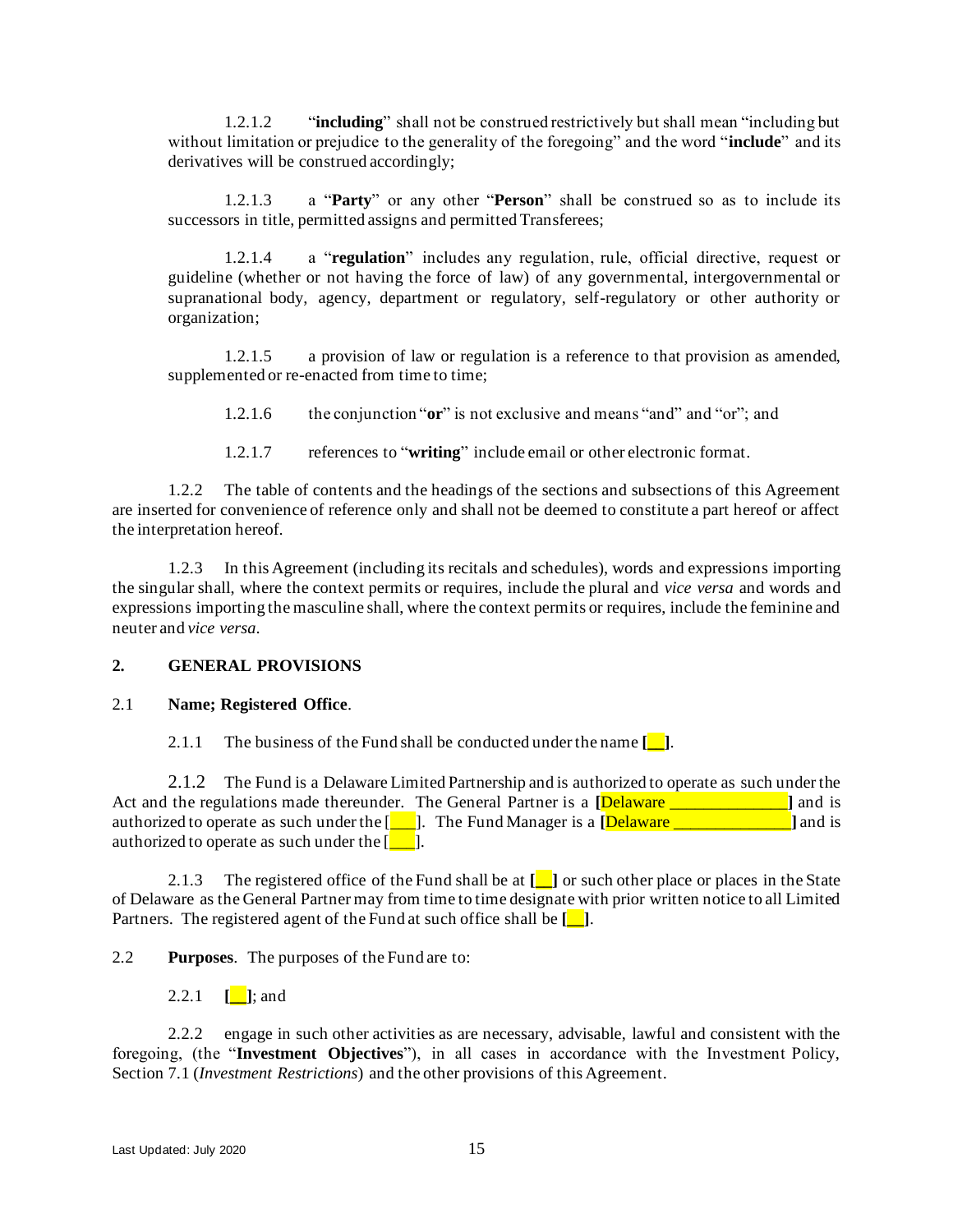1.2.1.2 "**including**" shall not be construed restrictively but shall mean "including but without limitation or prejudice to the generality of the foregoing" and the word "**include**" and its derivatives will be construed accordingly;

1.2.1.3 a "**Party**" or any other "**Person**" shall be construed so as to include its successors in title, permitted assigns and permitted Transferees;

1.2.1.4 a "**regulation**" includes any regulation, rule, official directive, request or guideline (whether or not having the force of law) of any governmental, intergovernmental or supranational body, agency, department or regulatory, self-regulatory or other authority or organization;

1.2.1.5 a provision of law or regulation is a reference to that provision as amended, supplemented or re-enacted from time to time;

1.2.1.6 the conjunction "**or**" is not exclusive and means "and" and "or"; and

1.2.1.7 references to "**writing**" include email or other electronic format.

1.2.2 The table of contents and the headings of the sections and subsections of this Agreement are inserted for convenience of reference only and shall not be deemed to constitute a part hereof or affect the interpretation hereof.

1.2.3 In this Agreement (including its recitals and schedules), words and expressions importing the singular shall, where the context permits or requires, include the plural and *vice versa* and words and expressions importing the masculine shall, where the context permits or requires, include the feminine and neuter and *vice versa*.

## 2. GENERAL PROVISIONS

### 2.1 Name; Registered Office.

2.1.1 The business of the Fund shall be conducted under the name **[__]**.

2.1.2 The Fund is a Delaware Limited Partnership and is authorized to operate as such under the Act and the regulations made thereunder. The General Partner is a **[**Delaware ______________**]** and is authorized to operate as such under the [___]. The Fund Manager is a **[**Delaware ______________**]** and is authorized to operate as such under the [___].

2.1.3 The registered office of the Fund shall be at **[__]** or such other place or places in the State of Delaware as the General Partner may from time to time designate with prior written notice to all Limited Partners. The registered agent of the Fund at such office shall be **[__]**.

2.2 **Purposes**. The purposes of the Fund are to:

2.2.1 **[__]**; and

2.2.2 engage in such other activities as are necessary, advisable, lawful and consistent with the foregoing, (the "**Investment Objectives**"), in all cases in accordance with the Investment Policy, Section 7.1 (*Investment Restrictions*) and the other provisions of this Agreement.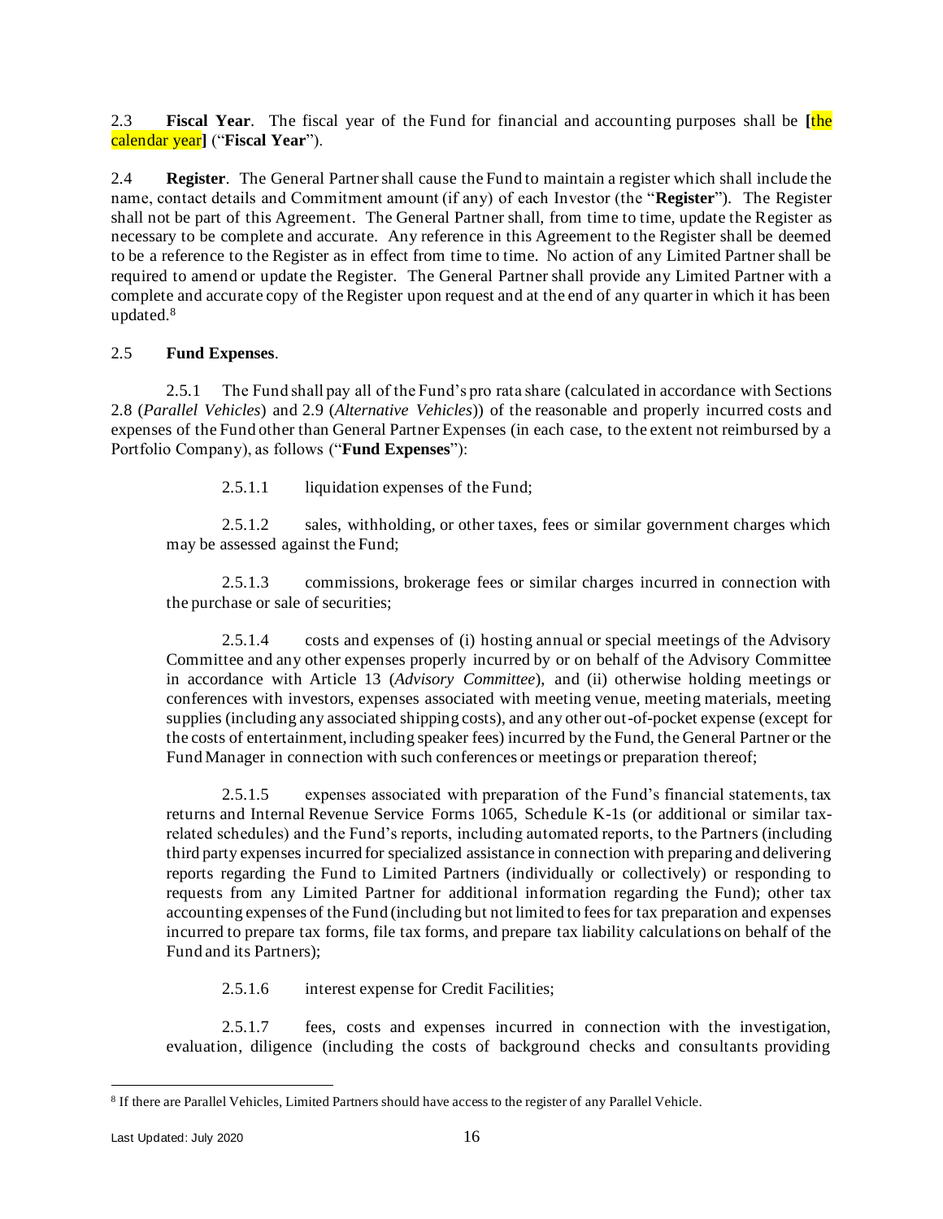2.3 **Fiscal Year**. The fiscal year of the Fund for financial and accounting purposes shall be **[**the calendar year**]** ("**Fiscal Year**").

2.4 **Register**. The General Partner shall cause the Fund to maintain a register which shall include the name, contact details and Commitment amount (if any) of each Investor (the "**Register**"). The Register shall not be part of this Agreement. The General Partner shall, from time to time, update the Register as necessary to be complete and accurate. Any reference in this Agreement to the Register shall be deemed to be a reference to the Register as in effect from time to time. No action of any Limited Partner shall be required to amend or update the Register. The General Partner shall provide any Limited Partner with a complete and accurate copy of the Register upon request and at the end of any quarter in which it has been updated.[8]

2.5 **Fund Expenses**.

2.5.1 The Fund shall pay all of the Fund's pro rata share (calculated in accordance with Sections 2.8 (*Parallel Vehicles*) and 2.9 (*Alternative Vehicles*)) of the reasonable and properly incurred costs and expenses of the Fund other than General Partner Expenses (in each case, to the extent not reimbursed by a Portfolio Company), as follows ("**Fund Expenses**"):

2.5.1.1 liquidation expenses of the Fund;

2.5.1.2 sales, withholding, or other taxes, fees or similar government charges which may be assessed against the Fund;

2.5.1.3 commissions, brokerage fees or similar charges incurred in connection with the purchase or sale of securities;

2.5.1.4 costs and expenses of (i) hosting annual or special meetings of the Advisory Committee and any other expenses properly incurred by or on behalf of the Advisory Committee in accordance with Article 13 (*Advisory Committee*), and (ii) otherwise holding meetings or conferences with investors, expenses associated with meeting venue, meeting materials, meeting supplies (including any associated shipping costs), and any other out-of-pocket expense (except for the costs of entertainment, including speaker fees) incurred by the Fund, the General Partner or the Fund Manager in connection with such conferences or meetings or preparation thereof;

2.5.1.5 expenses associated with preparation of the Fund's financial statements, tax returns and Internal Revenue Service Forms 1065, Schedule K-1s (or additional or similar tax-related schedules) and the Fund's reports, including automated reports, to the Partners (including third party expenses incurred for specialized assistance in connection with preparing and delivering reports regarding the Fund to Limited Partners (individually or collectively) or responding to requests from any Limited Partner for additional information regarding the Fund); other tax accounting expenses of the Fund (including but not limited to fees for tax preparation and expenses incurred to prepare tax forms, file tax forms, and prepare tax liability calculations on behalf of the Fund and its Partners);

2.5.1.6 interest expense for Credit Facilities;

2.5.1.7 fees, costs and expenses incurred in connection with the investigation, evaluation, diligence (including the costs of background checks and consultants providing

[8] If there are Parallel Vehicles, Limited Partners should have access to the register of any Parallel Vehicle.

Last Updated: July 2020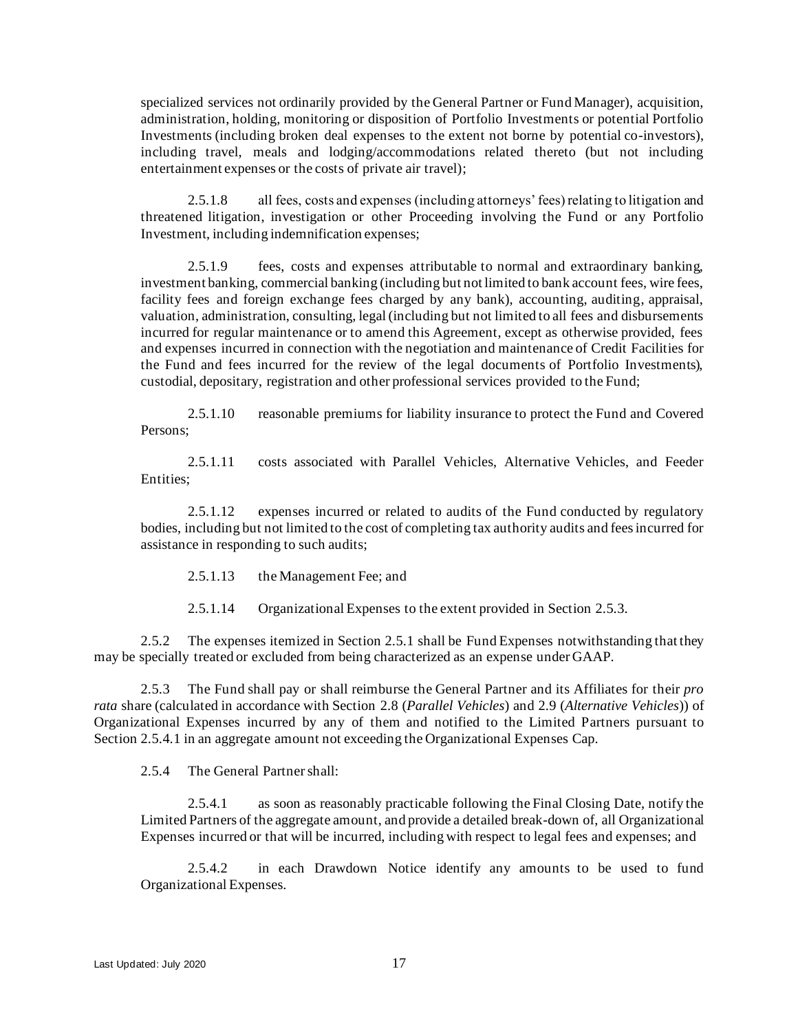specialized services not ordinarily provided by the General Partner or Fund Manager), acquisition, administration, holding, monitoring or disposition of Portfolio Investments or potential Portfolio Investments (including broken deal expenses to the extent not borne by potential co-investors), including travel, meals and lodging/accommodations related thereto (but not including entertainment expenses or the costs of private air travel);

2.5.1.8 all fees, costs and expenses (including attorneys' fees) relating to litigation and threatened litigation, investigation or other Proceeding involving the Fund or any Portfolio Investment, including indemnification expenses;

2.5.1.9 fees, costs and expenses attributable to normal and extraordinary banking, investment banking, commercial banking (including but not limited to bank account fees, wire fees, facility fees and foreign exchange fees charged by any bank), accounting, auditing, appraisal, valuation, administration, consulting, legal (including but not limited to all fees and disbursements incurred for regular maintenance or to amend this Agreement, except as otherwise provided, fees and expenses incurred in connection with the negotiation and maintenance of Credit Facilities for the Fund and fees incurred for the review of the legal documents of Portfolio Investments), custodial, depositary, registration and other professional services provided to the Fund;

2.5.1.10 reasonable premiums for liability insurance to protect the Fund and Covered Persons;

2.5.1.11 costs associated with Parallel Vehicles, Alternative Vehicles, and Feeder Entities;

2.5.1.12 expenses incurred or related to audits of the Fund conducted by regulatory bodies, including but not limited to the cost of completing tax authority audits and fees incurred for assistance in responding to such audits;

2.5.1.13 the Management Fee; and

2.5.1.14 Organizational Expenses to the extent provided in Section 2.5.3.

2.5.2 The expenses itemized in Section 2.5.1 shall be Fund Expenses notwithstanding that they may be specially treated or excluded from being characterized as an expense under GAAP.

2.5.3 The Fund shall pay or shall reimburse the General Partner and its Affiliates for their *pro rata* share (calculated in accordance with Section 2.8 (*Parallel Vehicles*) and 2.9 (*Alternative Vehicles*)) of Organizational Expenses incurred by any of them and notified to the Limited Partners pursuant to Section 2.5.4.1 in an aggregate amount not exceeding the Organizational Expenses Cap.

2.5.4 The General Partner shall:

2.5.4.1 as soon as reasonably practicable following the Final Closing Date, notify the Limited Partners of the aggregate amount, and provide a detailed break-down of, all Organizational Expenses incurred or that will be incurred, including with respect to legal fees and expenses; and

2.5.4.2 in each Drawdown Notice identify any amounts to be used to fund Organizational Expenses.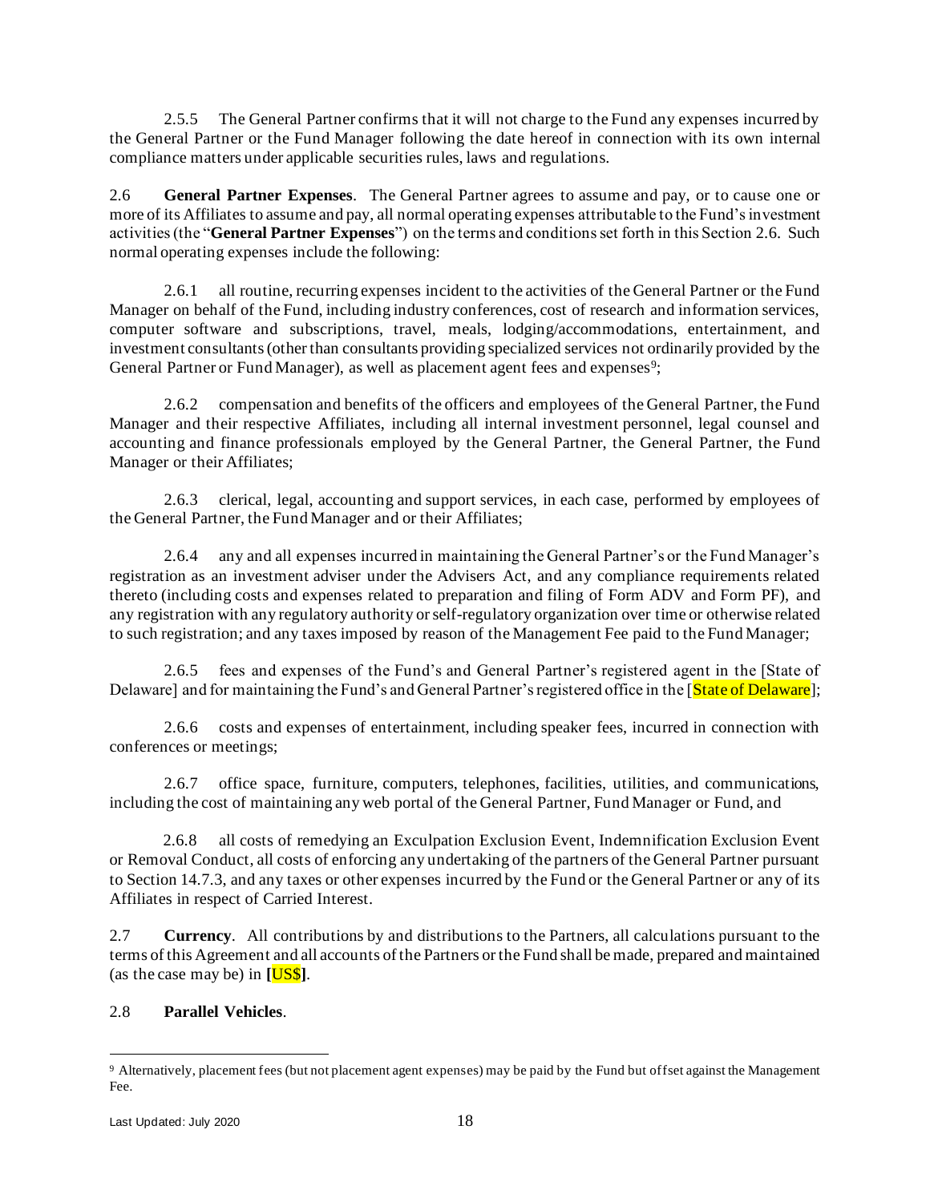2.5.5 The General Partner confirms that it will not charge to the Fund any expenses incurred by the General Partner or the Fund Manager following the date hereof in connection with its own internal compliance matters under applicable securities rules, laws and regulations.

2.6 **General Partner Expenses**. The General Partner agrees to assume and pay, or to cause one or more of its Affiliates to assume and pay, all normal operating expenses attributable to the Fund's investment activities (the "**General Partner Expenses**") on the terms and conditions set forth in this Section 2.6. Such normal operating expenses include the following:

2.6.1 all routine, recurring expenses incident to the activities of the General Partner or the Fund Manager on behalf of the Fund, including industry conferences, cost of research and information services, computer software and subscriptions, travel, meals, lodging/accommodations, entertainment, and investment consultants (other than consultants providing specialized services not ordinarily provided by the General Partner or Fund Manager), as well as placement agent fees and expenses[9];

2.6.2 compensation and benefits of the officers and employees of the General Partner, the Fund Manager and their respective Affiliates, including all internal investment personnel, legal counsel and accounting and finance professionals employed by the General Partner, the General Partner, the Fund Manager or their Affiliates;

2.6.3 clerical, legal, accounting and support services, in each case, performed by employees of the General Partner, the Fund Manager and or their Affiliates;

2.6.4 any and all expenses incurred in maintaining the General Partner's or the Fund Manager's registration as an investment adviser under the Advisers Act, and any compliance requirements related thereto (including costs and expenses related to preparation and filing of Form ADV and Form PF), and any registration with any regulatory authority or self-regulatory organization over time or otherwise related to such registration; and any taxes imposed by reason of the Management Fee paid to the Fund Manager;

2.6.5 fees and expenses of the Fund's and General Partner's registered agent in the [State of Delaware] and for maintaining the Fund's and General Partner's registered office in the [State of Delaware];

2.6.6 costs and expenses of entertainment, including speaker fees, incurred in connection with conferences or meetings;

2.6.7 office space, furniture, computers, telephones, facilities, utilities, and communications, including the cost of maintaining any web portal of the General Partner, Fund Manager or Fund, and

2.6.8 all costs of remedying an Exculpation Exclusion Event, Indemnification Exclusion Event or Removal Conduct, all costs of enforcing any undertaking of the partners of the General Partner pursuant to Section 14.7.3, and any taxes or other expenses incurred by the Fund or the General Partner or any of its Affiliates in respect of Carried Interest.

2.7 **Currency**. All contributions by and distributions to the Partners, all calculations pursuant to the terms of this Agreement and all accounts of the Partners or the Fund shall be made, prepared and maintained (as the case may be) in **[US$]**.

2.8 **Parallel Vehicles**.

---

[9] Alternatively, placement fees (but not placement agent expenses) may be paid by the Fund but offset against the Management Fee.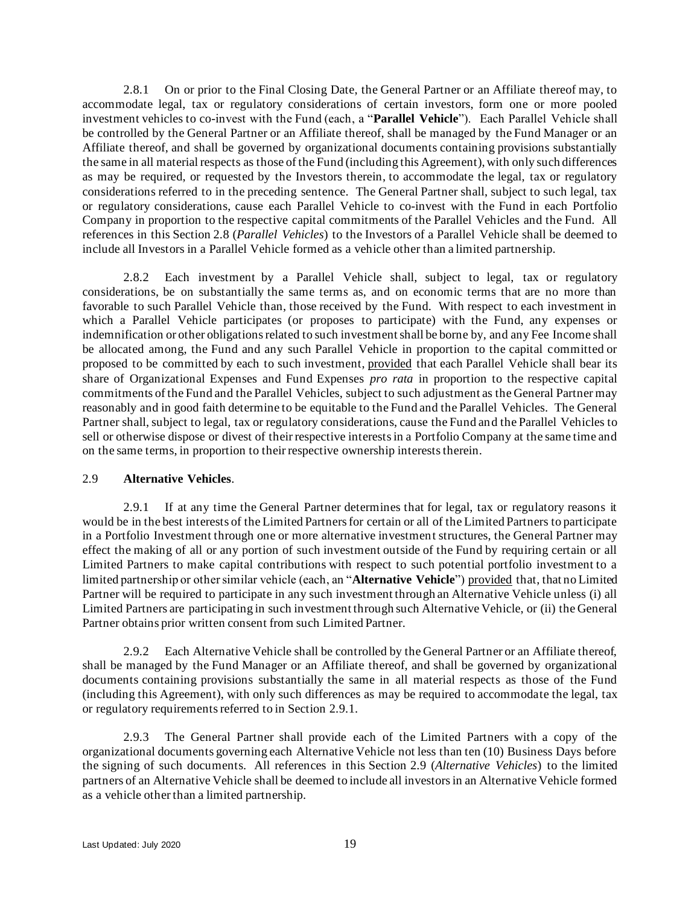2.8.1 On or prior to the Final Closing Date, the General Partner or an Affiliate thereof may, to accommodate legal, tax or regulatory considerations of certain investors, form one or more pooled investment vehicles to co-invest with the Fund (each, a "**Parallel Vehicle**"). Each Parallel Vehicle shall be controlled by the General Partner or an Affiliate thereof, shall be managed by the Fund Manager or an Affiliate thereof, and shall be governed by organizational documents containing provisions substantially the same in all material respects as those of the Fund (including this Agreement), with only such differences as may be required, or requested by the Investors therein, to accommodate the legal, tax or regulatory considerations referred to in the preceding sentence. The General Partner shall, subject to such legal, tax or regulatory considerations, cause each Parallel Vehicle to co-invest with the Fund in each Portfolio Company in proportion to the respective capital commitments of the Parallel Vehicles and the Fund. All references in this Section 2.8 (*Parallel Vehicles*) to the Investors of a Parallel Vehicle shall be deemed to include all Investors in a Parallel Vehicle formed as a vehicle other than a limited partnership.

2.8.2 Each investment by a Parallel Vehicle shall, subject to legal, tax or regulatory considerations, be on substantially the same terms as, and on economic terms that are no more than favorable to such Parallel Vehicle than, those received by the Fund. With respect to each investment in which a Parallel Vehicle participates (or proposes to participate) with the Fund, any expenses or indemnification or other obligations related to such investment shall be borne by, and any Fee Income shall be allocated among, the Fund and any such Parallel Vehicle in proportion to the capital committed or proposed to be committed by each to such investment, provided that each Parallel Vehicle shall bear its share of Organizational Expenses and Fund Expenses *pro rata* in proportion to the respective capital commitments of the Fund and the Parallel Vehicles, subject to such adjustment as the General Partner may reasonably and in good faith determine to be equitable to the Fund and the Parallel Vehicles. The General Partner shall, subject to legal, tax or regulatory considerations, cause the Fund and the Parallel Vehicles to sell or otherwise dispose or divest of their respective interests in a Portfolio Company at the same time and on the same terms, in proportion to their respective ownership interests therein.

## 2.9 **Alternative Vehicles**.

2.9.1 If at any time the General Partner determines that for legal, tax or regulatory reasons it would be in the best interests of the Limited Partners for certain or all of the Limited Partners to participate in a Portfolio Investment through one or more alternative investment structures, the General Partner may effect the making of all or any portion of such investment outside of the Fund by requiring certain or all Limited Partners to make capital contributions with respect to such potential portfolio investment to a limited partnership or other similar vehicle (each, an "**Alternative Vehicle**") provided that, that no Limited Partner will be required to participate in any such investment through an Alternative Vehicle unless (i) all Limited Partners are participating in such investment through such Alternative Vehicle, or (ii) the General Partner obtains prior written consent from such Limited Partner.

2.9.2 Each Alternative Vehicle shall be controlled by the General Partner or an Affiliate thereof, shall be managed by the Fund Manager or an Affiliate thereof, and shall be governed by organizational documents containing provisions substantially the same in all material respects as those of the Fund (including this Agreement), with only such differences as may be required to accommodate the legal, tax or regulatory requirements referred to in Section 2.9.1.

2.9.3 The General Partner shall provide each of the Limited Partners with a copy of the organizational documents governing each Alternative Vehicle not less than ten (10) Business Days before the signing of such documents. All references in this Section 2.9 (*Alternative Vehicles*) to the limited partners of an Alternative Vehicle shall be deemed to include all investors in an Alternative Vehicle formed as a vehicle other than a limited partnership.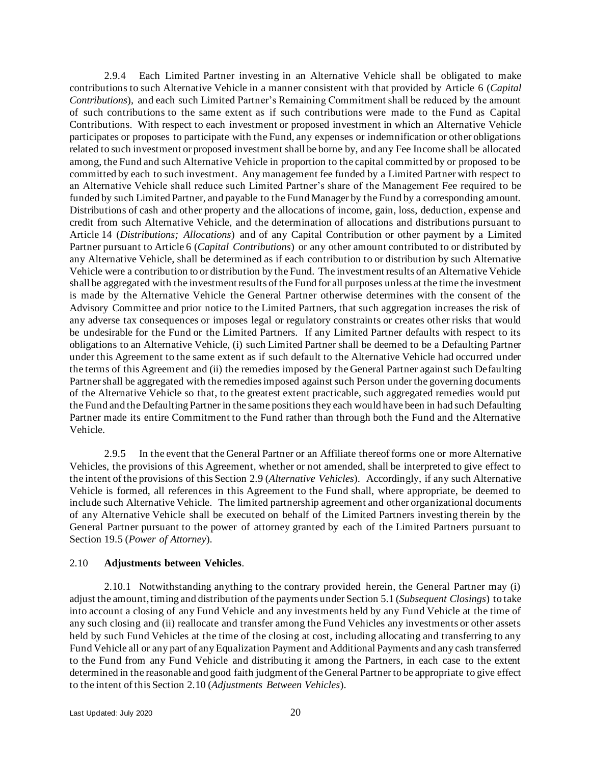2.9.4 Each Limited Partner investing in an Alternative Vehicle shall be obligated to make contributions to such Alternative Vehicle in a manner consistent with that provided by Article 6 (*Capital Contributions*), and each such Limited Partner's Remaining Commitment shall be reduced by the amount of such contributions to the same extent as if such contributions were made to the Fund as Capital Contributions. With respect to each investment or proposed investment in which an Alternative Vehicle participates or proposes to participate with the Fund, any expenses or indemnification or other obligations related to such investment or proposed investment shall be borne by, and any Fee Income shall be allocated among, the Fund and such Alternative Vehicle in proportion to the capital committed by or proposed to be committed by each to such investment. Any management fee funded by a Limited Partner with respect to an Alternative Vehicle shall reduce such Limited Partner's share of the Management Fee required to be funded by such Limited Partner, and payable to the Fund Manager by the Fund by a corresponding amount. Distributions of cash and other property and the allocations of income, gain, loss, deduction, expense and credit from such Alternative Vehicle, and the determination of allocations and distributions pursuant to Article 14 (*Distributions; Allocations*) and of any Capital Contribution or other payment by a Limited Partner pursuant to Article 6 (*Capital Contributions*) or any other amount contributed to or distributed by any Alternative Vehicle, shall be determined as if each contribution to or distribution by such Alternative Vehicle were a contribution to or distribution by the Fund. The investment results of an Alternative Vehicle shall be aggregated with the investment results of the Fund for all purposes unless at the time the investment is made by the Alternative Vehicle the General Partner otherwise determines with the consent of the Advisory Committee and prior notice to the Limited Partners, that such aggregation increases the risk of any adverse tax consequences or imposes legal or regulatory constraints or creates other risks that would be undesirable for the Fund or the Limited Partners. If any Limited Partner defaults with respect to its obligations to an Alternative Vehicle, (i) such Limited Partner shall be deemed to be a Defaulting Partner under this Agreement to the same extent as if such default to the Alternative Vehicle had occurred under the terms of this Agreement and (ii) the remedies imposed by the General Partner against such Defaulting Partner shall be aggregated with the remedies imposed against such Person under the governing documents of the Alternative Vehicle so that, to the greatest extent practicable, such aggregated remedies would put the Fund and the Defaulting Partner in the same positions they each would have been in had such Defaulting Partner made its entire Commitment to the Fund rather than through both the Fund and the Alternative Vehicle.

2.9.5 In the event that the General Partner or an Affiliate thereof forms one or more Alternative Vehicles, the provisions of this Agreement, whether or not amended, shall be interpreted to give effect to the intent of the provisions of this Section 2.9 (*Alternative Vehicles*). Accordingly, if any such Alternative Vehicle is formed, all references in this Agreement to the Fund shall, where appropriate, be deemed to include such Alternative Vehicle. The limited partnership agreement and other organizational documents of any Alternative Vehicle shall be executed on behalf of the Limited Partners investing therein by the General Partner pursuant to the power of attorney granted by each of the Limited Partners pursuant to Section 19.5 (*Power of Attorney*).

2.10 **Adjustments between Vehicles**.

2.10.1 Notwithstanding anything to the contrary provided herein, the General Partner may (i) adjust the amount, timing and distribution of the payments under Section 5.1 (*Subsequent Closings*) to take into account a closing of any Fund Vehicle and any investments held by any Fund Vehicle at the time of any such closing and (ii) reallocate and transfer among the Fund Vehicles any investments or other assets held by such Fund Vehicles at the time of the closing at cost, including allocating and transferring to any Fund Vehicle all or any part of any Equalization Payment and Additional Payments and any cash transferred to the Fund from any Fund Vehicle and distributing it among the Partners, in each case to the extent determined in the reasonable and good faith judgment of the General Partner to be appropriate to give effect to the intent of this Section 2.10 (*Adjustments Between Vehicles*).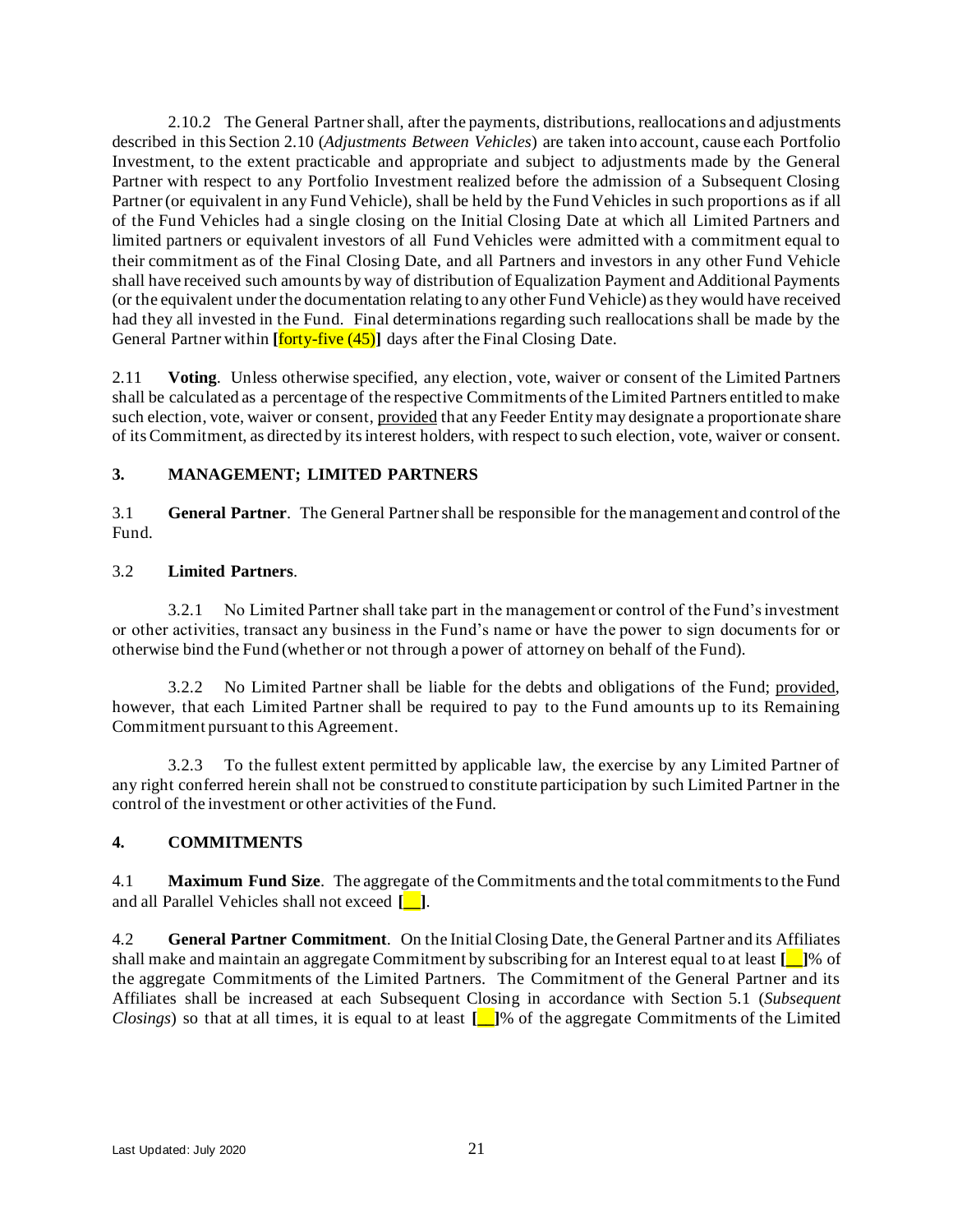2.10.2 The General Partner shall, after the payments, distributions, reallocations and adjustments described in this Section 2.10 (*Adjustments Between Vehicles*) are taken into account, cause each Portfolio Investment, to the extent practicable and appropriate and subject to adjustments made by the General Partner with respect to any Portfolio Investment realized before the admission of a Subsequent Closing Partner (or equivalent in any Fund Vehicle), shall be held by the Fund Vehicles in such proportions as if all of the Fund Vehicles had a single closing on the Initial Closing Date at which all Limited Partners and limited partners or equivalent investors of all Fund Vehicles were admitted with a commitment equal to their commitment as of the Final Closing Date, and all Partners and investors in any other Fund Vehicle shall have received such amounts by way of distribution of Equalization Payment and Additional Payments (or the equivalent under the documentation relating to any other Fund Vehicle) as they would have received had they all invested in the Fund. Final determinations regarding such reallocations shall be made by the General Partner within **[**forty-five (45)**]** days after the Final Closing Date.

2.11 **Voting**. Unless otherwise specified, any election, vote, waiver or consent of the Limited Partners shall be calculated as a percentage of the respective Commitments of the Limited Partners entitled to make such election, vote, waiver or consent, provided that any Feeder Entity may designate a proportionate share of its Commitment, as directed by its interest holders, with respect to such election, vote, waiver or consent.

## 3. MANAGEMENT; LIMITED PARTNERS

3.1 **General Partner**. The General Partner shall be responsible for the management and control of the Fund.

3.2 **Limited Partners**.

3.2.1 No Limited Partner shall take part in the management or control of the Fund's investment or other activities, transact any business in the Fund's name or have the power to sign documents for or otherwise bind the Fund (whether or not through a power of attorney on behalf of the Fund).

3.2.2 No Limited Partner shall be liable for the debts and obligations of the Fund; provided, however, that each Limited Partner shall be required to pay to the Fund amounts up to its Remaining Commitment pursuant to this Agreement.

3.2.3 To the fullest extent permitted by applicable law, the exercise by any Limited Partner of any right conferred herein shall not be construed to constitute participation by such Limited Partner in the control of the investment or other activities of the Fund.

## 4. COMMITMENTS

4.1 **Maximum Fund Size**. The aggregate of the Commitments and the total commitments to the Fund and all Parallel Vehicles shall not exceed **[__]**.

4.2 **General Partner Commitment**. On the Initial Closing Date, the General Partner and its Affiliates shall make and maintain an aggregate Commitment by subscribing for an Interest equal to at least **[__]**% of the aggregate Commitments of the Limited Partners. The Commitment of the General Partner and its Affiliates shall be increased at each Subsequent Closing in accordance with Section 5.1 (*Subsequent Closings*) so that at all times, it is equal to at least **[__]**% of the aggregate Commitments of the Limited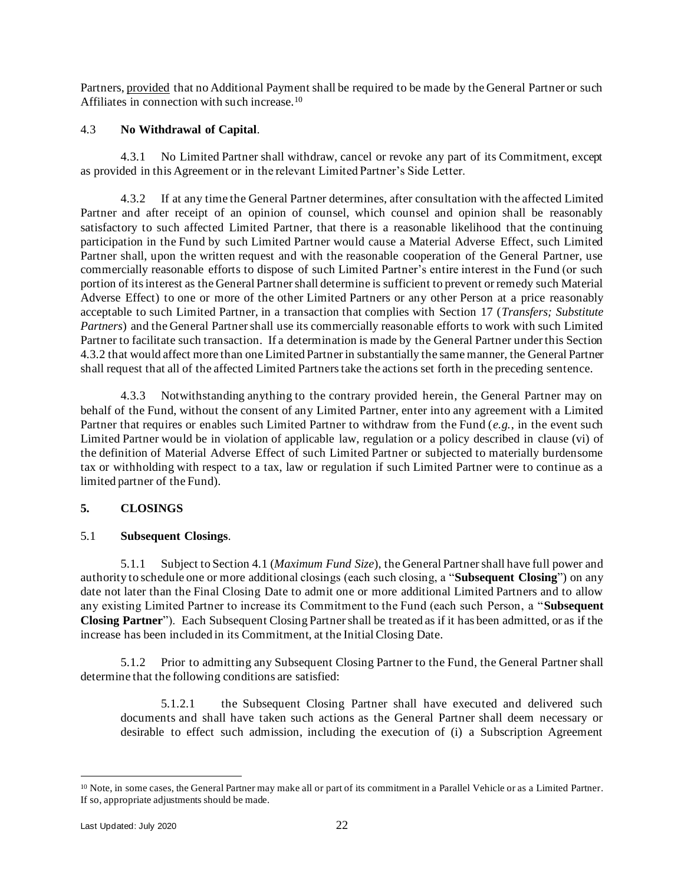Partners, provided that no Additional Payment shall be required to be made by the General Partner or such Affiliates in connection with such increase.[10]

### 4.3 **No Withdrawal of Capital**.

4.3.1 No Limited Partner shall withdraw, cancel or revoke any part of its Commitment, except as provided in this Agreement or in the relevant Limited Partner's Side Letter.

4.3.2 If at any time the General Partner determines, after consultation with the affected Limited Partner and after receipt of an opinion of counsel, which counsel and opinion shall be reasonably satisfactory to such affected Limited Partner, that there is a reasonable likelihood that the continuing participation in the Fund by such Limited Partner would cause a Material Adverse Effect, such Limited Partner shall, upon the written request and with the reasonable cooperation of the General Partner, use commercially reasonable efforts to dispose of such Limited Partner's entire interest in the Fund (or such portion of its interest as the General Partner shall determine is sufficient to prevent or remedy such Material Adverse Effect) to one or more of the other Limited Partners or any other Person at a price reasonably acceptable to such Limited Partner, in a transaction that complies with Section 17 (*Transfers; Substitute Partners*) and the General Partner shall use its commercially reasonable efforts to work with such Limited Partner to facilitate such transaction. If a determination is made by the General Partner under this Section 4.3.2 that would affect more than one Limited Partner in substantially the same manner, the General Partner shall request that all of the affected Limited Partners take the actions set forth in the preceding sentence.

4.3.3 Notwithstanding anything to the contrary provided herein, the General Partner may on behalf of the Fund, without the consent of any Limited Partner, enter into any agreement with a Limited Partner that requires or enables such Limited Partner to withdraw from the Fund (*e.g.*, in the event such Limited Partner would be in violation of applicable law, regulation or a policy described in clause (vi) of the definition of Material Adverse Effect of such Limited Partner or subjected to materially burdensome tax or withholding with respect to a tax, law or regulation if such Limited Partner were to continue as a limited partner of the Fund).

## 5. CLOSINGS

### 5.1 **Subsequent Closings**.

5.1.1 Subject to Section 4.1 (*Maximum Fund Size*), the General Partner shall have full power and authority to schedule one or more additional closings (each such closing, a "**Subsequent Closing**") on any date not later than the Final Closing Date to admit one or more additional Limited Partners and to allow any existing Limited Partner to increase its Commitment to the Fund (each such Person, a "**Subsequent Closing Partner**"). Each Subsequent Closing Partner shall be treated as if it has been admitted, or as if the increase has been included in its Commitment, at the Initial Closing Date.

5.1.2 Prior to admitting any Subsequent Closing Partner to the Fund, the General Partner shall determine that the following conditions are satisfied:

5.1.2.1 the Subsequent Closing Partner shall have executed and delivered such documents and shall have taken such actions as the General Partner shall deem necessary or desirable to effect such admission, including the execution of (i) a Subscription Agreement

---

[10] Note, in some cases, the General Partner may make all or part of its commitment in a Parallel Vehicle or as a Limited Partner. If so, appropriate adjustments should be made.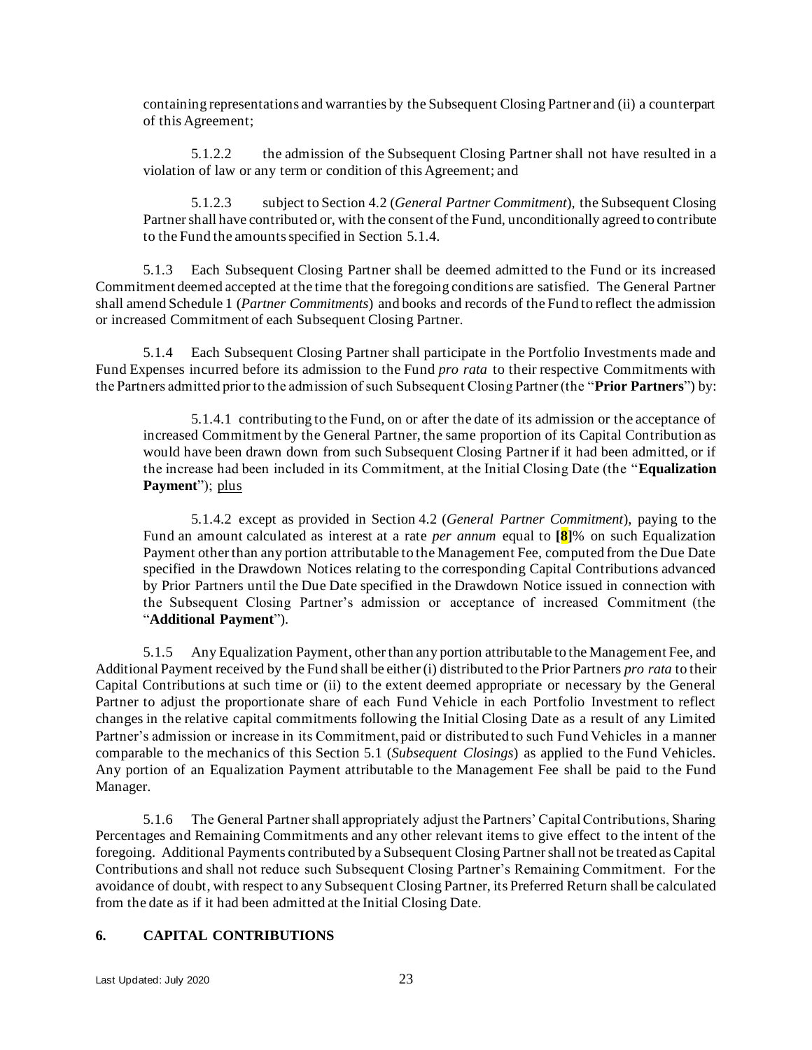containing representations and warranties by the Subsequent Closing Partner and (ii) a counterpart of this Agreement;

5.1.2.2 the admission of the Subsequent Closing Partner shall not have resulted in a violation of law or any term or condition of this Agreement; and

5.1.2.3 subject to Section 4.2 (*General Partner Commitment*), the Subsequent Closing Partner shall have contributed or, with the consent of the Fund, unconditionally agreed to contribute to the Fund the amounts specified in Section 5.1.4.

5.1.3 Each Subsequent Closing Partner shall be deemed admitted to the Fund or its increased Commitment deemed accepted at the time that the foregoing conditions are satisfied. The General Partner shall amend Schedule 1 (*Partner Commitments*) and books and records of the Fund to reflect the admission or increased Commitment of each Subsequent Closing Partner.

5.1.4 Each Subsequent Closing Partner shall participate in the Portfolio Investments made and Fund Expenses incurred before its admission to the Fund *pro rata* to their respective Commitments with the Partners admitted prior to the admission of such Subsequent Closing Partner (the "**Prior Partners**") by:

5.1.4.1 contributing to the Fund, on or after the date of its admission or the acceptance of increased Commitment by the General Partner, the same proportion of its Capital Contribution as would have been drawn down from such Subsequent Closing Partner if it had been admitted, or if the increase had been included in its Commitment, at the Initial Closing Date (the "**Equalization Payment**"); plus

5.1.4.2 except as provided in Section 4.2 (*General Partner Commitment*), paying to the Fund an amount calculated as interest at a rate *per annum* equal to **[8]**% on such Equalization Payment other than any portion attributable to the Management Fee, computed from the Due Date specified in the Drawdown Notices relating to the corresponding Capital Contributions advanced by Prior Partners until the Due Date specified in the Drawdown Notice issued in connection with the Subsequent Closing Partner's admission or acceptance of increased Commitment (the "**Additional Payment**").

5.1.5 Any Equalization Payment, other than any portion attributable to the Management Fee, and Additional Payment received by the Fund shall be either (i) distributed to the Prior Partners *pro rata* to their Capital Contributions at such time or (ii) to the extent deemed appropriate or necessary by the General Partner to adjust the proportionate share of each Fund Vehicle in each Portfolio Investment to reflect changes in the relative capital commitments following the Initial Closing Date as a result of any Limited Partner's admission or increase in its Commitment, paid or distributed to such Fund Vehicles in a manner comparable to the mechanics of this Section 5.1 (*Subsequent Closings*) as applied to the Fund Vehicles. Any portion of an Equalization Payment attributable to the Management Fee shall be paid to the Fund Manager.

5.1.6 The General Partner shall appropriately adjust the Partners' Capital Contributions, Sharing Percentages and Remaining Commitments and any other relevant items to give effect to the intent of the foregoing. Additional Payments contributed by a Subsequent Closing Partner shall not be treated as Capital Contributions and shall not reduce such Subsequent Closing Partner's Remaining Commitment. For the avoidance of doubt, with respect to any Subsequent Closing Partner, its Preferred Return shall be calculated from the date as if it had been admitted at the Initial Closing Date.

## 6. CAPITAL CONTRIBUTIONS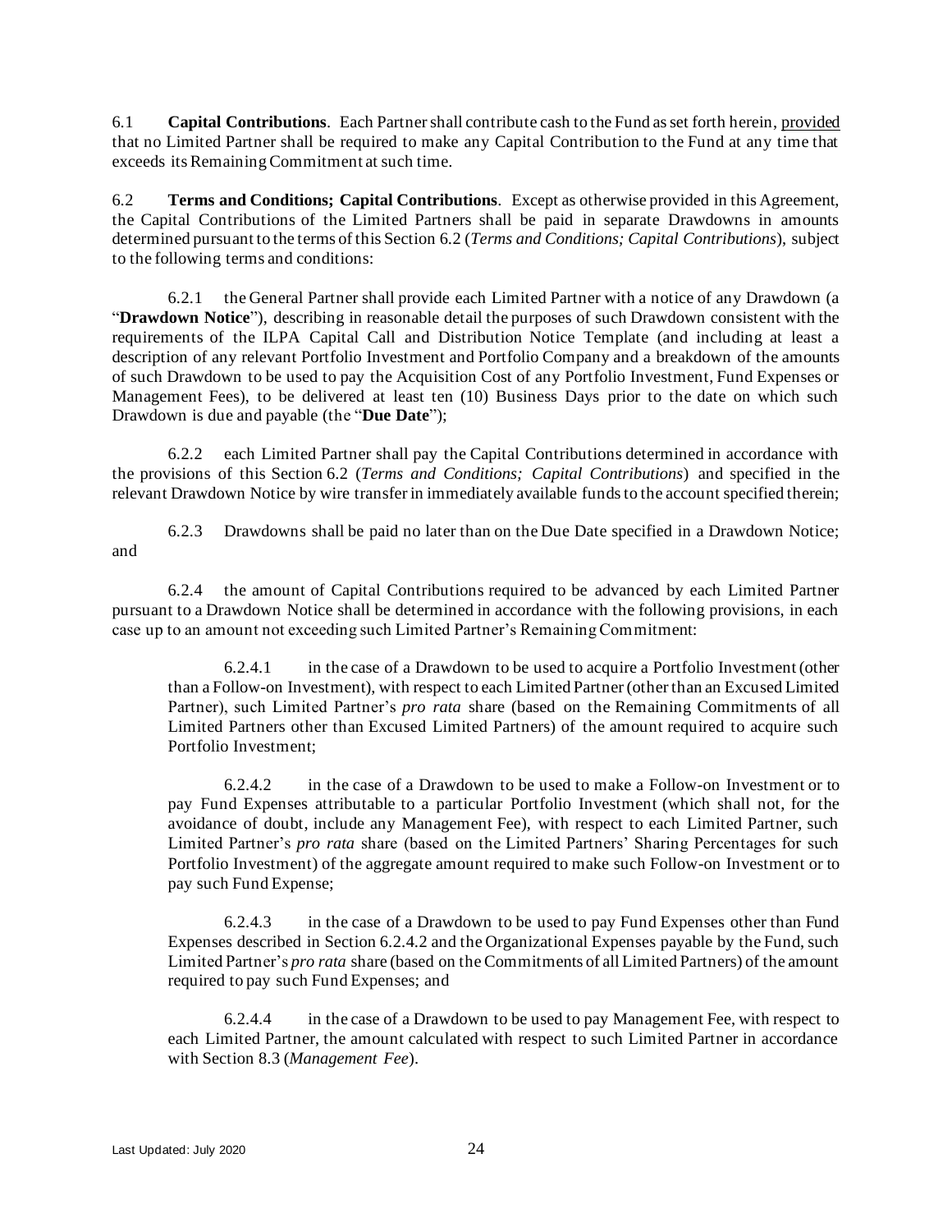6.1 **Capital Contributions**. Each Partner shall contribute cash to the Fund as set forth herein, provided that no Limited Partner shall be required to make any Capital Contribution to the Fund at any time that exceeds its Remaining Commitment at such time.

6.2 **Terms and Conditions; Capital Contributions**. Except as otherwise provided in this Agreement, the Capital Contributions of the Limited Partners shall be paid in separate Drawdowns in amounts determined pursuant to the terms of this Section 6.2 (*Terms and Conditions; Capital Contributions*), subject to the following terms and conditions:

6.2.1 the General Partner shall provide each Limited Partner with a notice of any Drawdown (a "**Drawdown Notice**"), describing in reasonable detail the purposes of such Drawdown consistent with the requirements of the ILPA Capital Call and Distribution Notice Template (and including at least a description of any relevant Portfolio Investment and Portfolio Company and a breakdown of the amounts of such Drawdown to be used to pay the Acquisition Cost of any Portfolio Investment, Fund Expenses or Management Fees), to be delivered at least ten (10) Business Days prior to the date on which such Drawdown is due and payable (the "**Due Date**");

6.2.2 each Limited Partner shall pay the Capital Contributions determined in accordance with the provisions of this Section 6.2 (*Terms and Conditions; Capital Contributions*) and specified in the relevant Drawdown Notice by wire transfer in immediately available funds to the account specified therein;

6.2.3 Drawdowns shall be paid no later than on the Due Date specified in a Drawdown Notice; and

6.2.4 the amount of Capital Contributions required to be advanced by each Limited Partner pursuant to a Drawdown Notice shall be determined in accordance with the following provisions, in each case up to an amount not exceeding such Limited Partner's Remaining Commitment:

6.2.4.1 in the case of a Drawdown to be used to acquire a Portfolio Investment (other than a Follow-on Investment), with respect to each Limited Partner (other than an Excused Limited Partner), such Limited Partner's *pro rata* share (based on the Remaining Commitments of all Limited Partners other than Excused Limited Partners) of the amount required to acquire such Portfolio Investment;

6.2.4.2 in the case of a Drawdown to be used to make a Follow-on Investment or to pay Fund Expenses attributable to a particular Portfolio Investment (which shall not, for the avoidance of doubt, include any Management Fee), with respect to each Limited Partner, such Limited Partner's *pro rata* share (based on the Limited Partners' Sharing Percentages for such Portfolio Investment) of the aggregate amount required to make such Follow-on Investment or to pay such Fund Expense;

6.2.4.3 in the case of a Drawdown to be used to pay Fund Expenses other than Fund Expenses described in Section 6.2.4.2 and the Organizational Expenses payable by the Fund, such Limited Partner's *pro rata* share (based on the Commitments of all Limited Partners) of the amount required to pay such Fund Expenses; and

6.2.4.4 in the case of a Drawdown to be used to pay Management Fee, with respect to each Limited Partner, the amount calculated with respect to such Limited Partner in accordance with Section 8.3 (*Management Fee*).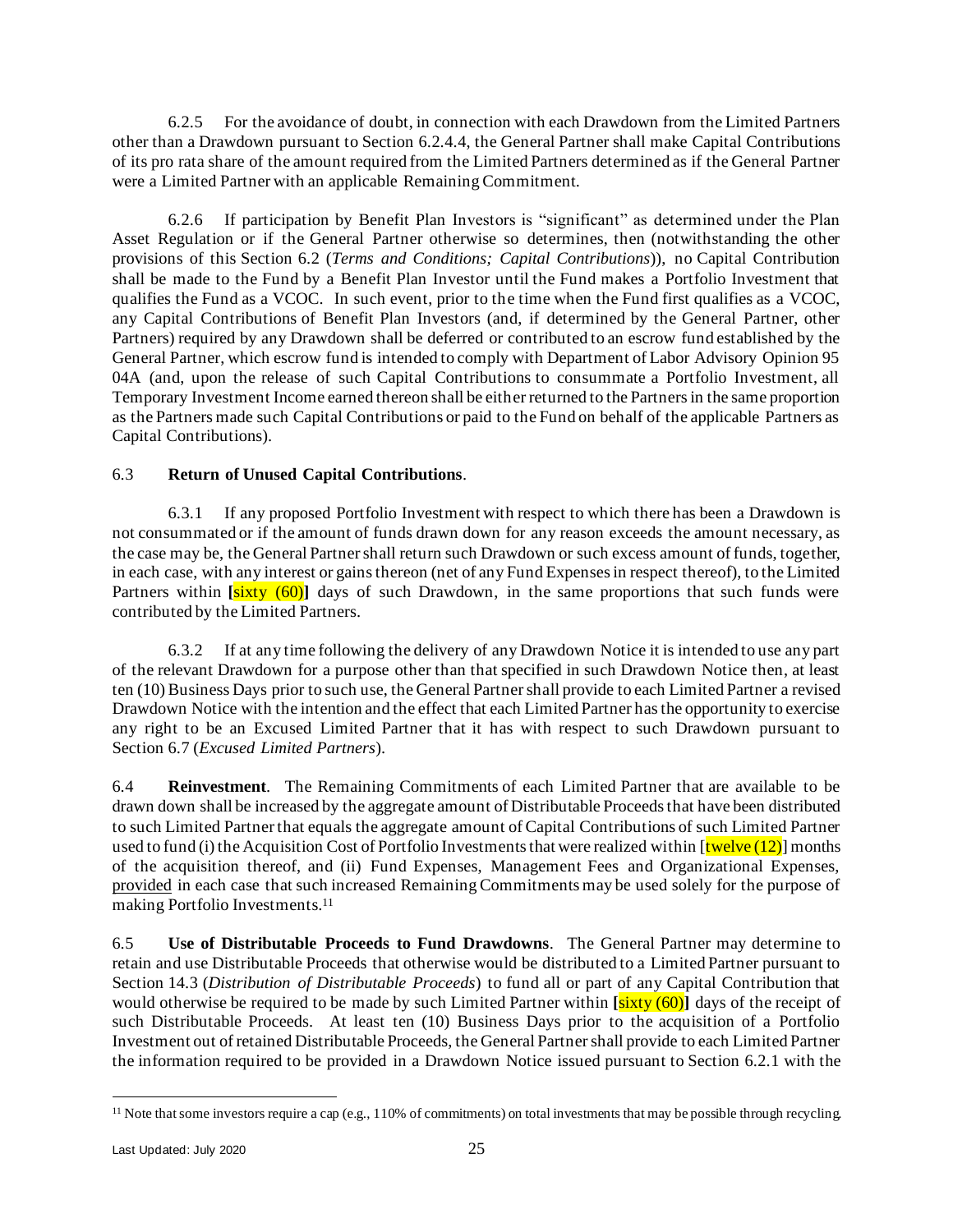6.2.5 For the avoidance of doubt, in connection with each Drawdown from the Limited Partners other than a Drawdown pursuant to Section 6.2.4.4, the General Partner shall make Capital Contributions of its pro rata share of the amount required from the Limited Partners determined as if the General Partner were a Limited Partner with an applicable Remaining Commitment.

6.2.6 If participation by Benefit Plan Investors is "significant" as determined under the Plan Asset Regulation or if the General Partner otherwise so determines, then (notwithstanding the other provisions of this Section 6.2 (*Terms and Conditions; Capital Contributions*)), no Capital Contribution shall be made to the Fund by a Benefit Plan Investor until the Fund makes a Portfolio Investment that qualifies the Fund as a VCOC. In such event, prior to the time when the Fund first qualifies as a VCOC, any Capital Contributions of Benefit Plan Investors (and, if determined by the General Partner, other Partners) required by any Drawdown shall be deferred or contributed to an escrow fund established by the General Partner, which escrow fund is intended to comply with Department of Labor Advisory Opinion 95 04A (and, upon the release of such Capital Contributions to consummate a Portfolio Investment, all Temporary Investment Income earned thereon shall be either returned to the Partners in the same proportion as the Partners made such Capital Contributions or paid to the Fund on behalf of the applicable Partners as Capital Contributions).

6.3 **Return of Unused Capital Contributions**.

6.3.1 If any proposed Portfolio Investment with respect to which there has been a Drawdown is not consummated or if the amount of funds drawn down for any reason exceeds the amount necessary, as the case may be, the General Partner shall return such Drawdown or such excess amount of funds, together, in each case, with any interest or gains thereon (net of any Fund Expenses in respect thereof), to the Limited Partners within **[**sixty (60)**]** days of such Drawdown, in the same proportions that such funds were contributed by the Limited Partners.

6.3.2 If at any time following the delivery of any Drawdown Notice it is intended to use any part of the relevant Drawdown for a purpose other than that specified in such Drawdown Notice then, at least ten (10) Business Days prior to such use, the General Partner shall provide to each Limited Partner a revised Drawdown Notice with the intention and the effect that each Limited Partner has the opportunity to exercise any right to be an Excused Limited Partner that it has with respect to such Drawdown pursuant to Section 6.7 (*Excused Limited Partners*).

6.4 **Reinvestment**. The Remaining Commitments of each Limited Partner that are available to be drawn down shall be increased by the aggregate amount of Distributable Proceeds that have been distributed to such Limited Partner that equals the aggregate amount of Capital Contributions of such Limited Partner used to fund (i) the Acquisition Cost of Portfolio Investments that were realized within [twelve (12)] months of the acquisition thereof, and (ii) Fund Expenses, Management Fees and Organizational Expenses, provided in each case that such increased Remaining Commitments may be used solely for the purpose of making Portfolio Investments.[11]

6.5 **Use of Distributable Proceeds to Fund Drawdowns**. The General Partner may determine to retain and use Distributable Proceeds that otherwise would be distributed to a Limited Partner pursuant to Section 14.3 (*Distribution of Distributable Proceeds*) to fund all or part of any Capital Contribution that would otherwise be required to be made by such Limited Partner within **[**sixty (60)**]** days of the receipt of such Distributable Proceeds. At least ten (10) Business Days prior to the acquisition of a Portfolio Investment out of retained Distributable Proceeds, the General Partner shall provide to each Limited Partner the information required to be provided in a Drawdown Notice issued pursuant to Section 6.2.1 with the

[11] Note that some investors require a cap (e.g., 110% of commitments) on total investments that may be possible through recycling.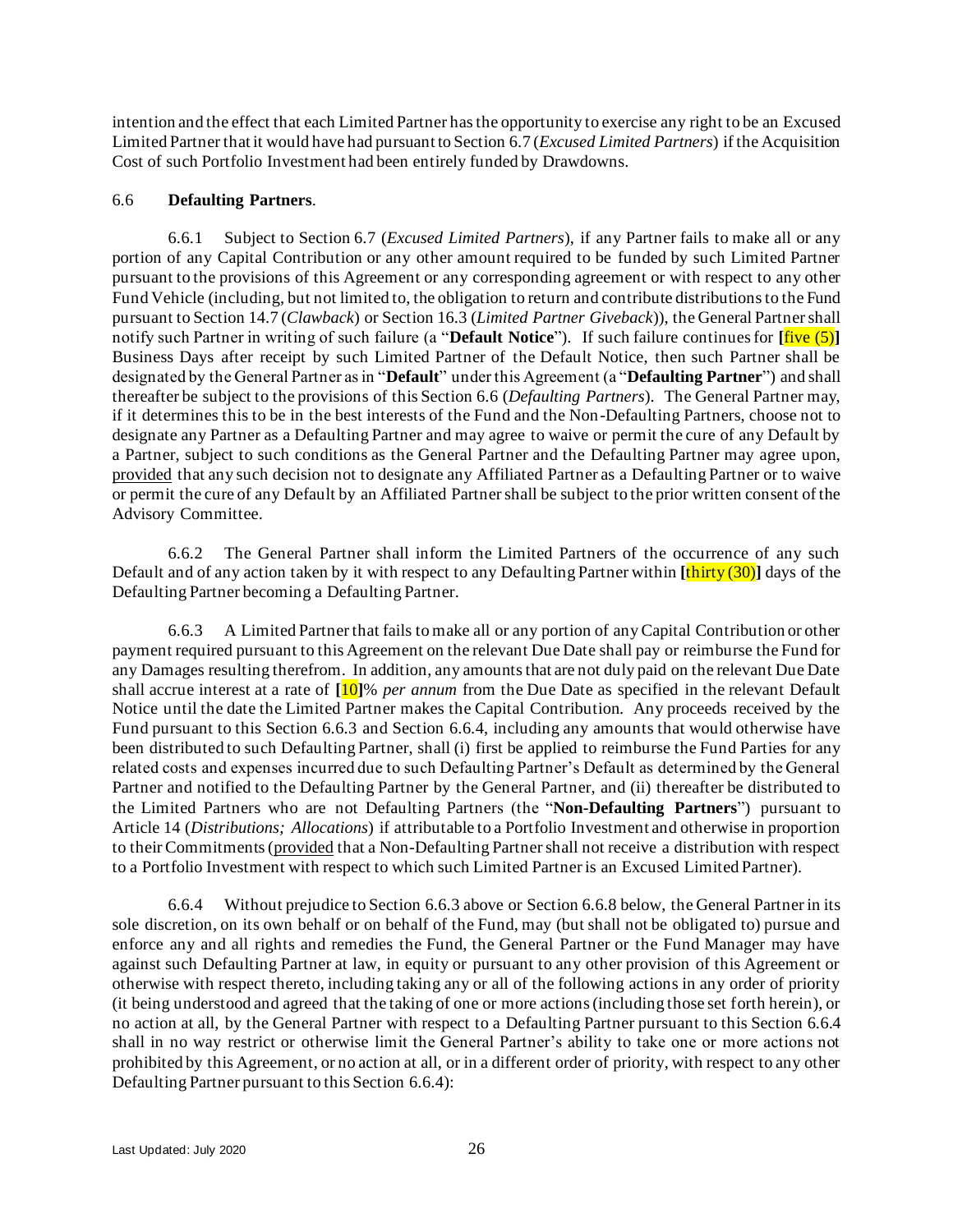intention and the effect that each Limited Partner has the opportunity to exercise any right to be an Excused Limited Partner that it would have had pursuant to Section 6.7 (*Excused Limited Partners*) if the Acquisition Cost of such Portfolio Investment had been entirely funded by Drawdowns.

## 6.6 **Defaulting Partners**.

6.6.1 Subject to Section 6.7 (*Excused Limited Partners*), if any Partner fails to make all or any portion of any Capital Contribution or any other amount required to be funded by such Limited Partner pursuant to the provisions of this Agreement or any corresponding agreement or with respect to any other Fund Vehicle (including, but not limited to, the obligation to return and contribute distributions to the Fund pursuant to Section 14.7 (*Clawback*) or Section 16.3 (*Limited Partner Giveback*)), the General Partner shall notify such Partner in writing of such failure (a "**Default Notice**"). If such failure continues for **[**five (5)**]** Business Days after receipt by such Limited Partner of the Default Notice, then such Partner shall be designated by the General Partner as in "**Default**" under this Agreement (a "**Defaulting Partner**") and shall thereafter be subject to the provisions of this Section 6.6 (*Defaulting Partners*). The General Partner may, if it determines this to be in the best interests of the Fund and the Non-Defaulting Partners, choose not to designate any Partner as a Defaulting Partner and may agree to waive or permit the cure of any Default by a Partner, subject to such conditions as the General Partner and the Defaulting Partner may agree upon, provided that any such decision not to designate any Affiliated Partner as a Defaulting Partner or to waive or permit the cure of any Default by an Affiliated Partner shall be subject to the prior written consent of the Advisory Committee.

6.6.2 The General Partner shall inform the Limited Partners of the occurrence of any such Default and of any action taken by it with respect to any Defaulting Partner within **[**thirty (30)**]** days of the Defaulting Partner becoming a Defaulting Partner.

6.6.3 A Limited Partner that fails to make all or any portion of any Capital Contribution or other payment required pursuant to this Agreement on the relevant Due Date shall pay or reimburse the Fund for any Damages resulting therefrom. In addition, any amounts that are not duly paid on the relevant Due Date shall accrue interest at a rate of **[**10**]**% *per annum* from the Due Date as specified in the relevant Default Notice until the date the Limited Partner makes the Capital Contribution. Any proceeds received by the Fund pursuant to this Section 6.6.3 and Section 6.6.4, including any amounts that would otherwise have been distributed to such Defaulting Partner, shall (i) first be applied to reimburse the Fund Parties for any related costs and expenses incurred due to such Defaulting Partner's Default as determined by the General Partner and notified to the Defaulting Partner by the General Partner, and (ii) thereafter be distributed to the Limited Partners who are not Defaulting Partners (the "**Non-Defaulting Partners**") pursuant to Article 14 (*Distributions; Allocations*) if attributable to a Portfolio Investment and otherwise in proportion to their Commitments (provided that a Non-Defaulting Partner shall not receive a distribution with respect to a Portfolio Investment with respect to which such Limited Partner is an Excused Limited Partner).

6.6.4 Without prejudice to Section 6.6.3 above or Section 6.6.8 below, the General Partner in its sole discretion, on its own behalf or on behalf of the Fund, may (but shall not be obligated to) pursue and enforce any and all rights and remedies the Fund, the General Partner or the Fund Manager may have against such Defaulting Partner at law, in equity or pursuant to any other provision of this Agreement or otherwise with respect thereto, including taking any or all of the following actions in any order of priority (it being understood and agreed that the taking of one or more actions (including those set forth herein), or no action at all, by the General Partner with respect to a Defaulting Partner pursuant to this Section 6.6.4 shall in no way restrict or otherwise limit the General Partner's ability to take one or more actions not prohibited by this Agreement, or no action at all, or in a different order of priority, with respect to any other Defaulting Partner pursuant to this Section 6.6.4):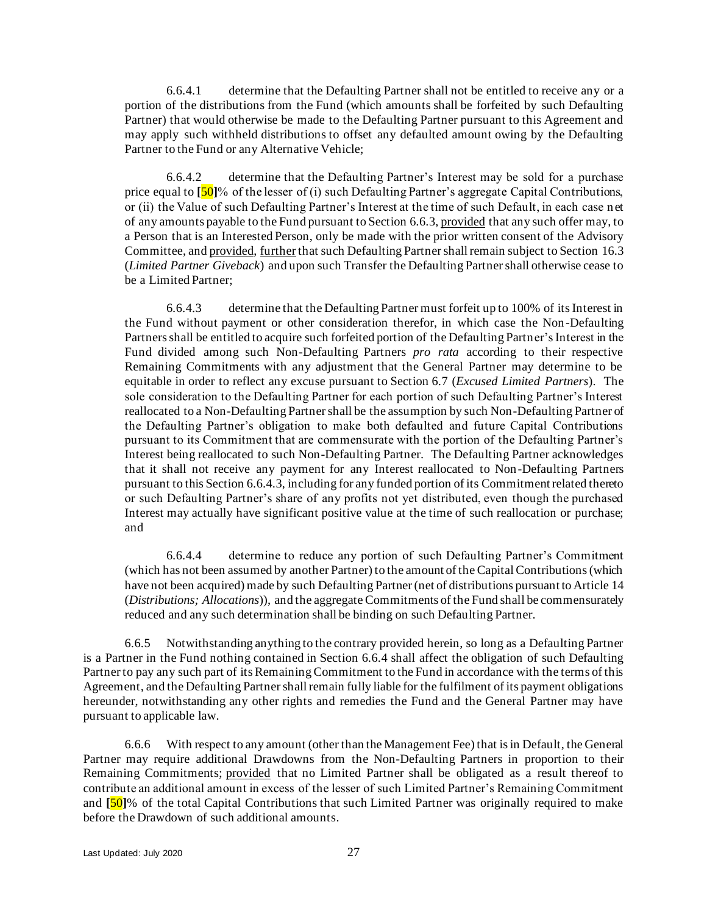6.6.4.1 determine that the Defaulting Partner shall not be entitled to receive any or a portion of the distributions from the Fund (which amounts shall be forfeited by such Defaulting Partner) that would otherwise be made to the Defaulting Partner pursuant to this Agreement and may apply such withheld distributions to offset any defaulted amount owing by the Defaulting Partner to the Fund or any Alternative Vehicle;

6.6.4.2 determine that the Defaulting Partner's Interest may be sold for a purchase price equal to **[**50**]**% of the lesser of (i) such Defaulting Partner's aggregate Capital Contributions, or (ii) the Value of such Defaulting Partner's Interest at the time of such Default, in each case net of any amounts payable to the Fund pursuant to Section 6.6.3, provided that any such offer may, to a Person that is an Interested Person, only be made with the prior written consent of the Advisory Committee, and provided, further that such Defaulting Partner shall remain subject to Section 16.3 (*Limited Partner Giveback*) and upon such Transfer the Defaulting Partner shall otherwise cease to be a Limited Partner;

6.6.4.3 determine that the Defaulting Partner must forfeit up to 100% of its Interest in the Fund without payment or other consideration therefor, in which case the Non-Defaulting Partners shall be entitled to acquire such forfeited portion of the Defaulting Partner's Interest in the Fund divided among such Non-Defaulting Partners *pro rata* according to their respective Remaining Commitments with any adjustment that the General Partner may determine to be equitable in order to reflect any excuse pursuant to Section 6.7 (*Excused Limited Partners*). The sole consideration to the Defaulting Partner for each portion of such Defaulting Partner's Interest reallocated to a Non-Defaulting Partner shall be the assumption by such Non-Defaulting Partner of the Defaulting Partner's obligation to make both defaulted and future Capital Contributions pursuant to its Commitment that are commensurate with the portion of the Defaulting Partner's Interest being reallocated to such Non-Defaulting Partner. The Defaulting Partner acknowledges that it shall not receive any payment for any Interest reallocated to Non-Defaulting Partners pursuant to this Section 6.6.4.3, including for any funded portion of its Commitment related thereto or such Defaulting Partner's share of any profits not yet distributed, even though the purchased Interest may actually have significant positive value at the time of such reallocation or purchase; and

6.6.4.4 determine to reduce any portion of such Defaulting Partner's Commitment (which has not been assumed by another Partner) to the amount of the Capital Contributions (which have not been acquired) made by such Defaulting Partner (net of distributions pursuant to Article 14 (*Distributions; Allocations*)), and the aggregate Commitments of the Fund shall be commensurately reduced and any such determination shall be binding on such Defaulting Partner.

6.6.5 Notwithstanding anything to the contrary provided herein, so long as a Defaulting Partner is a Partner in the Fund nothing contained in Section 6.6.4 shall affect the obligation of such Defaulting Partner to pay any such part of its Remaining Commitment to the Fund in accordance with the terms of this Agreement, and the Defaulting Partner shall remain fully liable for the fulfilment of its payment obligations hereunder, notwithstanding any other rights and remedies the Fund and the General Partner may have pursuant to applicable law.

6.6.6 With respect to any amount (other than the Management Fee) that is in Default, the General Partner may require additional Drawdowns from the Non-Defaulting Partners in proportion to their Remaining Commitments; provided that no Limited Partner shall be obligated as a result thereof to contribute an additional amount in excess of the lesser of such Limited Partner's Remaining Commitment and **[**50**]**% of the total Capital Contributions that such Limited Partner was originally required to make before the Drawdown of such additional amounts.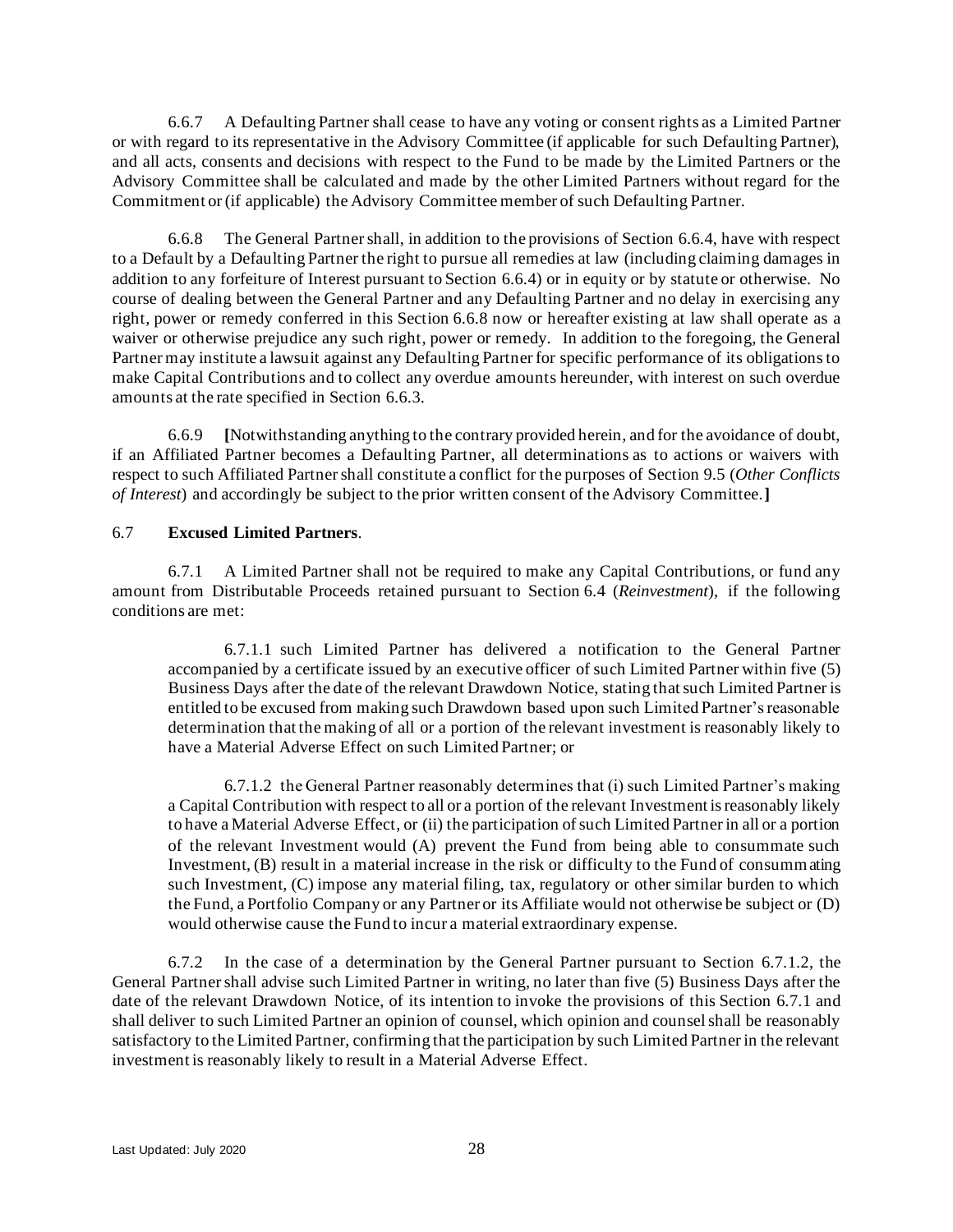6.6.7 A Defaulting Partner shall cease to have any voting or consent rights as a Limited Partner or with regard to its representative in the Advisory Committee (if applicable for such Defaulting Partner), and all acts, consents and decisions with respect to the Fund to be made by the Limited Partners or the Advisory Committee shall be calculated and made by the other Limited Partners without regard for the Commitment or (if applicable) the Advisory Committee member of such Defaulting Partner.

6.6.8 The General Partner shall, in addition to the provisions of Section 6.6.4, have with respect to a Default by a Defaulting Partner the right to pursue all remedies at law (including claiming damages in addition to any forfeiture of Interest pursuant to Section 6.6.4) or in equity or by statute or otherwise. No course of dealing between the General Partner and any Defaulting Partner and no delay in exercising any right, power or remedy conferred in this Section 6.6.8 now or hereafter existing at law shall operate as a waiver or otherwise prejudice any such right, power or remedy. In addition to the foregoing, the General Partner may institute a lawsuit against any Defaulting Partner for specific performance of its obligations to make Capital Contributions and to collect any overdue amounts hereunder, with interest on such overdue amounts at the rate specified in Section 6.6.3.

6.6.9 **[**Notwithstanding anything to the contrary provided herein, and for the avoidance of doubt, if an Affiliated Partner becomes a Defaulting Partner, all determinations as to actions or waivers with respect to such Affiliated Partner shall constitute a conflict for the purposes of Section 9.5 (*Other Conflicts of Interest*) and accordingly be subject to the prior written consent of the Advisory Committee.**]**

6.7 **Excused Limited Partners**.

6.7.1 A Limited Partner shall not be required to make any Capital Contributions, or fund any amount from Distributable Proceeds retained pursuant to Section 6.4 (*Reinvestment*), if the following conditions are met:

6.7.1.1 such Limited Partner has delivered a notification to the General Partner accompanied by a certificate issued by an executive officer of such Limited Partner within five (5) Business Days after the date of the relevant Drawdown Notice, stating that such Limited Partner is entitled to be excused from making such Drawdown based upon such Limited Partner's reasonable determination that the making of all or a portion of the relevant investment is reasonably likely to have a Material Adverse Effect on such Limited Partner; or

6.7.1.2 the General Partner reasonably determines that (i) such Limited Partner's making a Capital Contribution with respect to all or a portion of the relevant Investment is reasonably likely to have a Material Adverse Effect, or (ii) the participation of such Limited Partner in all or a portion of the relevant Investment would (A) prevent the Fund from being able to consummate such Investment, (B) result in a material increase in the risk or difficulty to the Fund of consummating such Investment, (C) impose any material filing, tax, regulatory or other similar burden to which the Fund, a Portfolio Company or any Partner or its Affiliate would not otherwise be subject or (D) would otherwise cause the Fund to incur a material extraordinary expense.

6.7.2 In the case of a determination by the General Partner pursuant to Section 6.7.1.2, the General Partner shall advise such Limited Partner in writing, no later than five (5) Business Days after the date of the relevant Drawdown Notice, of its intention to invoke the provisions of this Section 6.7.1 and shall deliver to such Limited Partner an opinion of counsel, which opinion and counsel shall be reasonably satisfactory to the Limited Partner, confirming that the participation by such Limited Partner in the relevant investment is reasonably likely to result in a Material Adverse Effect.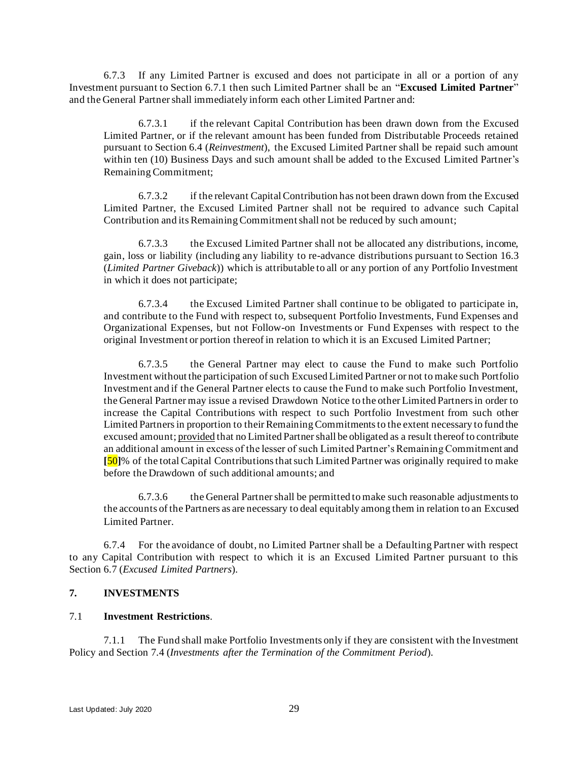6.7.3 If any Limited Partner is excused and does not participate in all or a portion of any Investment pursuant to Section 6.7.1 then such Limited Partner shall be an "**Excused Limited Partner**" and the General Partner shall immediately inform each other Limited Partner and:

6.7.3.1 if the relevant Capital Contribution has been drawn down from the Excused Limited Partner, or if the relevant amount has been funded from Distributable Proceeds retained pursuant to Section 6.4 (*Reinvestment*), the Excused Limited Partner shall be repaid such amount within ten (10) Business Days and such amount shall be added to the Excused Limited Partner's Remaining Commitment;

6.7.3.2 if the relevant Capital Contribution has not been drawn down from the Excused Limited Partner, the Excused Limited Partner shall not be required to advance such Capital Contribution and its Remaining Commitment shall not be reduced by such amount;

6.7.3.3 the Excused Limited Partner shall not be allocated any distributions, income, gain, loss or liability (including any liability to re-advance distributions pursuant to Section 16.3 (*Limited Partner Giveback*)) which is attributable to all or any portion of any Portfolio Investment in which it does not participate;

6.7.3.4 the Excused Limited Partner shall continue to be obligated to participate in, and contribute to the Fund with respect to, subsequent Portfolio Investments, Fund Expenses and Organizational Expenses, but not Follow-on Investments or Fund Expenses with respect to the original Investment or portion thereof in relation to which it is an Excused Limited Partner;

6.7.3.5 the General Partner may elect to cause the Fund to make such Portfolio Investment without the participation of such Excused Limited Partner or not to make such Portfolio Investment and if the General Partner elects to cause the Fund to make such Portfolio Investment, the General Partner may issue a revised Drawdown Notice to the other Limited Partners in order to increase the Capital Contributions with respect to such Portfolio Investment from such other Limited Partners in proportion to their Remaining Commitments to the extent necessary to fund the excused amount; provided that no Limited Partner shall be obligated as a result thereof to contribute an additional amount in excess of the lesser of such Limited Partner's Remaining Commitment and **[**50**]**% of the total Capital Contributions that such Limited Partner was originally required to make before the Drawdown of such additional amounts; and

6.7.3.6 the General Partner shall be permitted to make such reasonable adjustments to the accounts of the Partners as are necessary to deal equitably among them in relation to an Excused Limited Partner.

6.7.4 For the avoidance of doubt, no Limited Partner shall be a Defaulting Partner with respect to any Capital Contribution with respect to which it is an Excused Limited Partner pursuant to this Section 6.7 (*Excused Limited Partners*).

## 7. INVESTMENTS

### 7.1 Investment Restrictions.

7.1.1 The Fund shall make Portfolio Investments only if they are consistent with the Investment Policy and Section 7.4 (*Investments after the Termination of the Commitment Period*).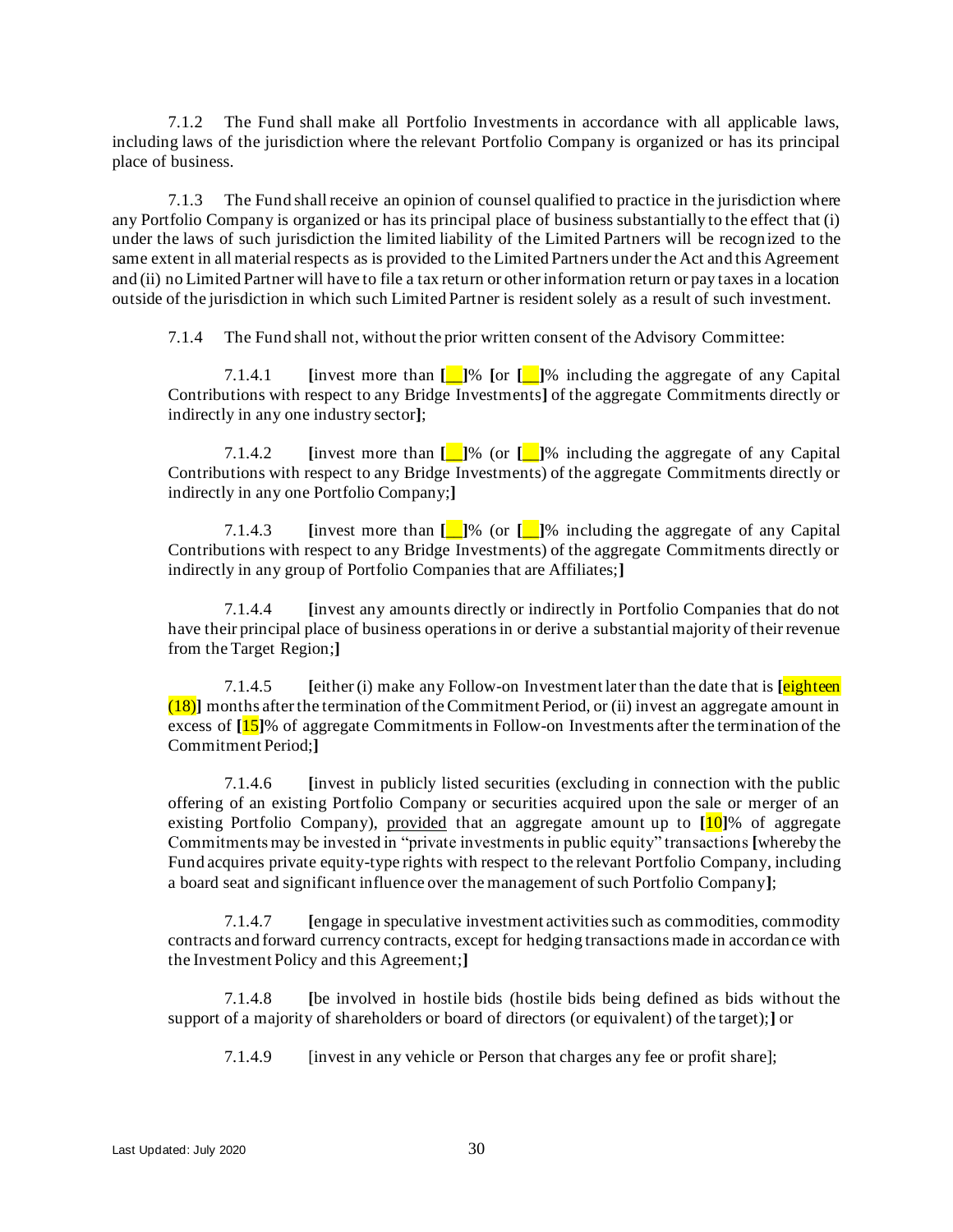7.1.2 The Fund shall make all Portfolio Investments in accordance with all applicable laws, including laws of the jurisdiction where the relevant Portfolio Company is organized or has its principal place of business.

7.1.3 The Fund shall receive an opinion of counsel qualified to practice in the jurisdiction where any Portfolio Company is organized or has its principal place of business substantially to the effect that (i) under the laws of such jurisdiction the limited liability of the Limited Partners will be recognized to the same extent in all material respects as is provided to the Limited Partners under the Act and this Agreement and (ii) no Limited Partner will have to file a tax return or other information return or pay taxes in a location outside of the jurisdiction in which such Limited Partner is resident solely as a result of such investment.

7.1.4 The Fund shall not, without the prior written consent of the Advisory Committee:

7.1.4.1 **[**invest more than **[\_\_]**% **[**or **[\_\_]**% including the aggregate of any Capital Contributions with respect to any Bridge Investments**]** of the aggregate Commitments directly or indirectly in any one industry sector**]**;

7.1.4.2 **[**invest more than **[\_\_]**% (or **[\_\_]**% including the aggregate of any Capital Contributions with respect to any Bridge Investments) of the aggregate Commitments directly or indirectly in any one Portfolio Company;**]**

7.1.4.3 **[**invest more than **[\_\_]**% (or **[\_\_]**% including the aggregate of any Capital Contributions with respect to any Bridge Investments) of the aggregate Commitments directly or indirectly in any group of Portfolio Companies that are Affiliates;**]**

7.1.4.4 **[**invest any amounts directly or indirectly in Portfolio Companies that do not have their principal place of business operations in or derive a substantial majority of their revenue from the Target Region;**]**

7.1.4.5 **[**either (i) make any Follow-on Investment later than the date that is **[**eighteen (18)**]** months after the termination of the Commitment Period, or (ii) invest an aggregate amount in excess of **[**15**]**% of aggregate Commitments in Follow-on Investments after the termination of the Commitment Period;**]**

7.1.4.6 **[**invest in publicly listed securities (excluding in connection with the public offering of an existing Portfolio Company or securities acquired upon the sale or merger of an existing Portfolio Company), <u>provided</u> that an aggregate amount up to **[**10**]**% of aggregate Commitments may be invested in "private investments in public equity" transactions **[**whereby the Fund acquires private equity-type rights with respect to the relevant Portfolio Company, including a board seat and significant influence over the management of such Portfolio Company**]**;

7.1.4.7 **[**engage in speculative investment activities such as commodities, commodity contracts and forward currency contracts, except for hedging transactions made in accordance with the Investment Policy and this Agreement;**]**

7.1.4.8 **[**be involved in hostile bids (hostile bids being defined as bids without the support of a majority of shareholders or board of directors (or equivalent) of the target);**]** or

7.1.4.9 [invest in any vehicle or Person that charges any fee or profit share];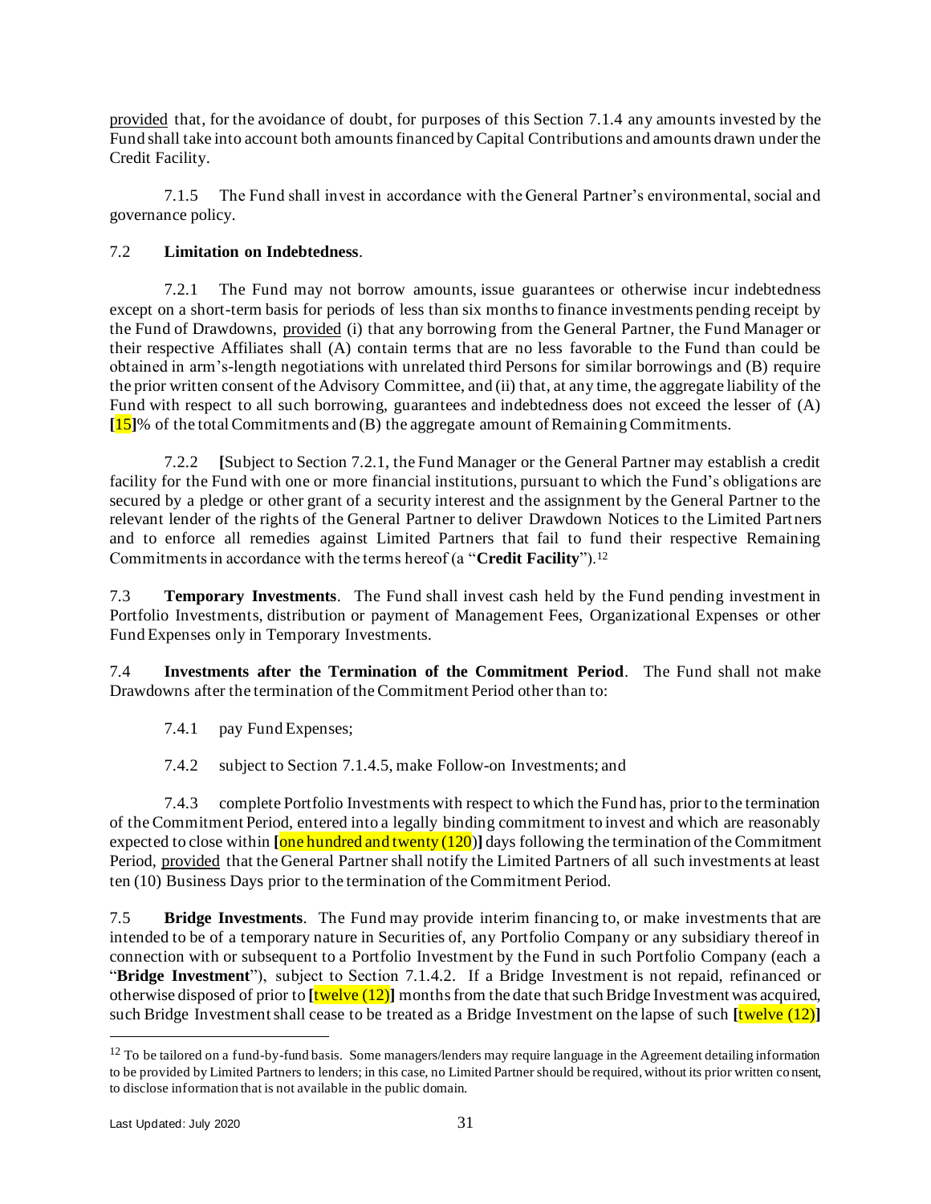provided that, for the avoidance of doubt, for purposes of this Section 7.1.4 any amounts invested by the Fund shall take into account both amounts financed by Capital Contributions and amounts drawn under the Credit Facility.

7.1.5 The Fund shall invest in accordance with the General Partner's environmental, social and governance policy.

7.2 **Limitation on Indebtedness**.

7.2.1 The Fund may not borrow amounts, issue guarantees or otherwise incur indebtedness except on a short-term basis for periods of less than six months to finance investments pending receipt by the Fund of Drawdowns, provided (i) that any borrowing from the General Partner, the Fund Manager or their respective Affiliates shall (A) contain terms that are no less favorable to the Fund than could be obtained in arm's-length negotiations with unrelated third Persons for similar borrowings and (B) require the prior written consent of the Advisory Committee, and (ii) that, at any time, the aggregate liability of the Fund with respect to all such borrowing, guarantees and indebtedness does not exceed the lesser of (A) **[**15**]**% of the total Commitments and (B) the aggregate amount of Remaining Commitments.

7.2.2 **[**Subject to Section 7.2.1, the Fund Manager or the General Partner may establish a credit facility for the Fund with one or more financial institutions, pursuant to which the Fund's obligations are secured by a pledge or other grant of a security interest and the assignment by the General Partner to the relevant lender of the rights of the General Partner to deliver Drawdown Notices to the Limited Partners and to enforce all remedies against Limited Partners that fail to fund their respective Remaining Commitments in accordance with the terms hereof (a "**Credit Facility**").[12]

7.3 **Temporary Investments**. The Fund shall invest cash held by the Fund pending investment in Portfolio Investments, distribution or payment of Management Fees, Organizational Expenses or other Fund Expenses only in Temporary Investments.

7.4 **Investments after the Termination of the Commitment Period**. The Fund shall not make Drawdowns after the termination of the Commitment Period other than to:

7.4.1 pay Fund Expenses;

7.4.2 subject to Section 7.1.4.5, make Follow-on Investments; and

7.4.3 complete Portfolio Investments with respect to which the Fund has, prior to the termination of the Commitment Period, entered into a legally binding commitment to invest and which are reasonably expected to close within **[**one hundred and twenty (120)**]** days following the termination of the Commitment Period, provided that the General Partner shall notify the Limited Partners of all such investments at least ten (10) Business Days prior to the termination of the Commitment Period.

7.5 **Bridge Investments**. The Fund may provide interim financing to, or make investments that are intended to be of a temporary nature in Securities of, any Portfolio Company or any subsidiary thereof in connection with or subsequent to a Portfolio Investment by the Fund in such Portfolio Company (each a "**Bridge Investment**"), subject to Section 7.1.4.2. If a Bridge Investment is not repaid, refinanced or otherwise disposed of prior to **[**twelve (12)**]** months from the date that such Bridge Investment was acquired, such Bridge Investment shall cease to be treated as a Bridge Investment on the lapse of such **[**twelve (12)**]**

---

[12] To be tailored on a fund-by-fund basis. Some managers/lenders may require language in the Agreement detailing information to be provided by Limited Partners to lenders; in this case, no Limited Partner should be required, without its prior written consent, to disclose information that is not available in the public domain.

Last Updated: July 2020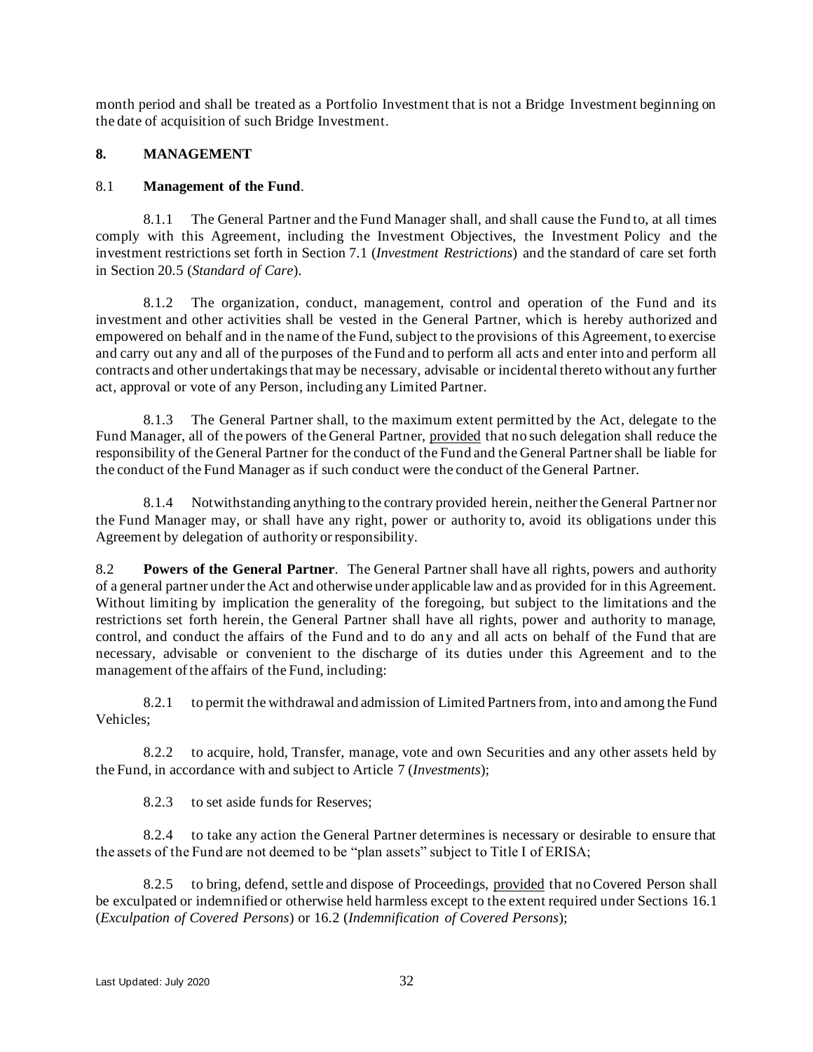month period and shall be treated as a Portfolio Investment that is not a Bridge Investment beginning on the date of acquisition of such Bridge Investment.

## 8. MANAGEMENT

8.1 **Management of the Fund**.

8.1.1 The General Partner and the Fund Manager shall, and shall cause the Fund to, at all times comply with this Agreement, including the Investment Objectives, the Investment Policy and the investment restrictions set forth in Section 7.1 (*Investment Restrictions*) and the standard of care set forth in Section 20.5 (*Standard of Care*).

8.1.2 The organization, conduct, management, control and operation of the Fund and its investment and other activities shall be vested in the General Partner, which is hereby authorized and empowered on behalf and in the name of the Fund, subject to the provisions of this Agreement, to exercise and carry out any and all of the purposes of the Fund and to perform all acts and enter into and perform all contracts and other undertakings that may be necessary, advisable or incidental thereto without any further act, approval or vote of any Person, including any Limited Partner.

8.1.3 The General Partner shall, to the maximum extent permitted by the Act, delegate to the Fund Manager, all of the powers of the General Partner, provided that no such delegation shall reduce the responsibility of the General Partner for the conduct of the Fund and the General Partner shall be liable for the conduct of the Fund Manager as if such conduct were the conduct of the General Partner.

8.1.4 Notwithstanding anything to the contrary provided herein, neither the General Partner nor the Fund Manager may, or shall have any right, power or authority to, avoid its obligations under this Agreement by delegation of authority or responsibility.

8.2 **Powers of the General Partner**. The General Partner shall have all rights, powers and authority of a general partner under the Act and otherwise under applicable law and as provided for in this Agreement. Without limiting by implication the generality of the foregoing, but subject to the limitations and the restrictions set forth herein, the General Partner shall have all rights, power and authority to manage, control, and conduct the affairs of the Fund and to do any and all acts on behalf of the Fund that are necessary, advisable or convenient to the discharge of its duties under this Agreement and to the management of the affairs of the Fund, including:

8.2.1 to permit the withdrawal and admission of Limited Partners from, into and among the Fund Vehicles;

8.2.2 to acquire, hold, Transfer, manage, vote and own Securities and any other assets held by the Fund, in accordance with and subject to Article 7 (*Investments*);

8.2.3 to set aside funds for Reserves;

8.2.4 to take any action the General Partner determines is necessary or desirable to ensure that the assets of the Fund are not deemed to be "plan assets" subject to Title I of ERISA;

8.2.5 to bring, defend, settle and dispose of Proceedings, provided that no Covered Person shall be exculpated or indemnified or otherwise held harmless except to the extent required under Sections 16.1 (*Exculpation of Covered Persons*) or 16.2 (*Indemnification of Covered Persons*);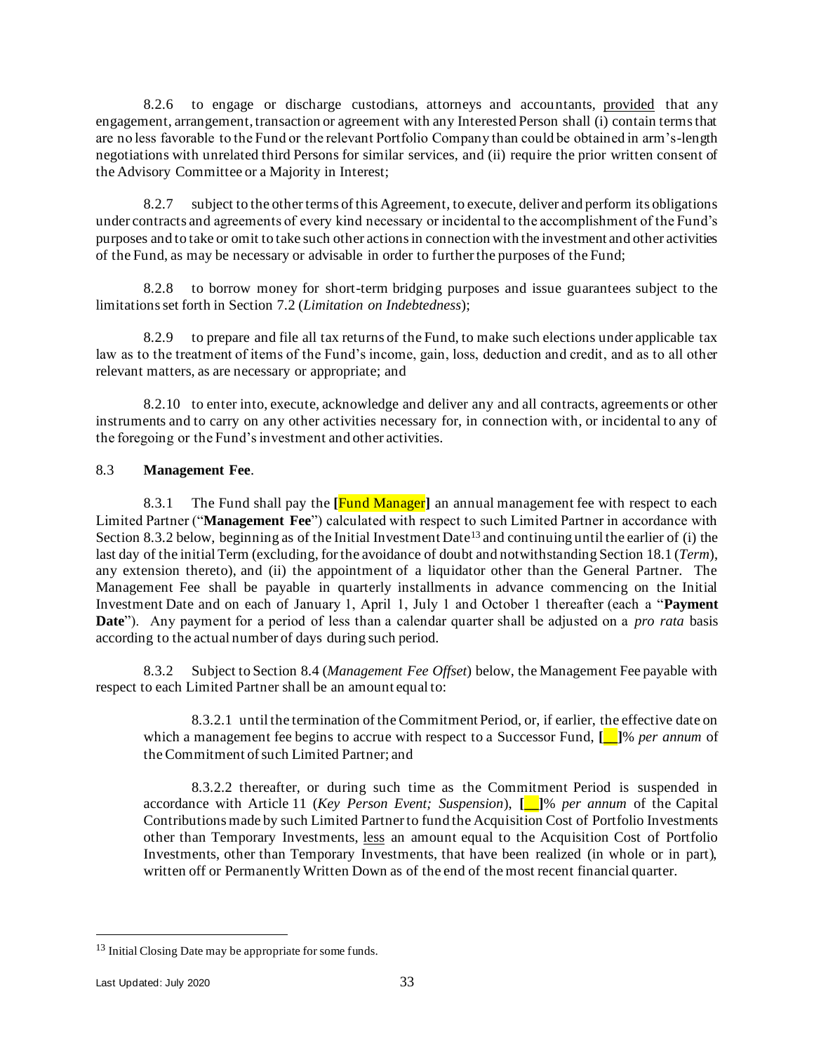8.2.6 to engage or discharge custodians, attorneys and accountants, provided that any engagement, arrangement, transaction or agreement with any Interested Person shall (i) contain terms that are no less favorable to the Fund or the relevant Portfolio Company than could be obtained in arm's-length negotiations with unrelated third Persons for similar services, and (ii) require the prior written consent of the Advisory Committee or a Majority in Interest;

8.2.7 subject to the other terms of this Agreement, to execute, deliver and perform its obligations under contracts and agreements of every kind necessary or incidental to the accomplishment of the Fund's purposes and to take or omit to take such other actions in connection with the investment and other activities of the Fund, as may be necessary or advisable in order to further the purposes of the Fund;

8.2.8 to borrow money for short-term bridging purposes and issue guarantees subject to the limitations set forth in Section 7.2 (*Limitation on Indebtedness*);

8.2.9 to prepare and file all tax returns of the Fund, to make such elections under applicable tax law as to the treatment of items of the Fund's income, gain, loss, deduction and credit, and as to all other relevant matters, as are necessary or appropriate; and

8.2.10 to enter into, execute, acknowledge and deliver any and all contracts, agreements or other instruments and to carry on any other activities necessary for, in connection with, or incidental to any of the foregoing or the Fund's investment and other activities.

8.3 **Management Fee**.

8.3.1 The Fund shall pay the **[**Fund Manager**]** an annual management fee with respect to each Limited Partner ("**Management Fee**") calculated with respect to such Limited Partner in accordance with Section 8.3.2 below, beginning as of the Initial Investment Date[13] and continuing until the earlier of (i) the last day of the initial Term (excluding, for the avoidance of doubt and notwithstanding Section 18.1 (*Term*), any extension thereto), and (ii) the appointment of a liquidator other than the General Partner. The Management Fee shall be payable in quarterly installments in advance commencing on the Initial Investment Date and on each of January 1, April 1, July 1 and October 1 thereafter (each a "**Payment Date**"). Any payment for a period of less than a calendar quarter shall be adjusted on a *pro rata* basis according to the actual number of days during such period.

8.3.2 Subject to Section 8.4 (*Management Fee Offset*) below, the Management Fee payable with respect to each Limited Partner shall be an amount equal to:

8.3.2.1 until the termination of the Commitment Period, or, if earlier, the effective date on which a management fee begins to accrue with respect to a Successor Fund, **[__]**% *per annum* of the Commitment of such Limited Partner; and

8.3.2.2 thereafter, or during such time as the Commitment Period is suspended in accordance with Article 11 (*Key Person Event; Suspension*), **[__]**% *per annum* of the Capital Contributions made by such Limited Partner to fund the Acquisition Cost of Portfolio Investments other than Temporary Investments, less an amount equal to the Acquisition Cost of Portfolio Investments, other than Temporary Investments, that have been realized (in whole or in part), written off or Permanently Written Down as of the end of the most recent financial quarter.

---

[13] Initial Closing Date may be appropriate for some funds.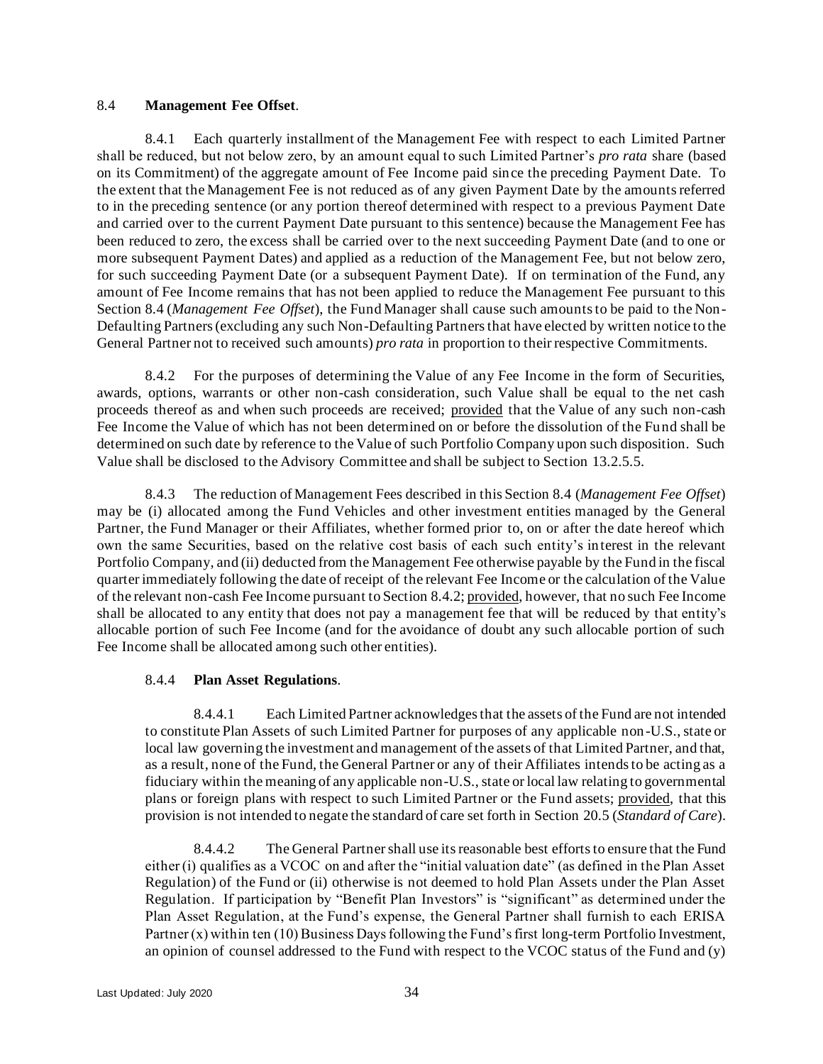8.4 **Management Fee Offset**.

8.4.1 Each quarterly installment of the Management Fee with respect to each Limited Partner shall be reduced, but not below zero, by an amount equal to such Limited Partner's *pro rata* share (based on its Commitment) of the aggregate amount of Fee Income paid since the preceding Payment Date. To the extent that the Management Fee is not reduced as of any given Payment Date by the amounts referred to in the preceding sentence (or any portion thereof determined with respect to a previous Payment Date and carried over to the current Payment Date pursuant to this sentence) because the Management Fee has been reduced to zero, the excess shall be carried over to the next succeeding Payment Date (and to one or more subsequent Payment Dates) and applied as a reduction of the Management Fee, but not below zero, for such succeeding Payment Date (or a subsequent Payment Date). If on termination of the Fund, any amount of Fee Income remains that has not been applied to reduce the Management Fee pursuant to this Section 8.4 (*Management Fee Offset*), the Fund Manager shall cause such amounts to be paid to the Non-Defaulting Partners (excluding any such Non-Defaulting Partners that have elected by written notice to the General Partner not to received such amounts) *pro rata* in proportion to their respective Commitments.

8.4.2 For the purposes of determining the Value of any Fee Income in the form of Securities, awards, options, warrants or other non-cash consideration, such Value shall be equal to the net cash proceeds thereof as and when such proceeds are received; provided that the Value of any such non-cash Fee Income the Value of which has not been determined on or before the dissolution of the Fund shall be determined on such date by reference to the Value of such Portfolio Company upon such disposition. Such Value shall be disclosed to the Advisory Committee and shall be subject to Section 13.2.5.5.

8.4.3 The reduction of Management Fees described in this Section 8.4 (*Management Fee Offset*) may be (i) allocated among the Fund Vehicles and other investment entities managed by the General Partner, the Fund Manager or their Affiliates, whether formed prior to, on or after the date hereof which own the same Securities, based on the relative cost basis of each such entity's interest in the relevant Portfolio Company, and (ii) deducted from the Management Fee otherwise payable by the Fund in the fiscal quarter immediately following the date of receipt of the relevant Fee Income or the calculation of the Value of the relevant non-cash Fee Income pursuant to Section 8.4.2; provided, however, that no such Fee Income shall be allocated to any entity that does not pay a management fee that will be reduced by that entity's allocable portion of such Fee Income (and for the avoidance of doubt any such allocable portion of such Fee Income shall be allocated among such other entities).

8.4.4 **Plan Asset Regulations**.

8.4.4.1 Each Limited Partner acknowledges that the assets of the Fund are not intended to constitute Plan Assets of such Limited Partner for purposes of any applicable non-U.S., state or local law governing the investment and management of the assets of that Limited Partner, and that, as a result, none of the Fund, the General Partner or any of their Affiliates intends to be acting as a fiduciary within the meaning of any applicable non-U.S., state or local law relating to governmental plans or foreign plans with respect to such Limited Partner or the Fund assets; provided, that this provision is not intended to negate the standard of care set forth in Section 20.5 (*Standard of Care*).

8.4.4.2 The General Partner shall use its reasonable best efforts to ensure that the Fund either (i) qualifies as a VCOC on and after the "initial valuation date" (as defined in the Plan Asset Regulation) of the Fund or (ii) otherwise is not deemed to hold Plan Assets under the Plan Asset Regulation. If participation by "Benefit Plan Investors" is "significant" as determined under the Plan Asset Regulation, at the Fund's expense, the General Partner shall furnish to each ERISA Partner (x) within ten (10) Business Days following the Fund's first long-term Portfolio Investment, an opinion of counsel addressed to the Fund with respect to the VCOC status of the Fund and (y)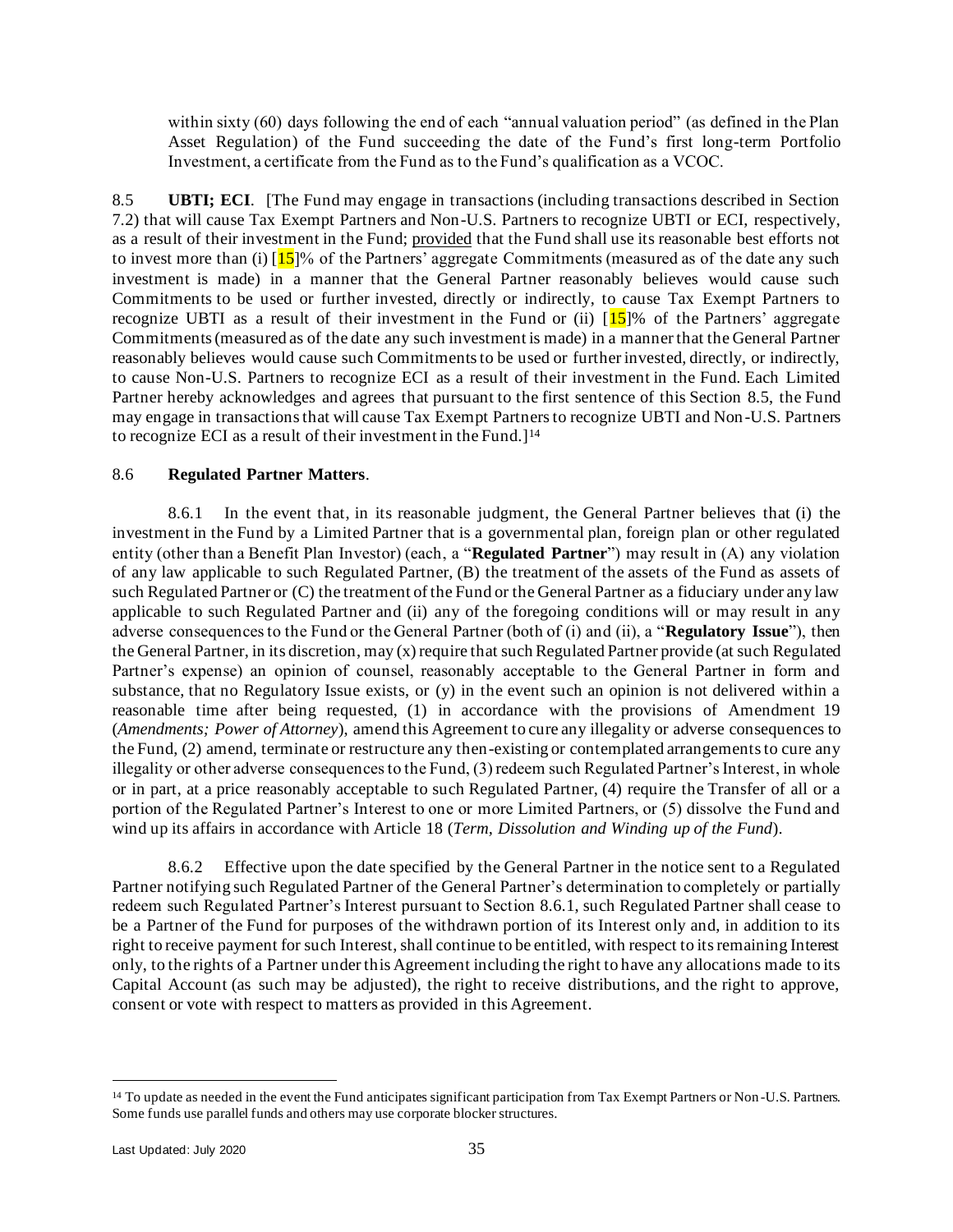within sixty (60) days following the end of each "annual valuation period" (as defined in the Plan Asset Regulation) of the Fund succeeding the date of the Fund's first long-term Portfolio Investment, a certificate from the Fund as to the Fund's qualification as a VCOC.

8.5 **UBTI; ECI**. [The Fund may engage in transactions (including transactions described in Section 7.2) that will cause Tax Exempt Partners and Non-U.S. Partners to recognize UBTI or ECI, respectively, as a result of their investment in the Fund; provided that the Fund shall use its reasonable best efforts not to invest more than (i) [15]% of the Partners' aggregate Commitments (measured as of the date any such investment is made) in a manner that the General Partner reasonably believes would cause such Commitments to be used or further invested, directly or indirectly, to cause Tax Exempt Partners to recognize UBTI as a result of their investment in the Fund or (ii) [15]% of the Partners' aggregate Commitments (measured as of the date any such investment is made) in a manner that the General Partner reasonably believes would cause such Commitments to be used or further invested, directly, or indirectly, to cause Non-U.S. Partners to recognize ECI as a result of their investment in the Fund. Each Limited Partner hereby acknowledges and agrees that pursuant to the first sentence of this Section 8.5, the Fund may engage in transactions that will cause Tax Exempt Partners to recognize UBTI and Non-U.S. Partners to recognize ECI as a result of their investment in the Fund.][14]

8.6 **Regulated Partner Matters**.

8.6.1 In the event that, in its reasonable judgment, the General Partner believes that (i) the investment in the Fund by a Limited Partner that is a governmental plan, foreign plan or other regulated entity (other than a Benefit Plan Investor) (each, a "**Regulated Partner**") may result in (A) any violation of any law applicable to such Regulated Partner, (B) the treatment of the assets of the Fund as assets of such Regulated Partner or (C) the treatment of the Fund or the General Partner as a fiduciary under any law applicable to such Regulated Partner and (ii) any of the foregoing conditions will or may result in any adverse consequences to the Fund or the General Partner (both of (i) and (ii), a "**Regulatory Issue**"), then the General Partner, in its discretion, may (x) require that such Regulated Partner provide (at such Regulated Partner's expense) an opinion of counsel, reasonably acceptable to the General Partner in form and substance, that no Regulatory Issue exists, or (y) in the event such an opinion is not delivered within a reasonable time after being requested, (1) in accordance with the provisions of Amendment 19 (*Amendments; Power of Attorney*), amend this Agreement to cure any illegality or adverse consequences to the Fund, (2) amend, terminate or restructure any then-existing or contemplated arrangements to cure any illegality or other adverse consequences to the Fund, (3) redeem such Regulated Partner's Interest, in whole or in part, at a price reasonably acceptable to such Regulated Partner, (4) require the Transfer of all or a portion of the Regulated Partner's Interest to one or more Limited Partners, or (5) dissolve the Fund and wind up its affairs in accordance with Article 18 (*Term, Dissolution and Winding up of the Fund*).

8.6.2 Effective upon the date specified by the General Partner in the notice sent to a Regulated Partner notifying such Regulated Partner of the General Partner's determination to completely or partially redeem such Regulated Partner's Interest pursuant to Section 8.6.1, such Regulated Partner shall cease to be a Partner of the Fund for purposes of the withdrawn portion of its Interest only and, in addition to its right to receive payment for such Interest, shall continue to be entitled, with respect to its remaining Interest only, to the rights of a Partner under this Agreement including the right to have any allocations made to its Capital Account (as such may be adjusted), the right to receive distributions, and the right to approve, consent or vote with respect to matters as provided in this Agreement.

---

[14] To update as needed in the event the Fund anticipates significant participation from Tax Exempt Partners or Non-U.S. Partners. Some funds use parallel funds and others may use corporate blocker structures.

Last Updated: July 2020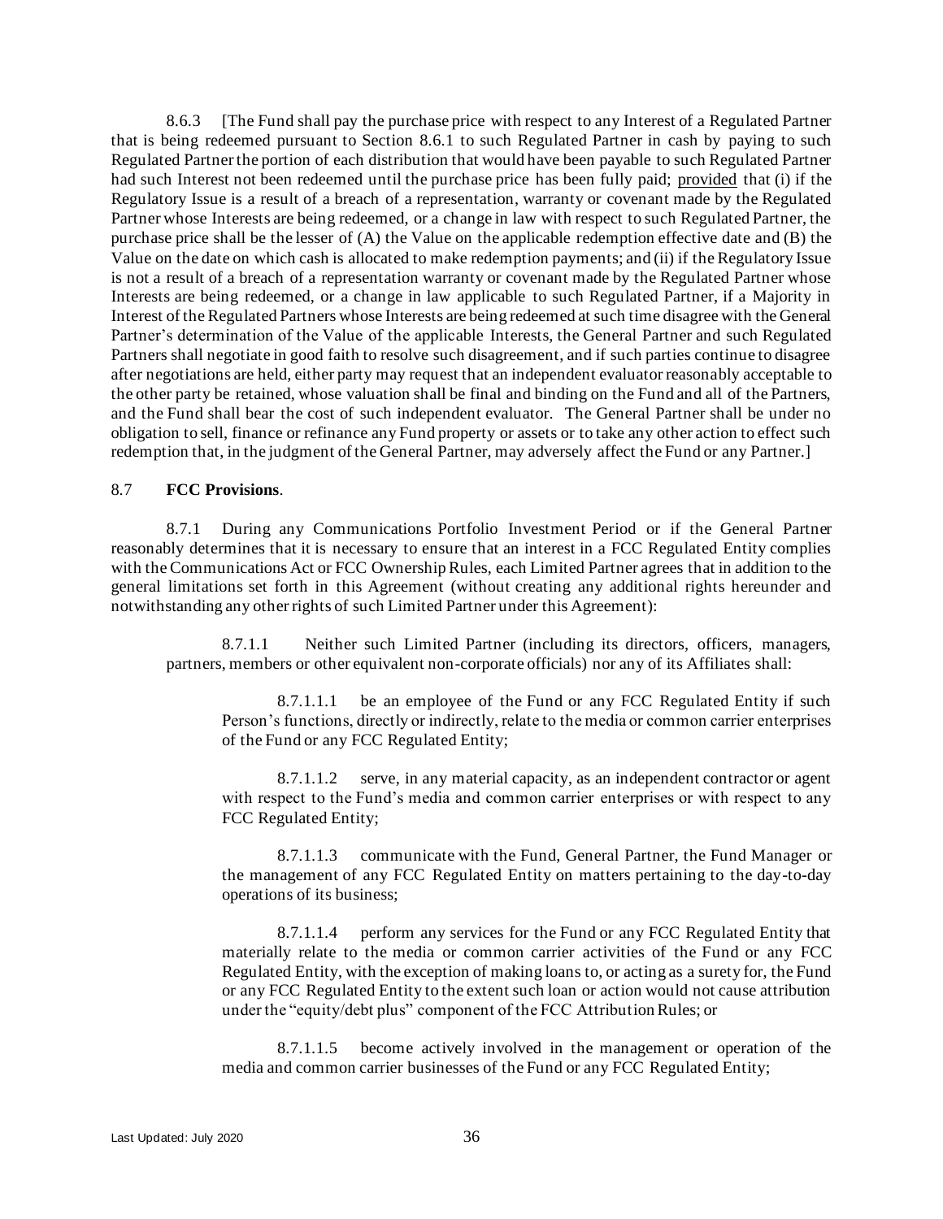8.6.3 [The Fund shall pay the purchase price with respect to any Interest of a Regulated Partner that is being redeemed pursuant to Section 8.6.1 to such Regulated Partner in cash by paying to such Regulated Partner the portion of each distribution that would have been payable to such Regulated Partner had such Interest not been redeemed until the purchase price has been fully paid; provided that (i) if the Regulatory Issue is a result of a breach of a representation, warranty or covenant made by the Regulated Partner whose Interests are being redeemed, or a change in law with respect to such Regulated Partner, the purchase price shall be the lesser of (A) the Value on the applicable redemption effective date and (B) the Value on the date on which cash is allocated to make redemption payments; and (ii) if the Regulatory Issue is not a result of a breach of a representation warranty or covenant made by the Regulated Partner whose Interests are being redeemed, or a change in law applicable to such Regulated Partner, if a Majority in Interest of the Regulated Partners whose Interests are being redeemed at such time disagree with the General Partner's determination of the Value of the applicable Interests, the General Partner and such Regulated Partners shall negotiate in good faith to resolve such disagreement, and if such parties continue to disagree after negotiations are held, either party may request that an independent evaluator reasonably acceptable to the other party be retained, whose valuation shall be final and binding on the Fund and all of the Partners, and the Fund shall bear the cost of such independent evaluator. The General Partner shall be under no obligation to sell, finance or refinance any Fund property or assets or to take any other action to effect such redemption that, in the judgment of the General Partner, may adversely affect the Fund or any Partner.]

8.7 **FCC Provisions**.

8.7.1 During any Communications Portfolio Investment Period or if the General Partner reasonably determines that it is necessary to ensure that an interest in a FCC Regulated Entity complies with the Communications Act or FCC Ownership Rules, each Limited Partner agrees that in addition to the general limitations set forth in this Agreement (without creating any additional rights hereunder and notwithstanding any other rights of such Limited Partner under this Agreement):

8.7.1.1 Neither such Limited Partner (including its directors, officers, managers, partners, members or other equivalent non-corporate officials) nor any of its Affiliates shall:

8.7.1.1.1 be an employee of the Fund or any FCC Regulated Entity if such Person's functions, directly or indirectly, relate to the media or common carrier enterprises of the Fund or any FCC Regulated Entity;

8.7.1.1.2 serve, in any material capacity, as an independent contractor or agent with respect to the Fund's media and common carrier enterprises or with respect to any FCC Regulated Entity;

8.7.1.1.3 communicate with the Fund, General Partner, the Fund Manager or the management of any FCC Regulated Entity on matters pertaining to the day-to-day operations of its business;

8.7.1.1.4 perform any services for the Fund or any FCC Regulated Entity that materially relate to the media or common carrier activities of the Fund or any FCC Regulated Entity, with the exception of making loans to, or acting as a surety for, the Fund or any FCC Regulated Entity to the extent such loan or action would not cause attribution under the "equity/debt plus" component of the FCC Attribution Rules; or

8.7.1.1.5 become actively involved in the management or operation of the media and common carrier businesses of the Fund or any FCC Regulated Entity;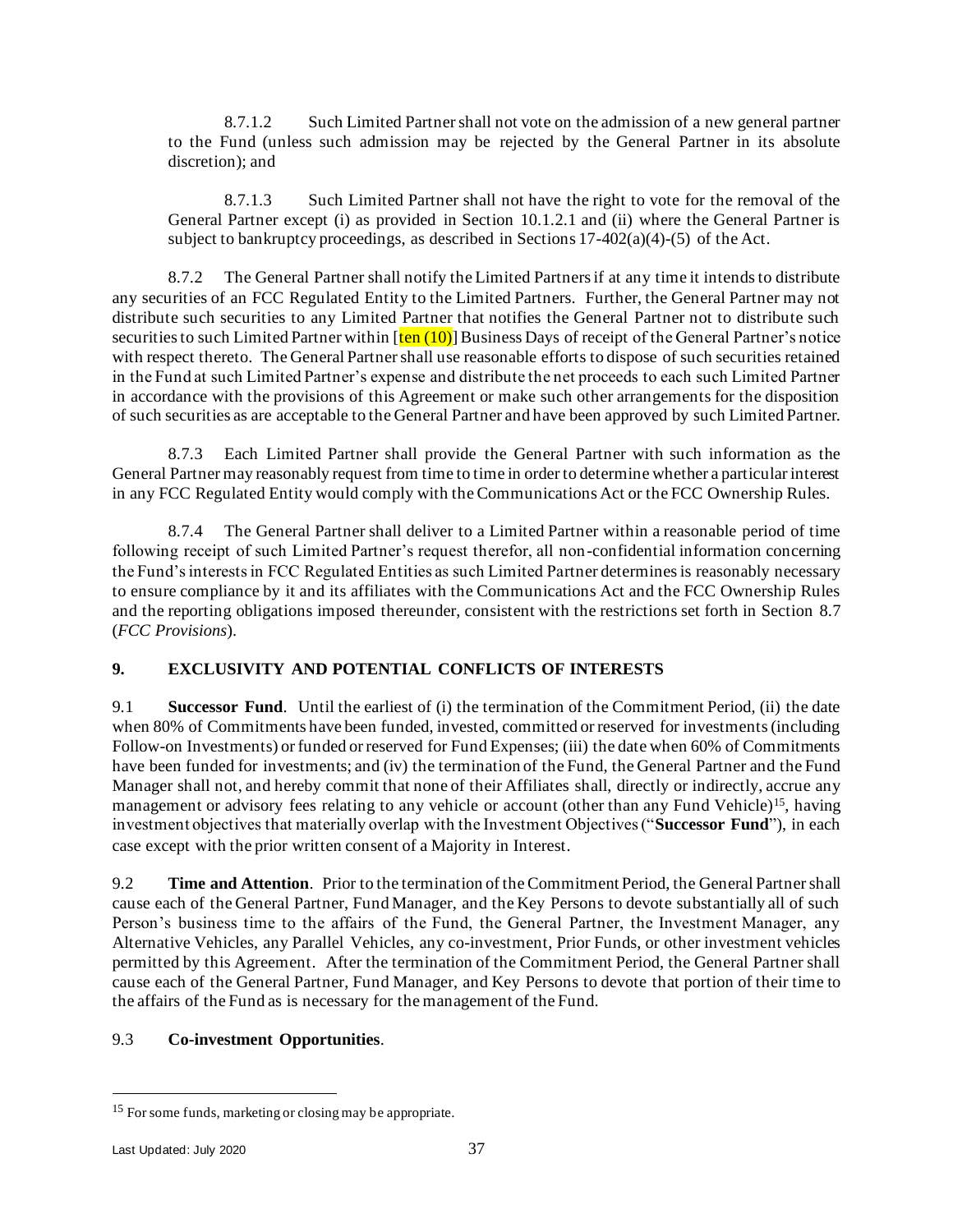8.7.1.2 Such Limited Partner shall not vote on the admission of a new general partner to the Fund (unless such admission may be rejected by the General Partner in its absolute discretion); and

8.7.1.3 Such Limited Partner shall not have the right to vote for the removal of the General Partner except (i) as provided in Section 10.1.2.1 and (ii) where the General Partner is subject to bankruptcy proceedings, as described in Sections 17-402(a)(4)-(5) of the Act.

8.7.2 The General Partner shall notify the Limited Partners if at any time it intends to distribute any securities of an FCC Regulated Entity to the Limited Partners. Further, the General Partner may not distribute such securities to any Limited Partner that notifies the General Partner not to distribute such securities to such Limited Partner within [ten (10)] Business Days of receipt of the General Partner's notice with respect thereto. The General Partner shall use reasonable efforts to dispose of such securities retained in the Fund at such Limited Partner's expense and distribute the net proceeds to each such Limited Partner in accordance with the provisions of this Agreement or make such other arrangements for the disposition of such securities as are acceptable to the General Partner and have been approved by such Limited Partner.

8.7.3 Each Limited Partner shall provide the General Partner with such information as the General Partner may reasonably request from time to time in order to determine whether a particular interest in any FCC Regulated Entity would comply with the Communications Act or the FCC Ownership Rules.

8.7.4 The General Partner shall deliver to a Limited Partner within a reasonable period of time following receipt of such Limited Partner's request therefor, all non-confidential information concerning the Fund's interests in FCC Regulated Entities as such Limited Partner determines is reasonably necessary to ensure compliance by it and its affiliates with the Communications Act and the FCC Ownership Rules and the reporting obligations imposed thereunder, consistent with the restrictions set forth in Section 8.7 (*FCC Provisions*).

## 9. EXCLUSIVITY AND POTENTIAL CONFLICTS OF INTERESTS

9.1 **Successor Fund**. Until the earliest of (i) the termination of the Commitment Period, (ii) the date when 80% of Commitments have been funded, invested, committed or reserved for investments (including Follow-on Investments) or funded or reserved for Fund Expenses; (iii) the date when 60% of Commitments have been funded for investments; and (iv) the termination of the Fund, the General Partner and the Fund Manager shall not, and hereby commit that none of their Affiliates shall, directly or indirectly, accrue any management or advisory fees relating to any vehicle or account (other than any Fund Vehicle)[15], having investment objectives that materially overlap with the Investment Objectives ("**Successor Fund**"), in each case except with the prior written consent of a Majority in Interest.

9.2 **Time and Attention**. Prior to the termination of the Commitment Period, the General Partner shall cause each of the General Partner, Fund Manager, and the Key Persons to devote substantially all of such Person's business time to the affairs of the Fund, the General Partner, the Investment Manager, any Alternative Vehicles, any Parallel Vehicles, any co-investment, Prior Funds, or other investment vehicles permitted by this Agreement. After the termination of the Commitment Period, the General Partner shall cause each of the General Partner, Fund Manager, and Key Persons to devote that portion of their time to the affairs of the Fund as is necessary for the management of the Fund.

9.3 **Co-investment Opportunities**.

---

[15] For some funds, marketing or closing may be appropriate.

Last Updated: July 2020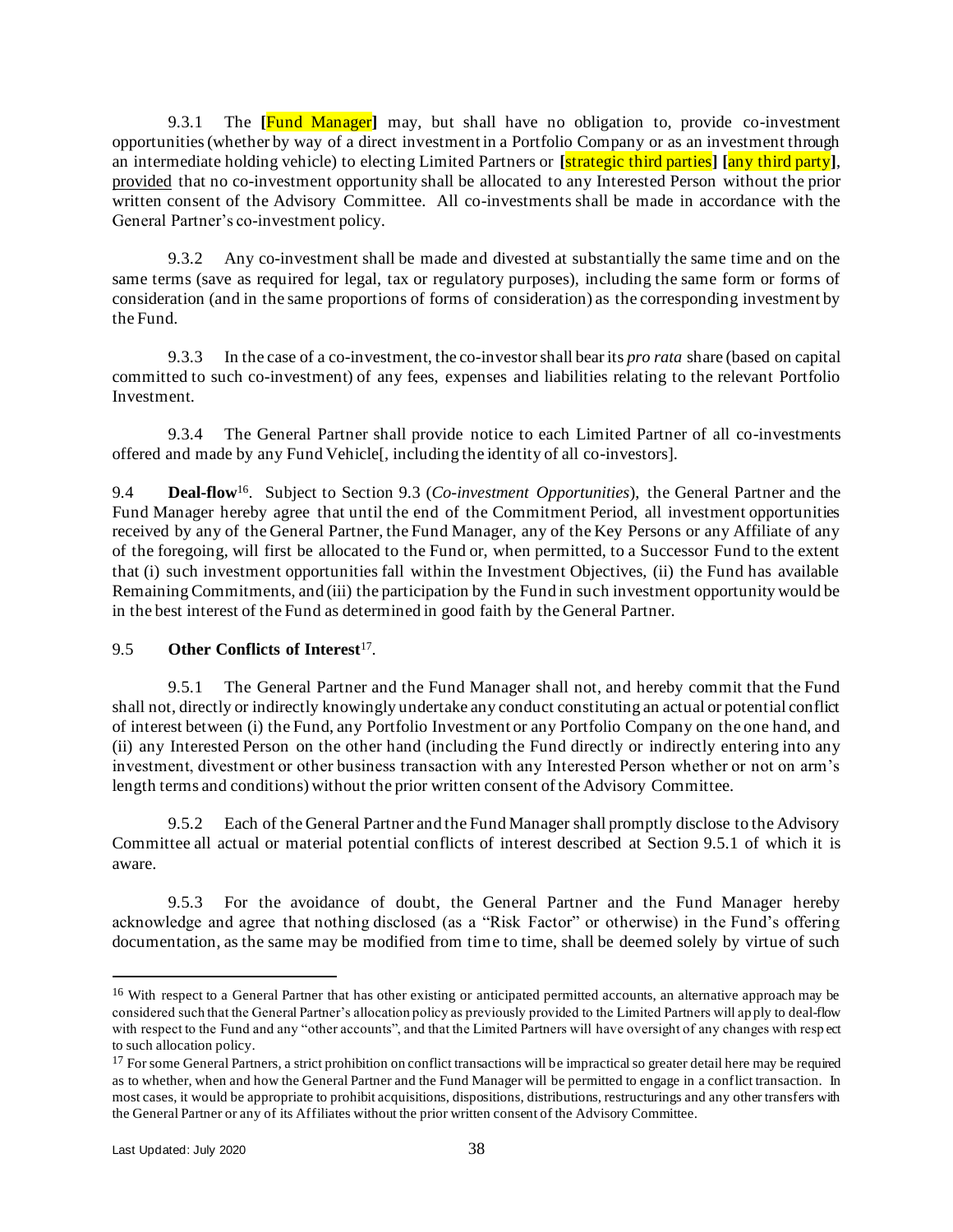9.3.1 The **[**Fund Manager**]** may, but shall have no obligation to, provide co-investment opportunities (whether by way of a direct investment in a Portfolio Company or as an investment through an intermediate holding vehicle) to electing Limited Partners or **[**strategic third parties**]** **[**any third party**]**, provided that no co-investment opportunity shall be allocated to any Interested Person without the prior written consent of the Advisory Committee. All co-investments shall be made in accordance with the General Partner's co-investment policy.

9.3.2 Any co-investment shall be made and divested at substantially the same time and on the same terms (save as required for legal, tax or regulatory purposes), including the same form or forms of consideration (and in the same proportions of forms of consideration) as the corresponding investment by the Fund.

9.3.3 In the case of a co-investment, the co-investor shall bear its *pro rata* share (based on capital committed to such co-investment) of any fees, expenses and liabilities relating to the relevant Portfolio Investment.

9.3.4 The General Partner shall provide notice to each Limited Partner of all co-investments offered and made by any Fund Vehicle[, including the identity of all co-investors].

9.4 **Deal-flow**[16]. Subject to Section 9.3 (*Co-investment Opportunities*), the General Partner and the Fund Manager hereby agree that until the end of the Commitment Period, all investment opportunities received by any of the General Partner, the Fund Manager, any of the Key Persons or any Affiliate of any of the foregoing, will first be allocated to the Fund or, when permitted, to a Successor Fund to the extent that (i) such investment opportunities fall within the Investment Objectives, (ii) the Fund has available Remaining Commitments, and (iii) the participation by the Fund in such investment opportunity would be in the best interest of the Fund as determined in good faith by the General Partner.

9.5 **Other Conflicts of Interest**[17].

9.5.1 The General Partner and the Fund Manager shall not, and hereby commit that the Fund shall not, directly or indirectly knowingly undertake any conduct constituting an actual or potential conflict of interest between (i) the Fund, any Portfolio Investment or any Portfolio Company on the one hand, and (ii) any Interested Person on the other hand (including the Fund directly or indirectly entering into any investment, divestment or other business transaction with any Interested Person whether or not on arm's length terms and conditions) without the prior written consent of the Advisory Committee.

9.5.2 Each of the General Partner and the Fund Manager shall promptly disclose to the Advisory Committee all actual or material potential conflicts of interest described at Section 9.5.1 of which it is aware.

9.5.3 For the avoidance of doubt, the General Partner and the Fund Manager hereby acknowledge and agree that nothing disclosed (as a "Risk Factor" or otherwise) in the Fund's offering documentation, as the same may be modified from time to time, shall be deemed solely by virtue of such

---

[16] With respect to a General Partner that has other existing or anticipated permitted accounts, an alternative approach may be considered such that the General Partner's allocation policy as previously provided to the Limited Partners will apply to deal-flow with respect to the Fund and any "other accounts", and that the Limited Partners will have oversight of any changes with respect to such allocation policy.

[17] For some General Partners, a strict prohibition on conflict transactions will be impractical so greater detail here may be required as to whether, when and how the General Partner and the Fund Manager will be permitted to engage in a conflict transaction. In most cases, it would be appropriate to prohibit acquisitions, dispositions, distributions, restructurings and any other transfers with the General Partner or any of its Affiliates without the prior written consent of the Advisory Committee.

Last Updated: July 2020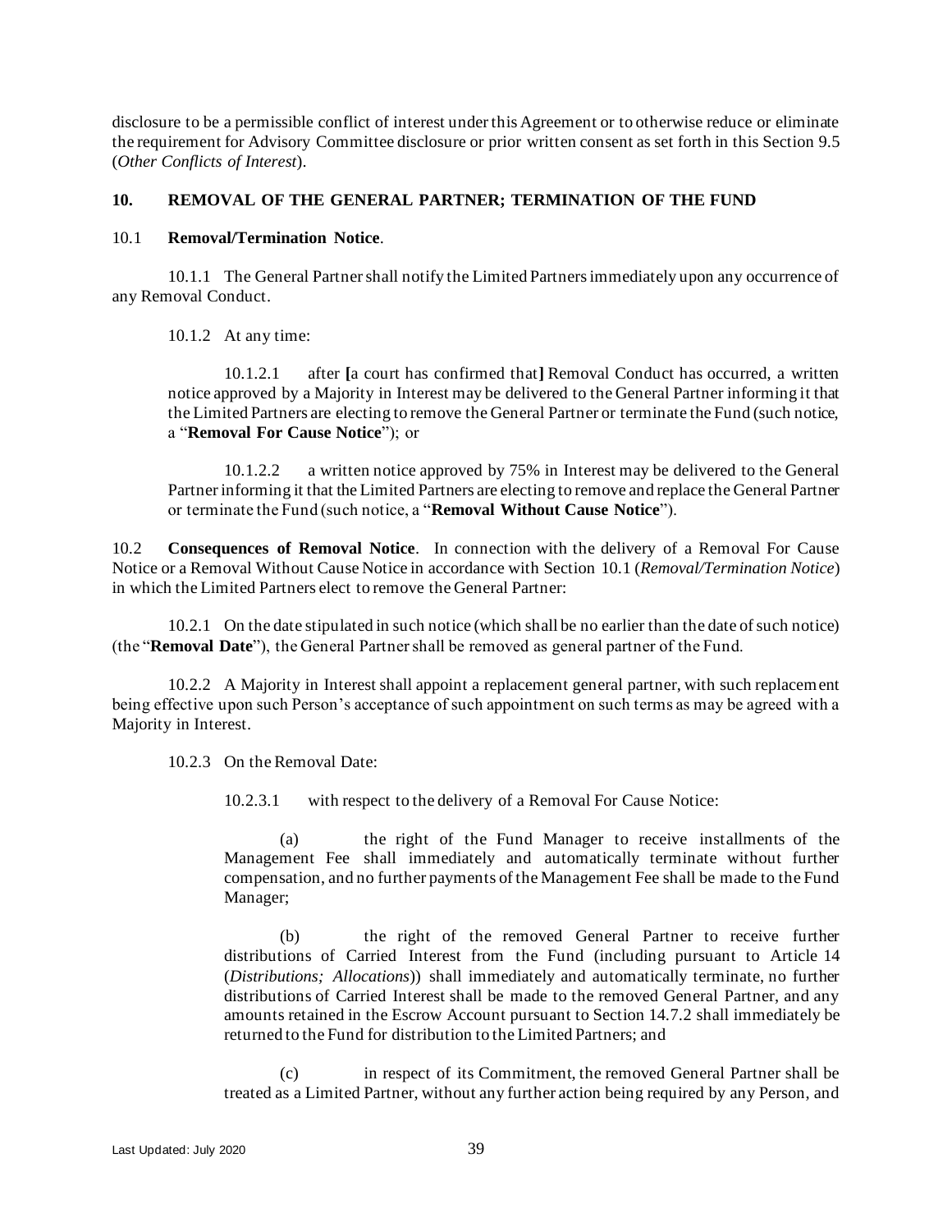disclosure to be a permissible conflict of interest under this Agreement or to otherwise reduce or eliminate the requirement for Advisory Committee disclosure or prior written consent as set forth in this Section 9.5 (*Other Conflicts of Interest*).

## 10. REMOVAL OF THE GENERAL PARTNER; TERMINATION OF THE FUND

10.1 **Removal/Termination Notice**.

10.1.1 The General Partner shall notify the Limited Partners immediately upon any occurrence of any Removal Conduct.

10.1.2 At any time:

10.1.2.1 after **[**a court has confirmed that**]** Removal Conduct has occurred, a written notice approved by a Majority in Interest may be delivered to the General Partner informing it that the Limited Partners are electing to remove the General Partner or terminate the Fund (such notice, a "**Removal For Cause Notice**"); or

10.1.2.2 a written notice approved by 75% in Interest may be delivered to the General Partner informing it that the Limited Partners are electing to remove and replace the General Partner or terminate the Fund (such notice, a "**Removal Without Cause Notice**").

10.2 **Consequences of Removal Notice**. In connection with the delivery of a Removal For Cause Notice or a Removal Without Cause Notice in accordance with Section 10.1 (*Removal/Termination Notice*) in which the Limited Partners elect to remove the General Partner:

10.2.1 On the date stipulated in such notice (which shall be no earlier than the date of such notice) (the "**Removal Date**"), the General Partner shall be removed as general partner of the Fund.

10.2.2 A Majority in Interest shall appoint a replacement general partner, with such replacement being effective upon such Person's acceptance of such appointment on such terms as may be agreed with a Majority in Interest.

10.2.3 On the Removal Date:

10.2.3.1 with respect to the delivery of a Removal For Cause Notice:

(a) the right of the Fund Manager to receive installments of the Management Fee shall immediately and automatically terminate without further compensation, and no further payments of the Management Fee shall be made to the Fund Manager;

(b) the right of the removed General Partner to receive further distributions of Carried Interest from the Fund (including pursuant to Article 14 (*Distributions; Allocations*)) shall immediately and automatically terminate, no further distributions of Carried Interest shall be made to the removed General Partner, and any amounts retained in the Escrow Account pursuant to Section 14.7.2 shall immediately be returned to the Fund for distribution to the Limited Partners; and

(c) in respect of its Commitment, the removed General Partner shall be treated as a Limited Partner, without any further action being required by any Person, and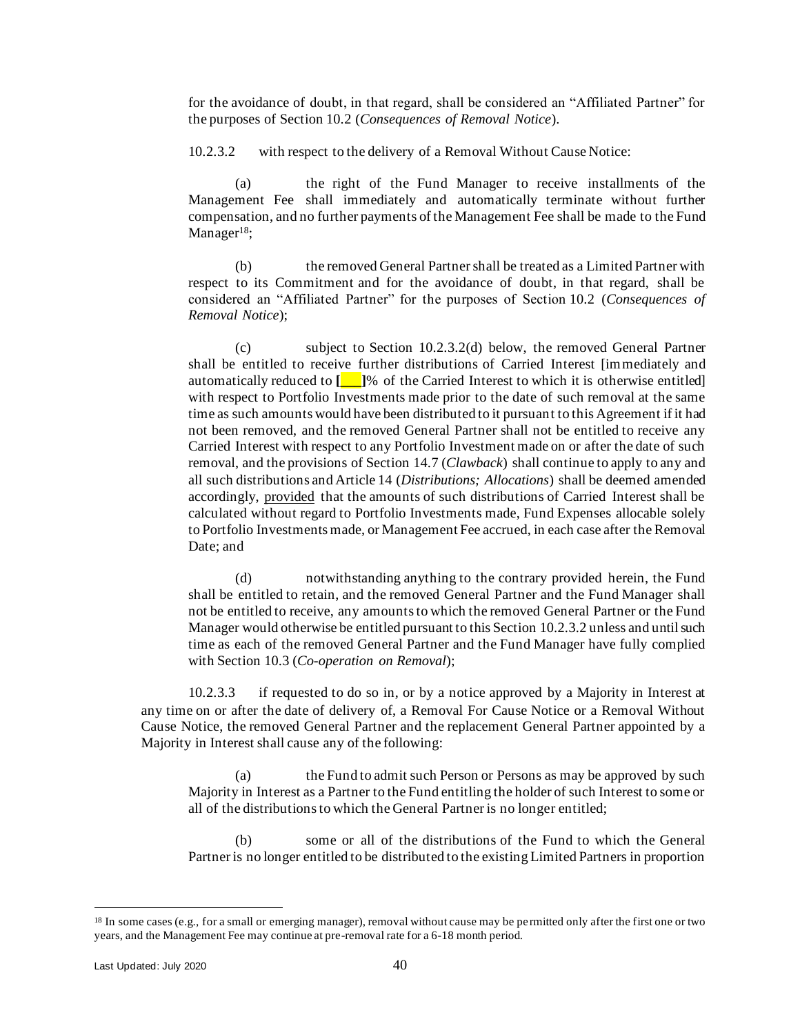for the avoidance of doubt, in that regard, shall be considered an "Affiliated Partner" for the purposes of Section 10.2 (*Consequences of Removal Notice*).

10.2.3.2 with respect to the delivery of a Removal Without Cause Notice:

(a) the right of the Fund Manager to receive installments of the Management Fee shall immediately and automatically terminate without further compensation, and no further payments of the Management Fee shall be made to the Fund Manager[18];

(b) the removed General Partner shall be treated as a Limited Partner with respect to its Commitment and for the avoidance of doubt, in that regard, shall be considered an "Affiliated Partner" for the purposes of Section 10.2 (*Consequences of Removal Notice*);

(c) subject to Section 10.2.3.2(d) below, the removed General Partner shall be entitled to receive further distributions of Carried Interest [immediately and automatically reduced to **[___]**% of the Carried Interest to which it is otherwise entitled] with respect to Portfolio Investments made prior to the date of such removal at the same time as such amounts would have been distributed to it pursuant to this Agreement if it had not been removed, and the removed General Partner shall not be entitled to receive any Carried Interest with respect to any Portfolio Investment made on or after the date of such removal, and the provisions of Section 14.7 (*Clawback*) shall continue to apply to any and all such distributions and Article 14 (*Distributions; Allocations*) shall be deemed amended accordingly, <u>provided</u> that the amounts of such distributions of Carried Interest shall be calculated without regard to Portfolio Investments made, Fund Expenses allocable solely to Portfolio Investments made, or Management Fee accrued, in each case after the Removal Date; and

(d) notwithstanding anything to the contrary provided herein, the Fund shall be entitled to retain, and the removed General Partner and the Fund Manager shall not be entitled to receive, any amounts to which the removed General Partner or the Fund Manager would otherwise be entitled pursuant to this Section 10.2.3.2 unless and until such time as each of the removed General Partner and the Fund Manager have fully complied with Section 10.3 (*Co-operation on Removal*);

10.2.3.3 if requested to do so in, or by a notice approved by a Majority in Interest at any time on or after the date of delivery of, a Removal For Cause Notice or a Removal Without Cause Notice, the removed General Partner and the replacement General Partner appointed by a Majority in Interest shall cause any of the following:

(a) the Fund to admit such Person or Persons as may be approved by such Majority in Interest as a Partner to the Fund entitling the holder of such Interest to some or all of the distributions to which the General Partner is no longer entitled;

(b) some or all of the distributions of the Fund to which the General Partner is no longer entitled to be distributed to the existing Limited Partners in proportion

---

[18] In some cases (e.g., for a small or emerging manager), removal without cause may be permitted only after the first one or two years, and the Management Fee may continue at pre-removal rate for a 6-18 month period.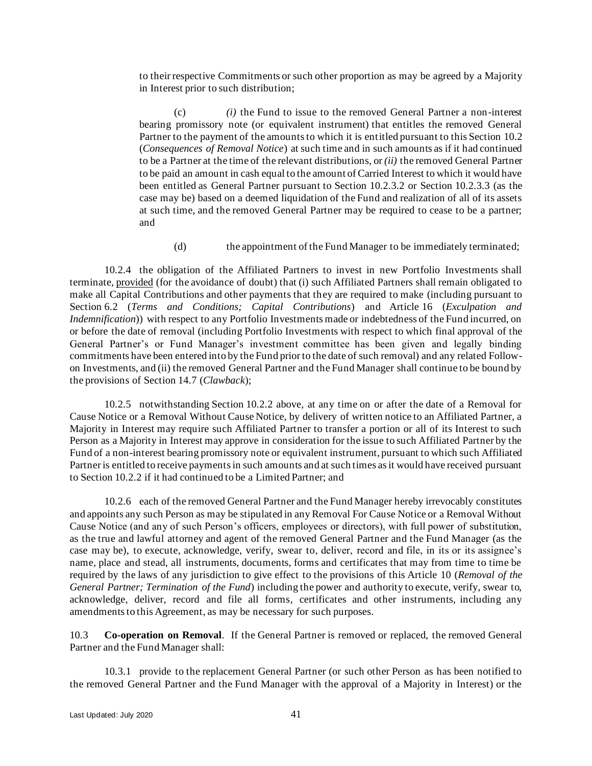to their respective Commitments or such other proportion as may be agreed by a Majority in Interest prior to such distribution;

(c) *(i)* the Fund to issue to the removed General Partner a non-interest bearing promissory note (or equivalent instrument) that entitles the removed General Partner to the payment of the amounts to which it is entitled pursuant to this Section 10.2 (*Consequences of Removal Notice*) at such time and in such amounts as if it had continued to be a Partner at the time of the relevant distributions, or *(ii)* the removed General Partner to be paid an amount in cash equal to the amount of Carried Interest to which it would have been entitled as General Partner pursuant to Section 10.2.3.2 or Section 10.2.3.3 (as the case may be) based on a deemed liquidation of the Fund and realization of all of its assets at such time, and the removed General Partner may be required to cease to be a partner; and

(d) the appointment of the Fund Manager to be immediately terminated;

10.2.4 the obligation of the Affiliated Partners to invest in new Portfolio Investments shall terminate, provided (for the avoidance of doubt) that (i) such Affiliated Partners shall remain obligated to make all Capital Contributions and other payments that they are required to make (including pursuant to Section 6.2 (*Terms and Conditions; Capital Contributions*) and Article 16 (*Exculpation and Indemnification*)) with respect to any Portfolio Investments made or indebtedness of the Fund incurred, on or before the date of removal (including Portfolio Investments with respect to which final approval of the General Partner's or Fund Manager's investment committee has been given and legally binding commitments have been entered into by the Fund prior to the date of such removal) and any related Follow-on Investments, and (ii) the removed General Partner and the Fund Manager shall continue to be bound by the provisions of Section 14.7 (*Clawback*);

10.2.5 notwithstanding Section 10.2.2 above, at any time on or after the date of a Removal for Cause Notice or a Removal Without Cause Notice, by delivery of written notice to an Affiliated Partner, a Majority in Interest may require such Affiliated Partner to transfer a portion or all of its Interest to such Person as a Majority in Interest may approve in consideration for the issue to such Affiliated Partner by the Fund of a non-interest bearing promissory note or equivalent instrument, pursuant to which such Affiliated Partner is entitled to receive payments in such amounts and at such times as it would have received pursuant to Section 10.2.2 if it had continued to be a Limited Partner; and

10.2.6 each of the removed General Partner and the Fund Manager hereby irrevocably constitutes and appoints any such Person as may be stipulated in any Removal For Cause Notice or a Removal Without Cause Notice (and any of such Person's officers, employees or directors), with full power of substitution, as the true and lawful attorney and agent of the removed General Partner and the Fund Manager (as the case may be), to execute, acknowledge, verify, swear to, deliver, record and file, in its or its assignee's name, place and stead, all instruments, documents, forms and certificates that may from time to time be required by the laws of any jurisdiction to give effect to the provisions of this Article 10 (*Removal of the General Partner; Termination of the Fund*) including the power and authority to execute, verify, swear to, acknowledge, deliver, record and file all forms, certificates and other instruments, including any amendments to this Agreement, as may be necessary for such purposes.

10.3 **Co-operation on Removal**. If the General Partner is removed or replaced, the removed General Partner and the Fund Manager shall:

10.3.1 provide to the replacement General Partner (or such other Person as has been notified to the removed General Partner and the Fund Manager with the approval of a Majority in Interest) or the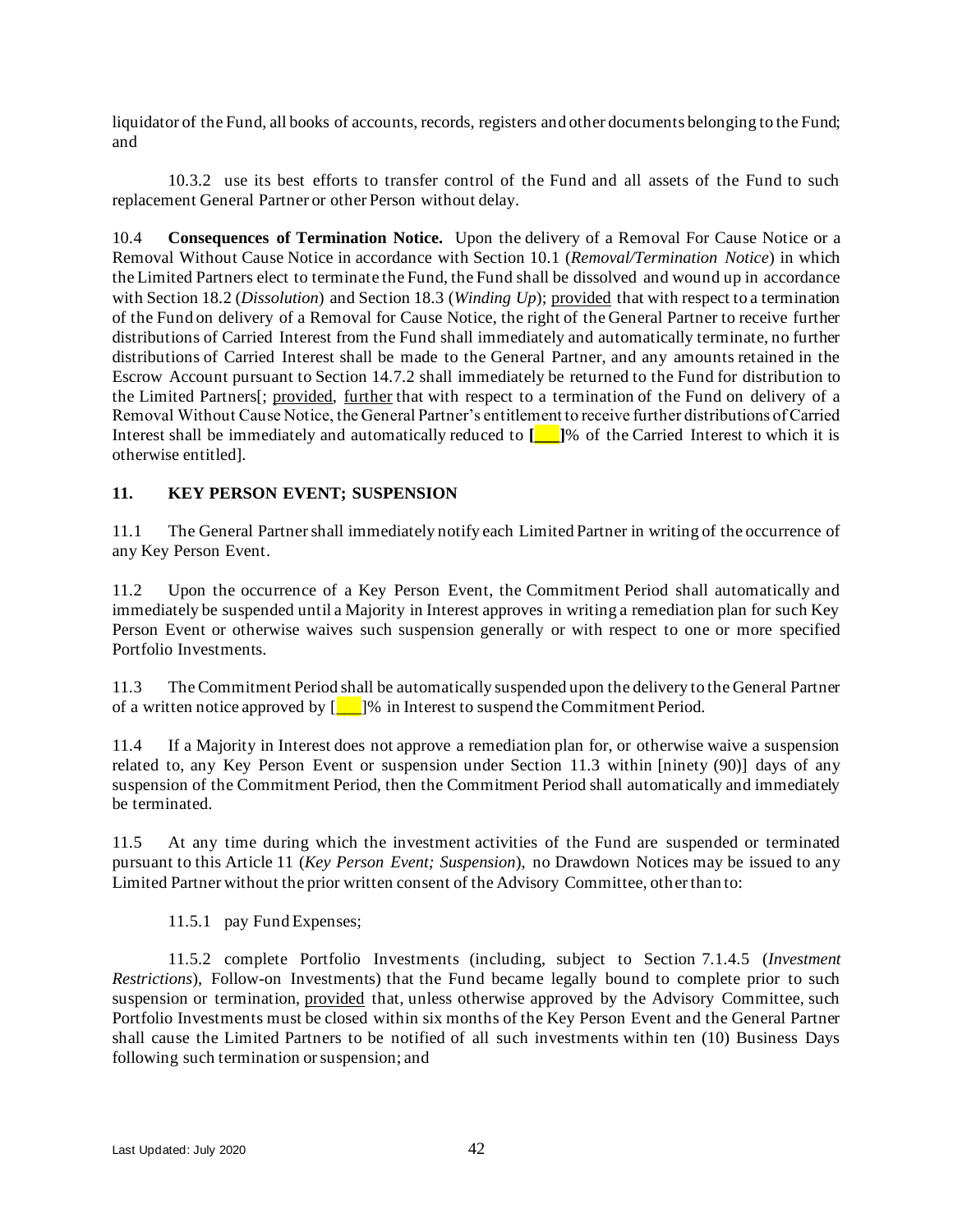liquidator of the Fund, all books of accounts, records, registers and other documents belonging to the Fund; and

10.3.2 use its best efforts to transfer control of the Fund and all assets of the Fund to such replacement General Partner or other Person without delay.

10.4 **Consequences of Termination Notice.** Upon the delivery of a Removal For Cause Notice or a Removal Without Cause Notice in accordance with Section 10.1 (*Removal/Termination Notice*) in which the Limited Partners elect to terminate the Fund, the Fund shall be dissolved and wound up in accordance with Section 18.2 (*Dissolution*) and Section 18.3 (*Winding Up*); provided that with respect to a termination of the Fund on delivery of a Removal for Cause Notice, the right of the General Partner to receive further distributions of Carried Interest from the Fund shall immediately and automatically terminate, no further distributions of Carried Interest shall be made to the General Partner, and any amounts retained in the Escrow Account pursuant to Section 14.7.2 shall immediately be returned to the Fund for distribution to the Limited Partners[; provided, further that with respect to a termination of the Fund on delivery of a Removal Without Cause Notice, the General Partner's entitlement to receive further distributions of Carried Interest shall be immediately and automatically reduced to **[___]**% of the Carried Interest to which it is otherwise entitled].

## 11. KEY PERSON EVENT; SUSPENSION

11.1 The General Partner shall immediately notify each Limited Partner in writing of the occurrence of any Key Person Event.

11.2 Upon the occurrence of a Key Person Event, the Commitment Period shall automatically and immediately be suspended until a Majority in Interest approves in writing a remediation plan for such Key Person Event or otherwise waives such suspension generally or with respect to one or more specified Portfolio Investments.

11.3 The Commitment Period shall be automatically suspended upon the delivery to the General Partner of a written notice approved by [___]% in Interest to suspend the Commitment Period.

11.4 If a Majority in Interest does not approve a remediation plan for, or otherwise waive a suspension related to, any Key Person Event or suspension under Section 11.3 within [ninety (90)] days of any suspension of the Commitment Period, then the Commitment Period shall automatically and immediately be terminated.

11.5 At any time during which the investment activities of the Fund are suspended or terminated pursuant to this Article 11 (*Key Person Event; Suspension*), no Drawdown Notices may be issued to any Limited Partner without the prior written consent of the Advisory Committee, other than to:

11.5.1 pay Fund Expenses;

11.5.2 complete Portfolio Investments (including, subject to Section 7.1.4.5 (*Investment Restrictions*), Follow-on Investments) that the Fund became legally bound to complete prior to such suspension or termination, provided that, unless otherwise approved by the Advisory Committee, such Portfolio Investments must be closed within six months of the Key Person Event and the General Partner shall cause the Limited Partners to be notified of all such investments within ten (10) Business Days following such termination or suspension; and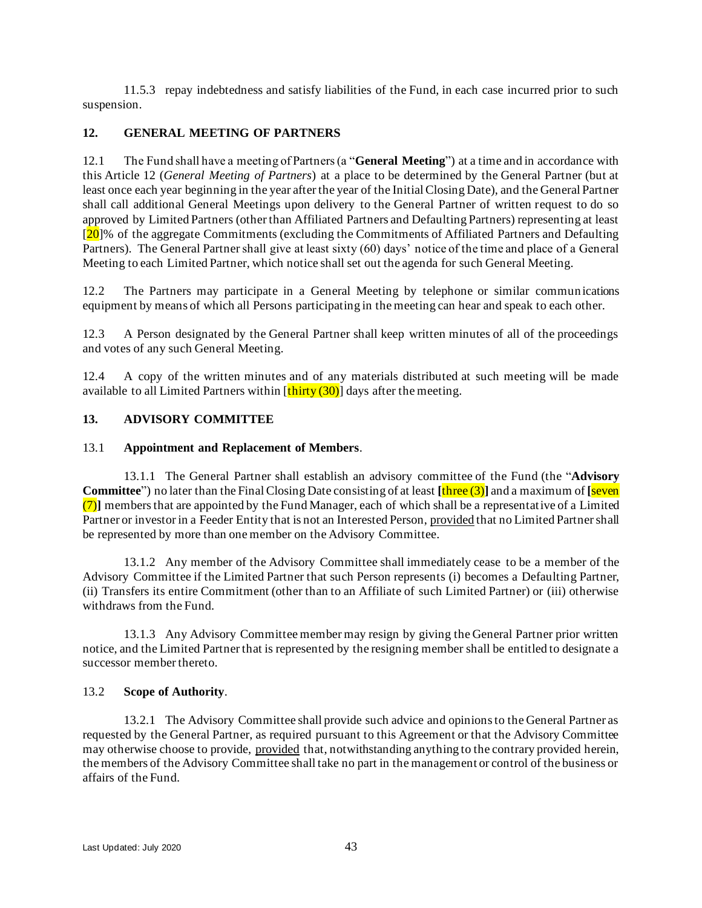11.5.3 repay indebtedness and satisfy liabilities of the Fund, in each case incurred prior to such suspension.

## 12. GENERAL MEETING OF PARTNERS

12.1 The Fund shall have a meeting of Partners (a "**General Meeting**") at a time and in accordance with this Article 12 (*General Meeting of Partners*) at a place to be determined by the General Partner (but at least once each year beginning in the year after the year of the Initial Closing Date), and the General Partner shall call additional General Meetings upon delivery to the General Partner of written request to do so approved by Limited Partners (other than Affiliated Partners and Defaulting Partners) representing at least [20]% of the aggregate Commitments (excluding the Commitments of Affiliated Partners and Defaulting Partners). The General Partner shall give at least sixty (60) days' notice of the time and place of a General Meeting to each Limited Partner, which notice shall set out the agenda for such General Meeting.

12.2 The Partners may participate in a General Meeting by telephone or similar communications equipment by means of which all Persons participating in the meeting can hear and speak to each other.

12.3 A Person designated by the General Partner shall keep written minutes of all of the proceedings and votes of any such General Meeting.

12.4 A copy of the written minutes and of any materials distributed at such meeting will be made available to all Limited Partners within [thirty (30)] days after the meeting.

## 13. ADVISORY COMMITTEE

13.1 **Appointment and Replacement of Members**.

13.1.1 The General Partner shall establish an advisory committee of the Fund (the "**Advisory Committee**") no later than the Final Closing Date consisting of at least **[**three (3)**]** and a maximum of **[**seven (7)**]** members that are appointed by the Fund Manager, each of which shall be a representative of a Limited Partner or investor in a Feeder Entity that is not an Interested Person, provided that no Limited Partner shall be represented by more than one member on the Advisory Committee.

13.1.2 Any member of the Advisory Committee shall immediately cease to be a member of the Advisory Committee if the Limited Partner that such Person represents (i) becomes a Defaulting Partner, (ii) Transfers its entire Commitment (other than to an Affiliate of such Limited Partner) or (iii) otherwise withdraws from the Fund.

13.1.3 Any Advisory Committee member may resign by giving the General Partner prior written notice, and the Limited Partner that is represented by the resigning member shall be entitled to designate a successor member thereto.

13.2 **Scope of Authority**.

13.2.1 The Advisory Committee shall provide such advice and opinions to the General Partner as requested by the General Partner, as required pursuant to this Agreement or that the Advisory Committee may otherwise choose to provide, provided that, notwithstanding anything to the contrary provided herein, the members of the Advisory Committee shall take no part in the management or control of the business or affairs of the Fund.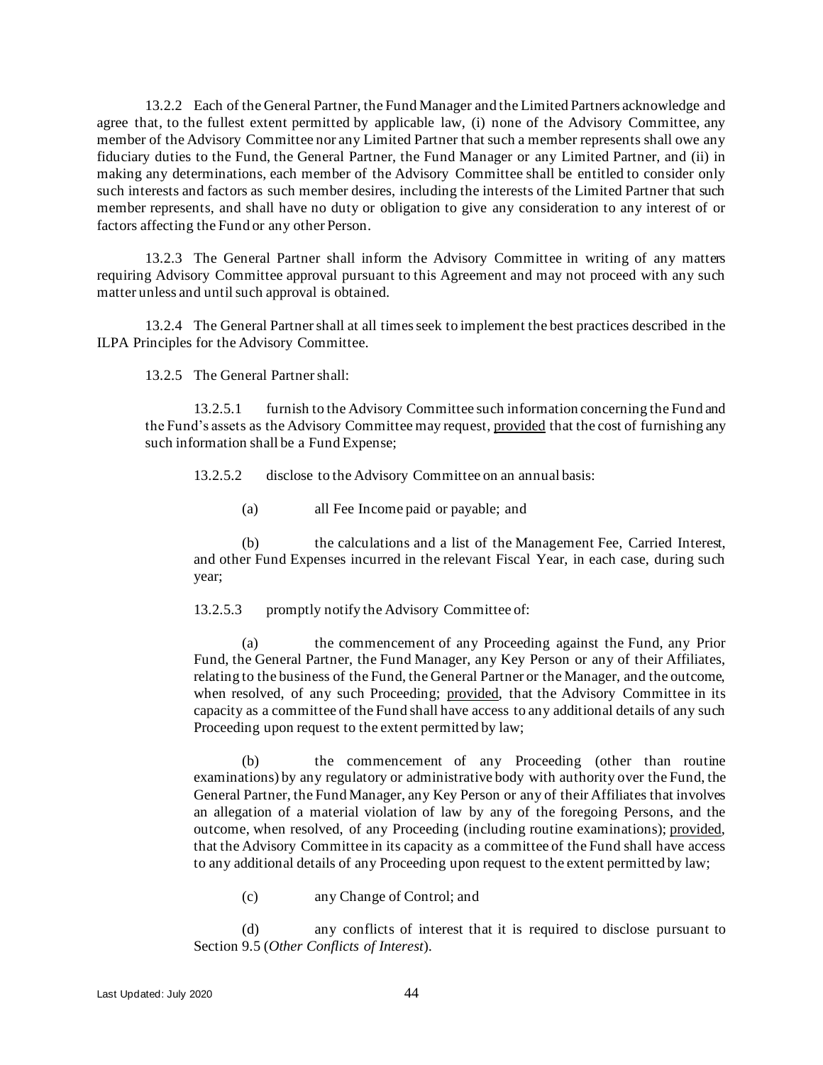13.2.2 Each of the General Partner, the Fund Manager and the Limited Partners acknowledge and agree that, to the fullest extent permitted by applicable law, (i) none of the Advisory Committee, any member of the Advisory Committee nor any Limited Partner that such a member represents shall owe any fiduciary duties to the Fund, the General Partner, the Fund Manager or any Limited Partner, and (ii) in making any determinations, each member of the Advisory Committee shall be entitled to consider only such interests and factors as such member desires, including the interests of the Limited Partner that such member represents, and shall have no duty or obligation to give any consideration to any interest of or factors affecting the Fund or any other Person.

13.2.3 The General Partner shall inform the Advisory Committee in writing of any matters requiring Advisory Committee approval pursuant to this Agreement and may not proceed with any such matter unless and until such approval is obtained.

13.2.4 The General Partner shall at all times seek to implement the best practices described in the ILPA Principles for the Advisory Committee.

13.2.5 The General Partner shall:

13.2.5.1 furnish to the Advisory Committee such information concerning the Fund and the Fund's assets as the Advisory Committee may request, provided that the cost of furnishing any such information shall be a Fund Expense;

13.2.5.2 disclose to the Advisory Committee on an annual basis:

(a) all Fee Income paid or payable; and

(b) the calculations and a list of the Management Fee, Carried Interest, and other Fund Expenses incurred in the relevant Fiscal Year, in each case, during such year;

13.2.5.3 promptly notify the Advisory Committee of:

(a) the commencement of any Proceeding against the Fund, any Prior Fund, the General Partner, the Fund Manager, any Key Person or any of their Affiliates, relating to the business of the Fund, the General Partner or the Manager, and the outcome, when resolved, of any such Proceeding; provided, that the Advisory Committee in its capacity as a committee of the Fund shall have access to any additional details of any such Proceeding upon request to the extent permitted by law;

(b) the commencement of any Proceeding (other than routine examinations) by any regulatory or administrative body with authority over the Fund, the General Partner, the Fund Manager, any Key Person or any of their Affiliates that involves an allegation of a material violation of law by any of the foregoing Persons, and the outcome, when resolved, of any Proceeding (including routine examinations); provided, that the Advisory Committee in its capacity as a committee of the Fund shall have access to any additional details of any Proceeding upon request to the extent permitted by law;

(c) any Change of Control; and

(d) any conflicts of interest that it is required to disclose pursuant to Section 9.5 (*Other Conflicts of Interest*).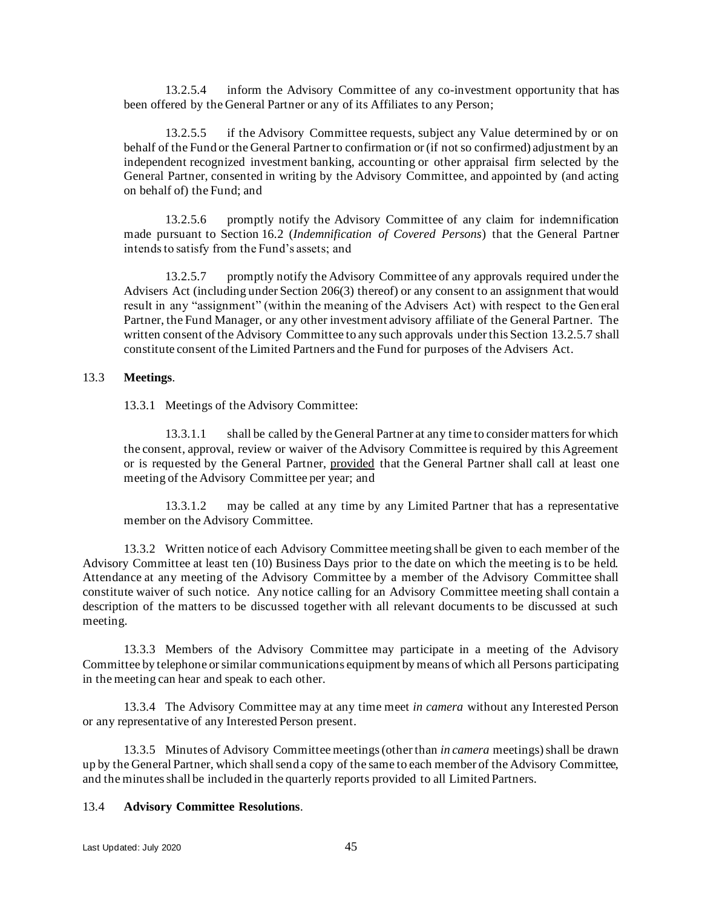13.2.5.4 inform the Advisory Committee of any co-investment opportunity that has been offered by the General Partner or any of its Affiliates to any Person;

13.2.5.5 if the Advisory Committee requests, subject any Value determined by or on behalf of the Fund or the General Partner to confirmation or (if not so confirmed) adjustment by an independent recognized investment banking, accounting or other appraisal firm selected by the General Partner, consented in writing by the Advisory Committee, and appointed by (and acting on behalf of) the Fund; and

13.2.5.6 promptly notify the Advisory Committee of any claim for indemnification made pursuant to Section 16.2 (*Indemnification of Covered Persons*) that the General Partner intends to satisfy from the Fund's assets; and

13.2.5.7 promptly notify the Advisory Committee of any approvals required under the Advisers Act (including under Section 206(3) thereof) or any consent to an assignment that would result in any "assignment" (within the meaning of the Advisers Act) with respect to the General Partner, the Fund Manager, or any other investment advisory affiliate of the General Partner. The written consent of the Advisory Committee to any such approvals under this Section 13.2.5.7 shall constitute consent of the Limited Partners and the Fund for purposes of the Advisers Act.

13.3 **Meetings**.

13.3.1 Meetings of the Advisory Committee:

13.3.1.1 shall be called by the General Partner at any time to consider matters for which the consent, approval, review or waiver of the Advisory Committee is required by this Agreement or is requested by the General Partner, provided that the General Partner shall call at least one meeting of the Advisory Committee per year; and

13.3.1.2 may be called at any time by any Limited Partner that has a representative member on the Advisory Committee.

13.3.2 Written notice of each Advisory Committee meeting shall be given to each member of the Advisory Committee at least ten (10) Business Days prior to the date on which the meeting is to be held. Attendance at any meeting of the Advisory Committee by a member of the Advisory Committee shall constitute waiver of such notice. Any notice calling for an Advisory Committee meeting shall contain a description of the matters to be discussed together with all relevant documents to be discussed at such meeting.

13.3.3 Members of the Advisory Committee may participate in a meeting of the Advisory Committee by telephone or similar communications equipment by means of which all Persons participating in the meeting can hear and speak to each other.

13.3.4 The Advisory Committee may at any time meet *in camera* without any Interested Person or any representative of any Interested Person present.

13.3.5 Minutes of Advisory Committee meetings (other than *in camera* meetings) shall be drawn up by the General Partner, which shall send a copy of the same to each member of the Advisory Committee, and the minutes shall be included in the quarterly reports provided to all Limited Partners.

13.4 **Advisory Committee Resolutions**.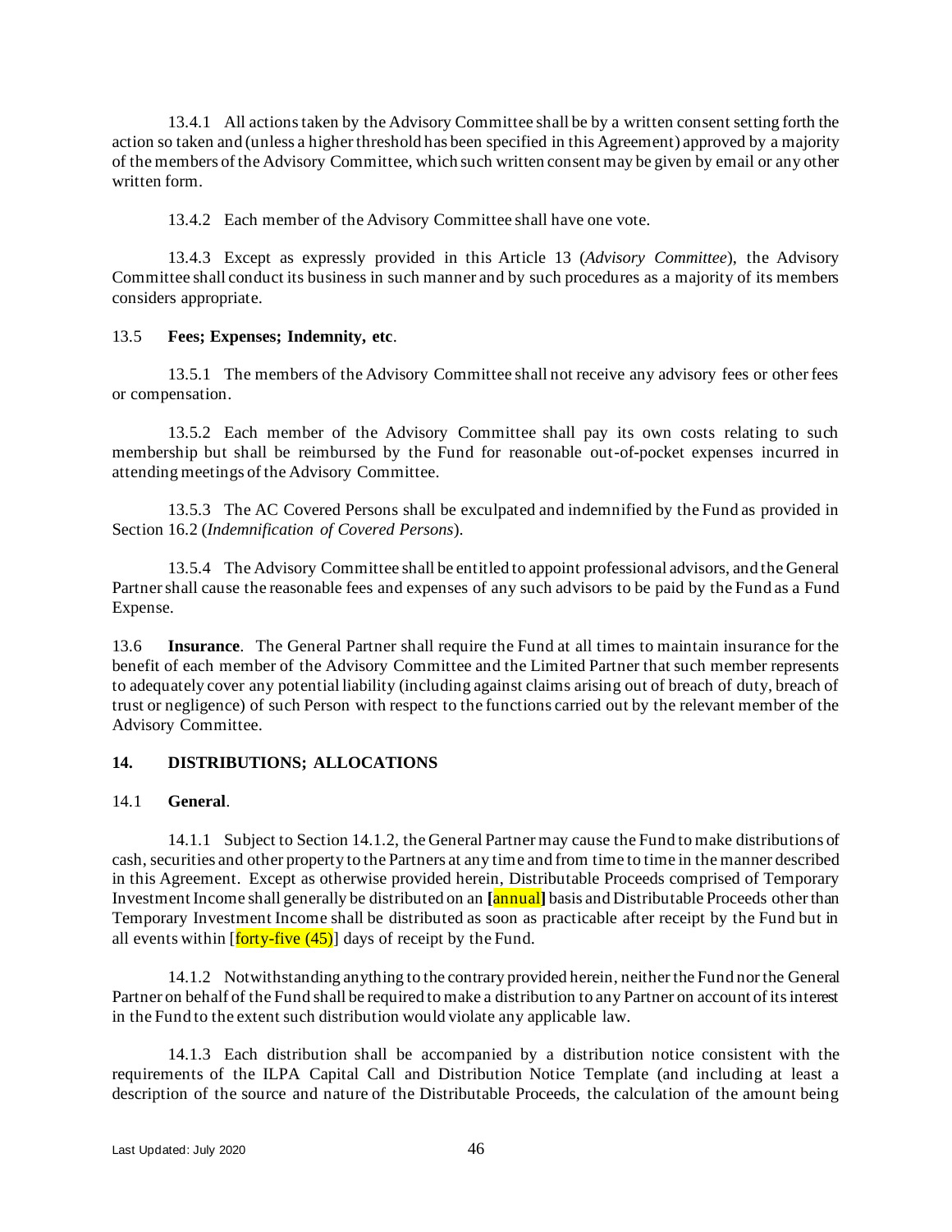13.4.1 All actions taken by the Advisory Committee shall be by a written consent setting forth the action so taken and (unless a higher threshold has been specified in this Agreement) approved by a majority of the members of the Advisory Committee, which such written consent may be given by email or any other written form.

13.4.2 Each member of the Advisory Committee shall have one vote.

13.4.3 Except as expressly provided in this Article 13 (*Advisory Committee*), the Advisory Committee shall conduct its business in such manner and by such procedures as a majority of its members considers appropriate.

13.5 **Fees; Expenses; Indemnity, etc**.

13.5.1 The members of the Advisory Committee shall not receive any advisory fees or other fees or compensation.

13.5.2 Each member of the Advisory Committee shall pay its own costs relating to such membership but shall be reimbursed by the Fund for reasonable out-of-pocket expenses incurred in attending meetings of the Advisory Committee.

13.5.3 The AC Covered Persons shall be exculpated and indemnified by the Fund as provided in Section 16.2 (*Indemnification of Covered Persons*).

13.5.4 The Advisory Committee shall be entitled to appoint professional advisors, and the General Partner shall cause the reasonable fees and expenses of any such advisors to be paid by the Fund as a Fund Expense.

13.6 **Insurance**. The General Partner shall require the Fund at all times to maintain insurance for the benefit of each member of the Advisory Committee and the Limited Partner that such member represents to adequately cover any potential liability (including against claims arising out of breach of duty, breach of trust or negligence) of such Person with respect to the functions carried out by the relevant member of the Advisory Committee.

## 14. DISTRIBUTIONS; ALLOCATIONS

14.1 **General**.

14.1.1 Subject to Section 14.1.2, the General Partner may cause the Fund to make distributions of cash, securities and other property to the Partners at any time and from time to time in the manner described in this Agreement. Except as otherwise provided herein, Distributable Proceeds comprised of Temporary Investment Income shall generally be distributed on an **[**annual**]** basis and Distributable Proceeds other than Temporary Investment Income shall be distributed as soon as practicable after receipt by the Fund but in all events within [forty-five (45)] days of receipt by the Fund.

14.1.2 Notwithstanding anything to the contrary provided herein, neither the Fund nor the General Partner on behalf of the Fund shall be required to make a distribution to any Partner on account of its interest in the Fund to the extent such distribution would violate any applicable law.

14.1.3 Each distribution shall be accompanied by a distribution notice consistent with the requirements of the ILPA Capital Call and Distribution Notice Template (and including at least a description of the source and nature of the Distributable Proceeds, the calculation of the amount being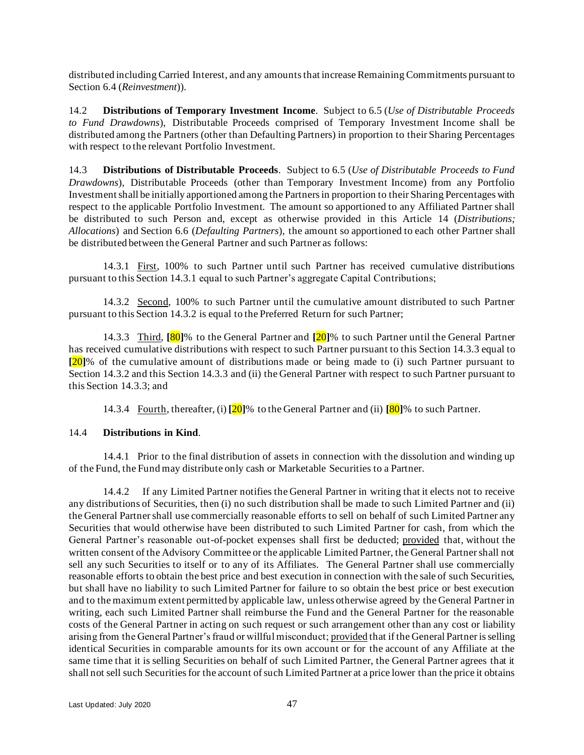distributed including Carried Interest, and any amounts that increase Remaining Commitments pursuant to Section 6.4 (*Reinvestment*)).

14.2 **Distributions of Temporary Investment Income**. Subject to 6.5 (*Use of Distributable Proceeds to Fund Drawdowns*), Distributable Proceeds comprised of Temporary Investment Income shall be distributed among the Partners (other than Defaulting Partners) in proportion to their Sharing Percentages with respect to the relevant Portfolio Investment.

14.3 **Distributions of Distributable Proceeds**. Subject to 6.5 (*Use of Distributable Proceeds to Fund Drawdowns*), Distributable Proceeds (other than Temporary Investment Income) from any Portfolio Investment shall be initially apportioned among the Partners in proportion to their Sharing Percentages with respect to the applicable Portfolio Investment. The amount so apportioned to any Affiliated Partner shall be distributed to such Person and, except as otherwise provided in this Article 14 (*Distributions; Allocations*) and Section 6.6 (*Defaulting Partners*), the amount so apportioned to each other Partner shall be distributed between the General Partner and such Partner as follows:

14.3.1 First, 100% to such Partner until such Partner has received cumulative distributions pursuant to this Section 14.3.1 equal to such Partner's aggregate Capital Contributions;

14.3.2 Second, 100% to such Partner until the cumulative amount distributed to such Partner pursuant to this Section 14.3.2 is equal to the Preferred Return for such Partner;

14.3.3 Third, **[**80**]**% to the General Partner and **[**20**]**% to such Partner until the General Partner has received cumulative distributions with respect to such Partner pursuant to this Section 14.3.3 equal to **[**20**]**% of the cumulative amount of distributions made or being made to (i) such Partner pursuant to Section 14.3.2 and this Section 14.3.3 and (ii) the General Partner with respect to such Partner pursuant to this Section 14.3.3; and

14.3.4 Fourth, thereafter, (i) **[**20**]**% to the General Partner and (ii) **[**80**]**% to such Partner.

14.4 **Distributions in Kind**.

14.4.1 Prior to the final distribution of assets in connection with the dissolution and winding up of the Fund, the Fund may distribute only cash or Marketable Securities to a Partner.

14.4.2 If any Limited Partner notifies the General Partner in writing that it elects not to receive any distributions of Securities, then (i) no such distribution shall be made to such Limited Partner and (ii) the General Partner shall use commercially reasonable efforts to sell on behalf of such Limited Partner any Securities that would otherwise have been distributed to such Limited Partner for cash, from which the General Partner's reasonable out-of-pocket expenses shall first be deducted; provided that, without the written consent of the Advisory Committee or the applicable Limited Partner, the General Partner shall not sell any such Securities to itself or to any of its Affiliates. The General Partner shall use commercially reasonable efforts to obtain the best price and best execution in connection with the sale of such Securities, but shall have no liability to such Limited Partner for failure to so obtain the best price or best execution and to the maximum extent permitted by applicable law, unless otherwise agreed by the General Partner in writing, each such Limited Partner shall reimburse the Fund and the General Partner for the reasonable costs of the General Partner in acting on such request or such arrangement other than any cost or liability arising from the General Partner's fraud or willful misconduct; provided that if the General Partner is selling identical Securities in comparable amounts for its own account or for the account of any Affiliate at the same time that it is selling Securities on behalf of such Limited Partner, the General Partner agrees that it shall not sell such Securities for the account of such Limited Partner at a price lower than the price it obtains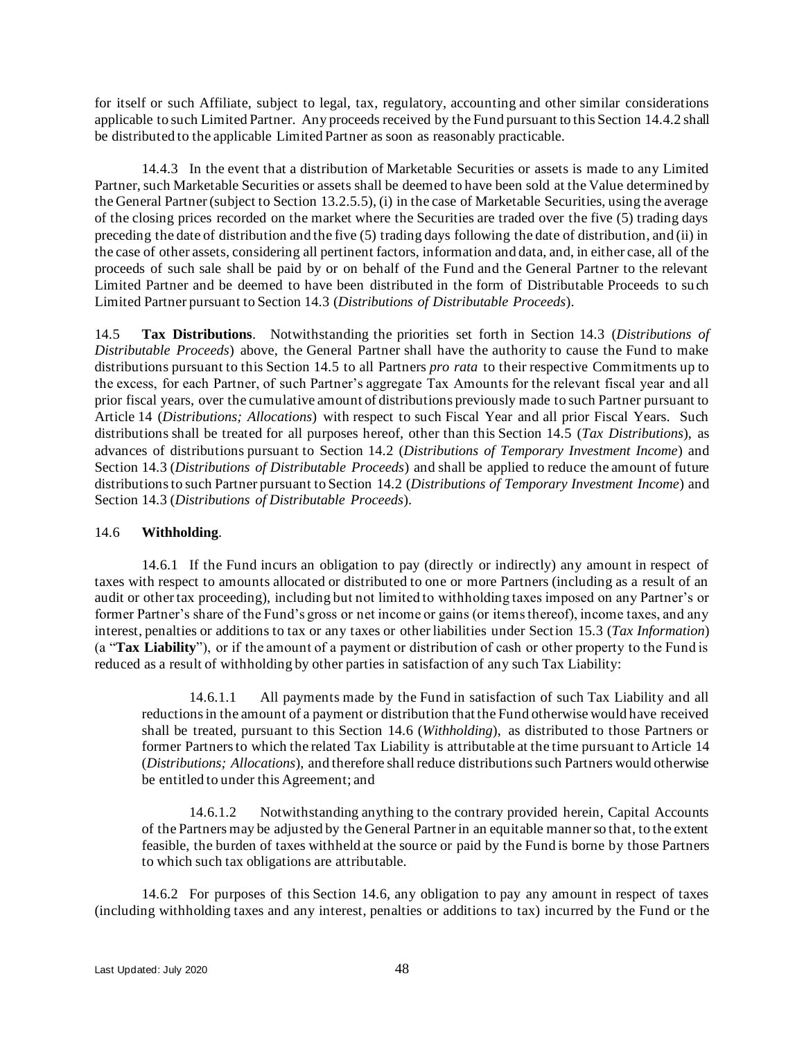for itself or such Affiliate, subject to legal, tax, regulatory, accounting and other similar considerations applicable to such Limited Partner. Any proceeds received by the Fund pursuant to this Section 14.4.2 shall be distributed to the applicable Limited Partner as soon as reasonably practicable.

14.4.3 In the event that a distribution of Marketable Securities or assets is made to any Limited Partner, such Marketable Securities or assets shall be deemed to have been sold at the Value determined by the General Partner (subject to Section 13.2.5.5), (i) in the case of Marketable Securities, using the average of the closing prices recorded on the market where the Securities are traded over the five (5) trading days preceding the date of distribution and the five (5) trading days following the date of distribution, and (ii) in the case of other assets, considering all pertinent factors, information and data, and, in either case, all of the proceeds of such sale shall be paid by or on behalf of the Fund and the General Partner to the relevant Limited Partner and be deemed to have been distributed in the form of Distributable Proceeds to such Limited Partner pursuant to Section 14.3 (*Distributions of Distributable Proceeds*).

14.5 **Tax Distributions**. Notwithstanding the priorities set forth in Section 14.3 (*Distributions of Distributable Proceeds*) above, the General Partner shall have the authority to cause the Fund to make distributions pursuant to this Section 14.5 to all Partners *pro rata* to their respective Commitments up to the excess, for each Partner, of such Partner's aggregate Tax Amounts for the relevant fiscal year and all prior fiscal years, over the cumulative amount of distributions previously made to such Partner pursuant to Article 14 (*Distributions; Allocations*) with respect to such Fiscal Year and all prior Fiscal Years. Such distributions shall be treated for all purposes hereof, other than this Section 14.5 (*Tax Distributions*), as advances of distributions pursuant to Section 14.2 (*Distributions of Temporary Investment Income*) and Section 14.3 (*Distributions of Distributable Proceeds*) and shall be applied to reduce the amount of future distributions to such Partner pursuant to Section 14.2 (*Distributions of Temporary Investment Income*) and Section 14.3 (*Distributions of Distributable Proceeds*).

14.6 **Withholding**.

14.6.1 If the Fund incurs an obligation to pay (directly or indirectly) any amount in respect of taxes with respect to amounts allocated or distributed to one or more Partners (including as a result of an audit or other tax proceeding), including but not limited to withholding taxes imposed on any Partner's or former Partner's share of the Fund's gross or net income or gains (or items thereof), income taxes, and any interest, penalties or additions to tax or any taxes or other liabilities under Section 15.3 (*Tax Information*) (a "**Tax Liability**"), or if the amount of a payment or distribution of cash or other property to the Fund is reduced as a result of withholding by other parties in satisfaction of any such Tax Liability:

14.6.1.1 All payments made by the Fund in satisfaction of such Tax Liability and all reductions in the amount of a payment or distribution that the Fund otherwise would have received shall be treated, pursuant to this Section 14.6 (*Withholding*), as distributed to those Partners or former Partners to which the related Tax Liability is attributable at the time pursuant to Article 14 (*Distributions; Allocations*), and therefore shall reduce distributions such Partners would otherwise be entitled to under this Agreement; and

14.6.1.2 Notwithstanding anything to the contrary provided herein, Capital Accounts of the Partners may be adjusted by the General Partner in an equitable manner so that, to the extent feasible, the burden of taxes withheld at the source or paid by the Fund is borne by those Partners to which such tax obligations are attributable.

14.6.2 For purposes of this Section 14.6, any obligation to pay any amount in respect of taxes (including withholding taxes and any interest, penalties or additions to tax) incurred by the Fund or the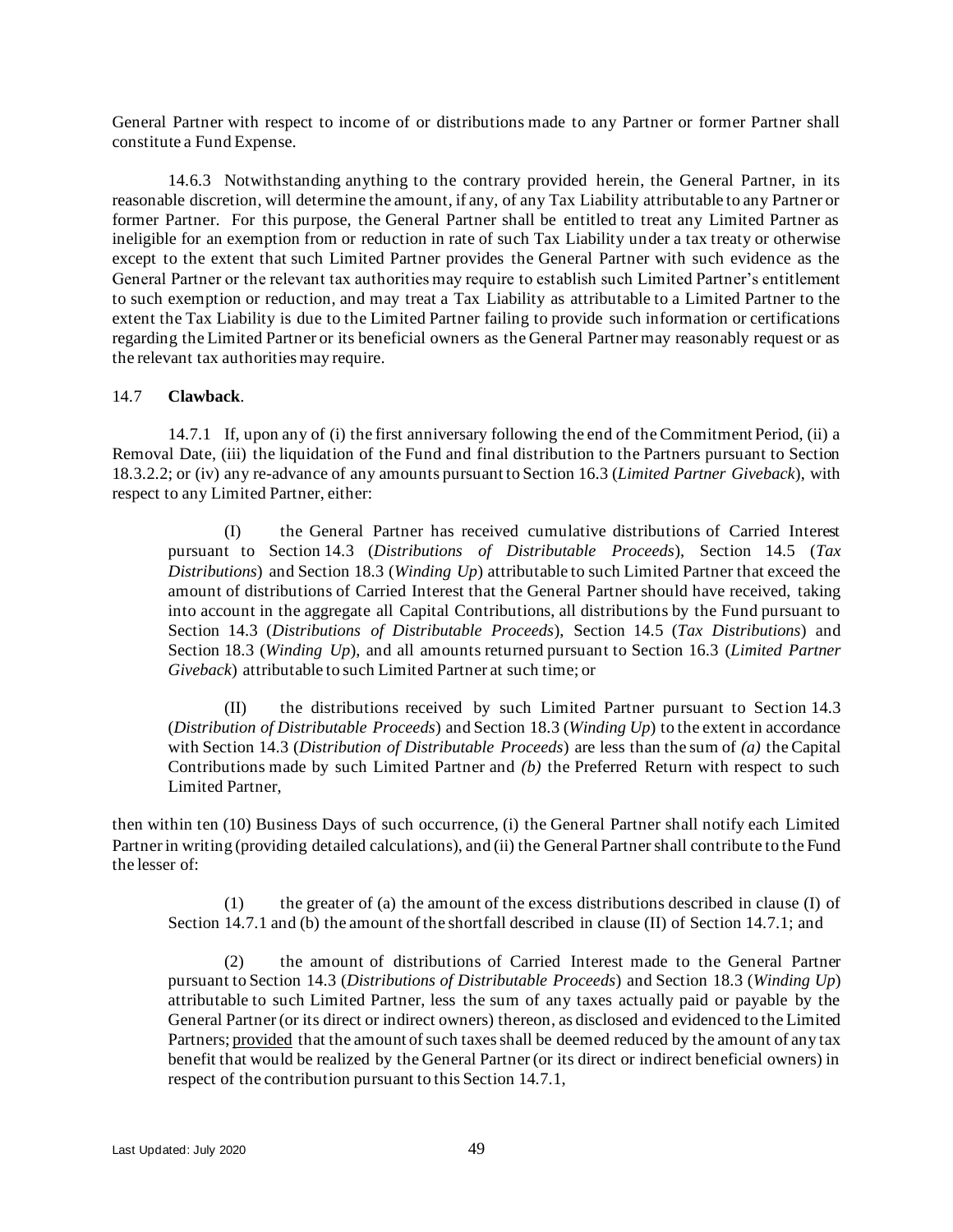General Partner with respect to income of or distributions made to any Partner or former Partner shall constitute a Fund Expense.

14.6.3 Notwithstanding anything to the contrary provided herein, the General Partner, in its reasonable discretion, will determine the amount, if any, of any Tax Liability attributable to any Partner or former Partner. For this purpose, the General Partner shall be entitled to treat any Limited Partner as ineligible for an exemption from or reduction in rate of such Tax Liability under a tax treaty or otherwise except to the extent that such Limited Partner provides the General Partner with such evidence as the General Partner or the relevant tax authorities may require to establish such Limited Partner's entitlement to such exemption or reduction, and may treat a Tax Liability as attributable to a Limited Partner to the extent the Tax Liability is due to the Limited Partner failing to provide such information or certifications regarding the Limited Partner or its beneficial owners as the General Partner may reasonably request or as the relevant tax authorities may require.

14.7 **Clawback**.

14.7.1 If, upon any of (i) the first anniversary following the end of the Commitment Period, (ii) a Removal Date, (iii) the liquidation of the Fund and final distribution to the Partners pursuant to Section 18.3.2.2; or (iv) any re-advance of any amounts pursuant to Section 16.3 (*Limited Partner Giveback*), with respect to any Limited Partner, either:

(I) the General Partner has received cumulative distributions of Carried Interest pursuant to Section 14.3 (*Distributions of Distributable Proceeds*), Section 14.5 (*Tax Distributions*) and Section 18.3 (*Winding Up*) attributable to such Limited Partner that exceed the amount of distributions of Carried Interest that the General Partner should have received, taking into account in the aggregate all Capital Contributions, all distributions by the Fund pursuant to Section 14.3 (*Distributions of Distributable Proceeds*), Section 14.5 (*Tax Distributions*) and Section 18.3 (*Winding Up*), and all amounts returned pursuant to Section 16.3 (*Limited Partner Giveback*) attributable to such Limited Partner at such time; or

(II) the distributions received by such Limited Partner pursuant to Section 14.3 (*Distribution of Distributable Proceeds*) and Section 18.3 (*Winding Up*) to the extent in accordance with Section 14.3 (*Distribution of Distributable Proceeds*) are less than the sum of *(a)* the Capital Contributions made by such Limited Partner and *(b)* the Preferred Return with respect to such Limited Partner,

then within ten (10) Business Days of such occurrence, (i) the General Partner shall notify each Limited Partner in writing (providing detailed calculations), and (ii) the General Partner shall contribute to the Fund the lesser of:

(1) the greater of (a) the amount of the excess distributions described in clause (I) of Section 14.7.1 and (b) the amount of the shortfall described in clause (II) of Section 14.7.1; and

(2) the amount of distributions of Carried Interest made to the General Partner pursuant to Section 14.3 (*Distributions of Distributable Proceeds*) and Section 18.3 (*Winding Up*) attributable to such Limited Partner, less the sum of any taxes actually paid or payable by the General Partner (or its direct or indirect owners) thereon, as disclosed and evidenced to the Limited Partners; provided that the amount of such taxes shall be deemed reduced by the amount of any tax benefit that would be realized by the General Partner (or its direct or indirect beneficial owners) in respect of the contribution pursuant to this Section 14.7.1,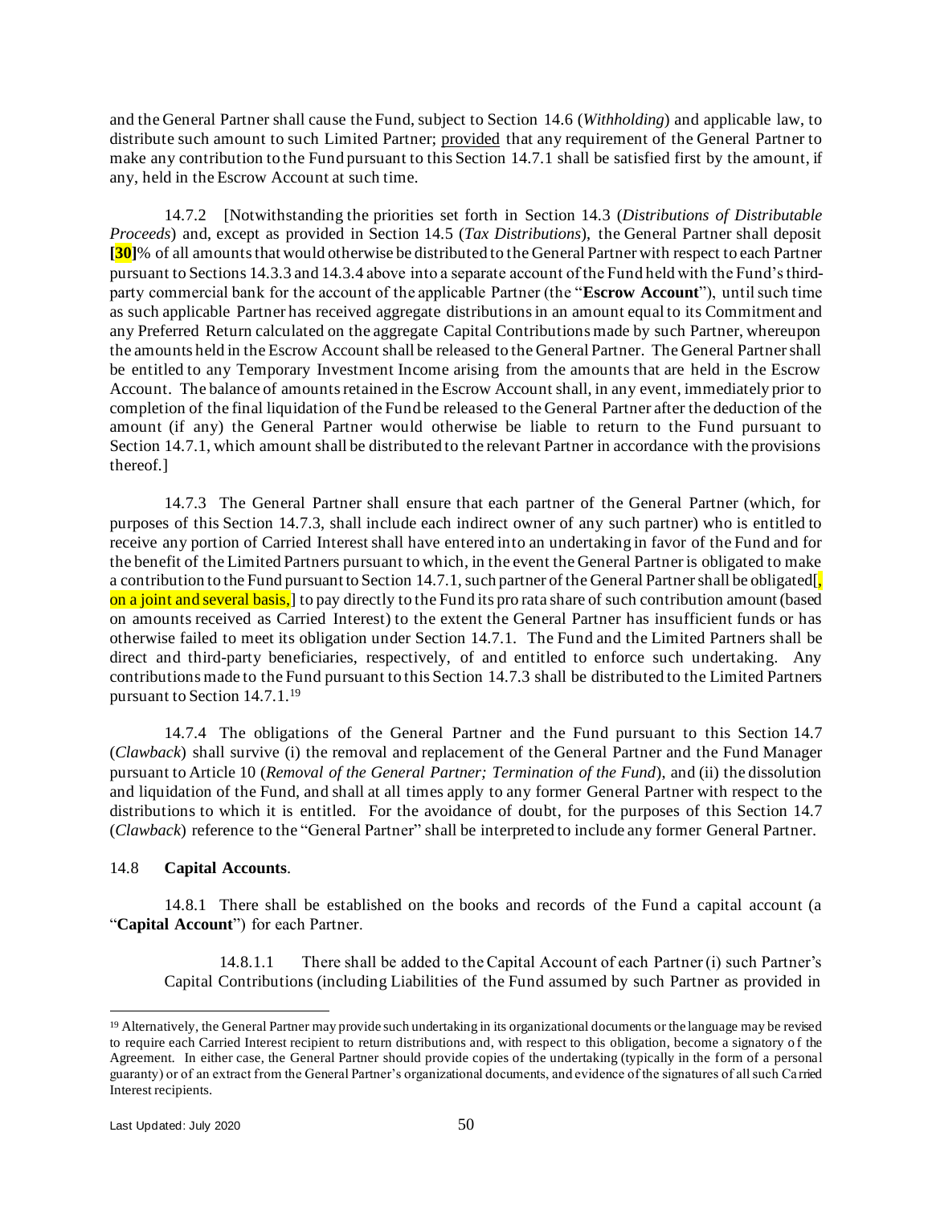and the General Partner shall cause the Fund, subject to Section 14.6 (*Withholding*) and applicable law, to distribute such amount to such Limited Partner; provided that any requirement of the General Partner to make any contribution to the Fund pursuant to this Section 14.7.1 shall be satisfied first by the amount, if any, held in the Escrow Account at such time.

14.7.2 [Notwithstanding the priorities set forth in Section 14.3 (*Distributions of Distributable Proceeds*) and, except as provided in Section 14.5 (*Tax Distributions*), the General Partner shall deposit **[30]**% of all amounts that would otherwise be distributed to the General Partner with respect to each Partner pursuant to Sections 14.3.3 and 14.3.4 above into a separate account of the Fund held with the Fund's third-party commercial bank for the account of the applicable Partner (the "**Escrow Account**"), until such time as such applicable Partner has received aggregate distributions in an amount equal to its Commitment and any Preferred Return calculated on the aggregate Capital Contributions made by such Partner, whereupon the amounts held in the Escrow Account shall be released to the General Partner. The General Partner shall be entitled to any Temporary Investment Income arising from the amounts that are held in the Escrow Account. The balance of amounts retained in the Escrow Account shall, in any event, immediately prior to completion of the final liquidation of the Fund be released to the General Partner after the deduction of the amount (if any) the General Partner would otherwise be liable to return to the Fund pursuant to Section 14.7.1, which amount shall be distributed to the relevant Partner in accordance with the provisions thereof.]

14.7.3 The General Partner shall ensure that each partner of the General Partner (which, for purposes of this Section 14.7.3, shall include each indirect owner of any such partner) who is entitled to receive any portion of Carried Interest shall have entered into an undertaking in favor of the Fund and for the benefit of the Limited Partners pursuant to which, in the event the General Partner is obligated to make a contribution to the Fund pursuant to Section 14.7.1, such partner of the General Partner shall be obligated[, on a joint and several basis,] to pay directly to the Fund its pro rata share of such contribution amount (based on amounts received as Carried Interest) to the extent the General Partner has insufficient funds or has otherwise failed to meet its obligation under Section 14.7.1. The Fund and the Limited Partners shall be direct and third-party beneficiaries, respectively, of and entitled to enforce such undertaking. Any contributions made to the Fund pursuant to this Section 14.7.3 shall be distributed to the Limited Partners pursuant to Section 14.7.1.[19]

14.7.4 The obligations of the General Partner and the Fund pursuant to this Section 14.7 (*Clawback*) shall survive (i) the removal and replacement of the General Partner and the Fund Manager pursuant to Article 10 (*Removal of the General Partner; Termination of the Fund*), and (ii) the dissolution and liquidation of the Fund, and shall at all times apply to any former General Partner with respect to the distributions to which it is entitled. For the avoidance of doubt, for the purposes of this Section 14.7 (*Clawback*) reference to the "General Partner" shall be interpreted to include any former General Partner.

14.8 **Capital Accounts**.

14.8.1 There shall be established on the books and records of the Fund a capital account (a "**Capital Account**") for each Partner.

14.8.1.1 There shall be added to the Capital Account of each Partner (i) such Partner's Capital Contributions (including Liabilities of the Fund assumed by such Partner as provided in

---

[19] Alternatively, the General Partner may provide such undertaking in its organizational documents or the language may be revised to require each Carried Interest recipient to return distributions and, with respect to this obligation, become a signatory of the Agreement. In either case, the General Partner should provide copies of the undertaking (typically in the form of a personal guaranty) or of an extract from the General Partner's organizational documents, and evidence of the signatures of all such Carried Interest recipients.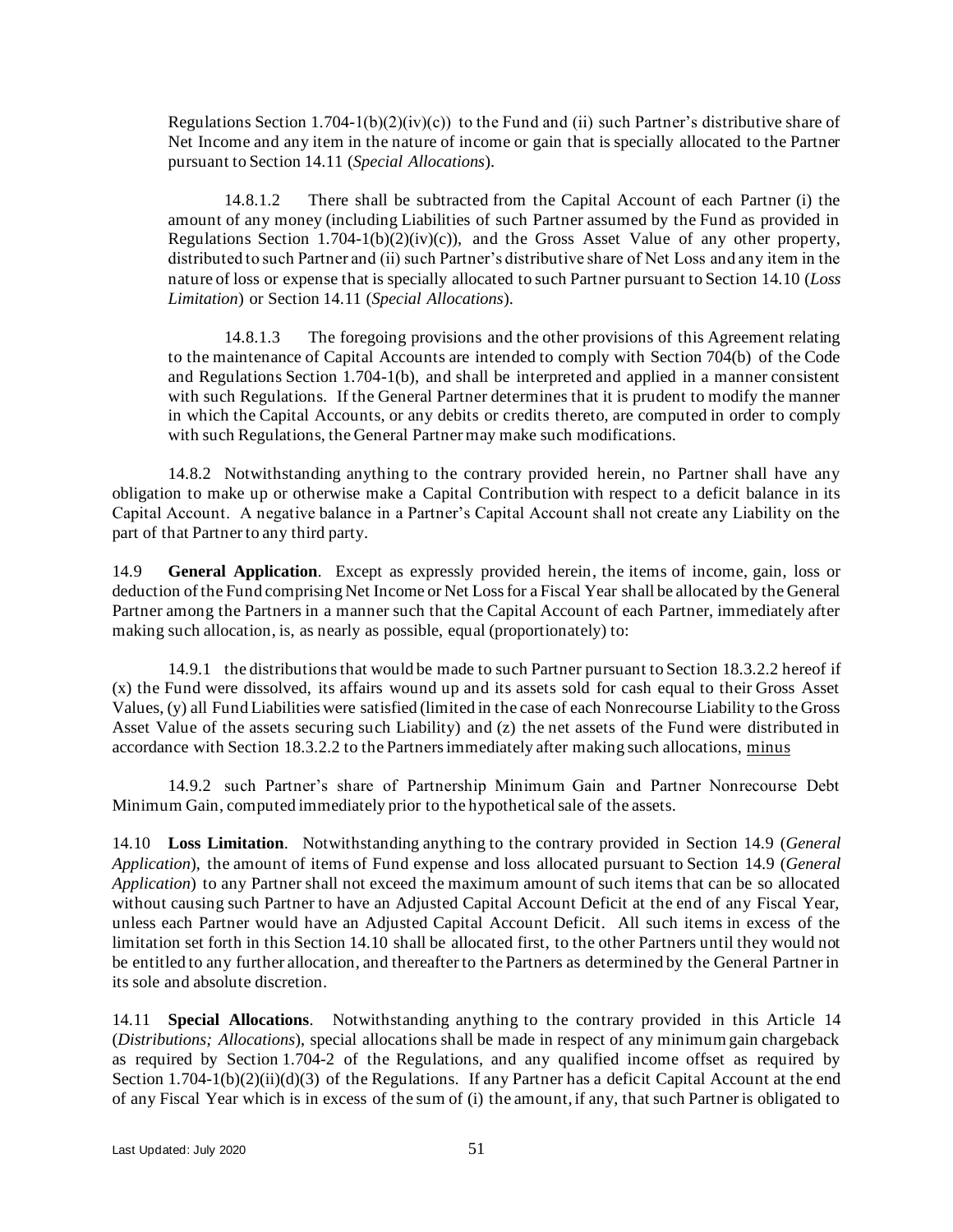Regulations Section 1.704-1(b)(2)(iv)(c)) to the Fund and (ii) such Partner's distributive share of Net Income and any item in the nature of income or gain that is specially allocated to the Partner pursuant to Section 14.11 (*Special Allocations*).

14.8.1.2 There shall be subtracted from the Capital Account of each Partner (i) the amount of any money (including Liabilities of such Partner assumed by the Fund as provided in Regulations Section 1.704-1(b)(2)(iv)(c)), and the Gross Asset Value of any other property, distributed to such Partner and (ii) such Partner's distributive share of Net Loss and any item in the nature of loss or expense that is specially allocated to such Partner pursuant to Section 14.10 (*Loss Limitation*) or Section 14.11 (*Special Allocations*).

14.8.1.3 The foregoing provisions and the other provisions of this Agreement relating to the maintenance of Capital Accounts are intended to comply with Section 704(b) of the Code and Regulations Section 1.704-1(b), and shall be interpreted and applied in a manner consistent with such Regulations. If the General Partner determines that it is prudent to modify the manner in which the Capital Accounts, or any debits or credits thereto, are computed in order to comply with such Regulations, the General Partner may make such modifications.

14.8.2 Notwithstanding anything to the contrary provided herein, no Partner shall have any obligation to make up or otherwise make a Capital Contribution with respect to a deficit balance in its Capital Account. A negative balance in a Partner's Capital Account shall not create any Liability on the part of that Partner to any third party.

14.9 **General Application**. Except as expressly provided herein, the items of income, gain, loss or deduction of the Fund comprising Net Income or Net Loss for a Fiscal Year shall be allocated by the General Partner among the Partners in a manner such that the Capital Account of each Partner, immediately after making such allocation, is, as nearly as possible, equal (proportionately) to:

14.9.1 the distributions that would be made to such Partner pursuant to Section 18.3.2.2 hereof if (x) the Fund were dissolved, its affairs wound up and its assets sold for cash equal to their Gross Asset Values, (y) all Fund Liabilities were satisfied (limited in the case of each Nonrecourse Liability to the Gross Asset Value of the assets securing such Liability) and (z) the net assets of the Fund were distributed in accordance with Section 18.3.2.2 to the Partners immediately after making such allocations, minus

14.9.2 such Partner's share of Partnership Minimum Gain and Partner Nonrecourse Debt Minimum Gain, computed immediately prior to the hypothetical sale of the assets.

14.10 **Loss Limitation**. Notwithstanding anything to the contrary provided in Section 14.9 (*General Application*), the amount of items of Fund expense and loss allocated pursuant to Section 14.9 (*General Application*) to any Partner shall not exceed the maximum amount of such items that can be so allocated without causing such Partner to have an Adjusted Capital Account Deficit at the end of any Fiscal Year, unless each Partner would have an Adjusted Capital Account Deficit. All such items in excess of the limitation set forth in this Section 14.10 shall be allocated first, to the other Partners until they would not be entitled to any further allocation, and thereafter to the Partners as determined by the General Partner in its sole and absolute discretion.

14.11 **Special Allocations**. Notwithstanding anything to the contrary provided in this Article 14 (*Distributions; Allocations*), special allocations shall be made in respect of any minimum gain chargeback as required by Section 1.704-2 of the Regulations, and any qualified income offset as required by Section 1.704-1(b)(2)(ii)(d)(3) of the Regulations. If any Partner has a deficit Capital Account at the end of any Fiscal Year which is in excess of the sum of (i) the amount, if any, that such Partner is obligated to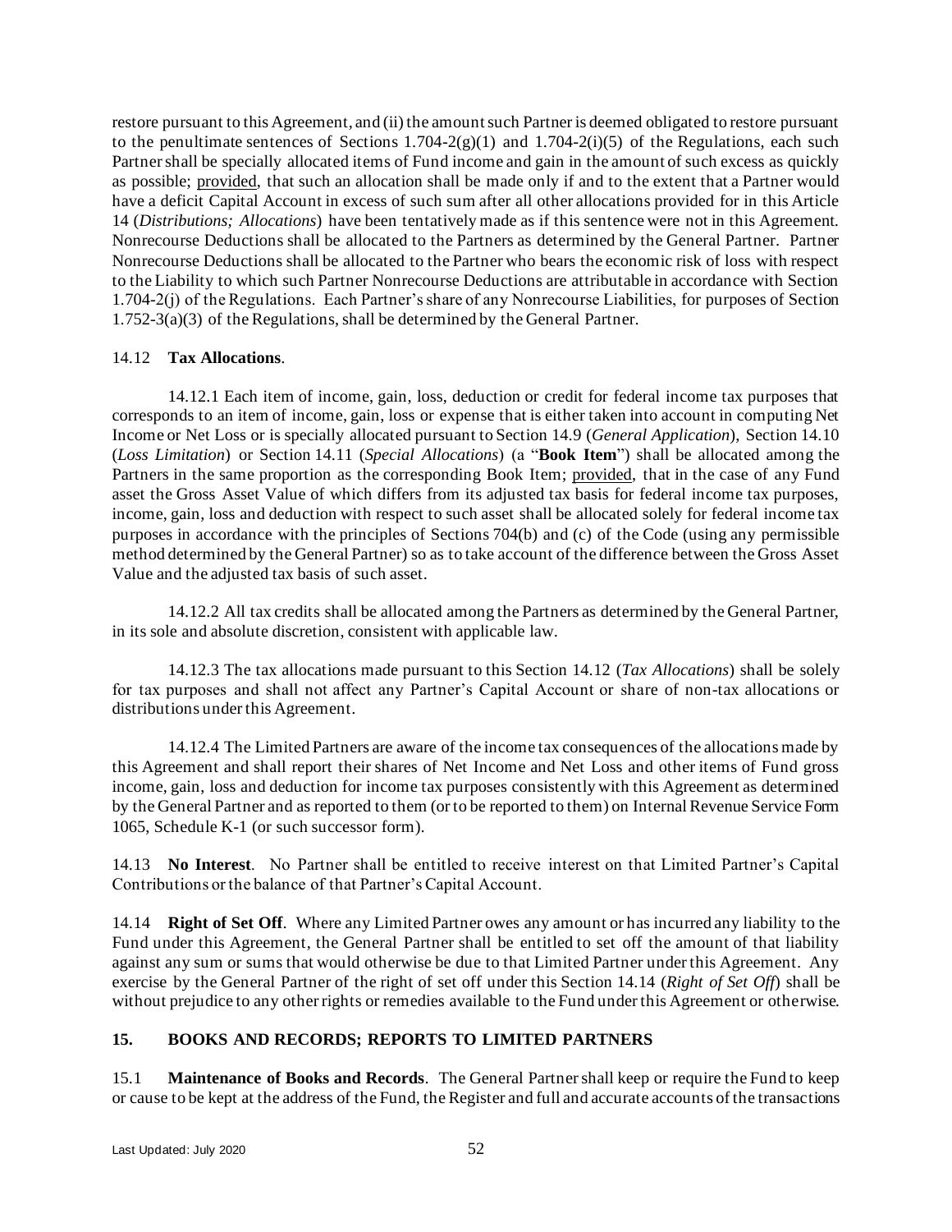restore pursuant to this Agreement, and (ii) the amount such Partner is deemed obligated to restore pursuant to the penultimate sentences of Sections 1.704-2(g)(1) and 1.704-2(i)(5) of the Regulations, each such Partner shall be specially allocated items of Fund income and gain in the amount of such excess as quickly as possible; provided, that such an allocation shall be made only if and to the extent that a Partner would have a deficit Capital Account in excess of such sum after all other allocations provided for in this Article 14 (*Distributions; Allocations*) have been tentatively made as if this sentence were not in this Agreement. Nonrecourse Deductions shall be allocated to the Partners as determined by the General Partner. Partner Nonrecourse Deductions shall be allocated to the Partner who bears the economic risk of loss with respect to the Liability to which such Partner Nonrecourse Deductions are attributable in accordance with Section 1.704-2(j) of the Regulations. Each Partner's share of any Nonrecourse Liabilities, for purposes of Section 1.752-3(a)(3) of the Regulations, shall be determined by the General Partner.

14.12 **Tax Allocations**.

14.12.1 Each item of income, gain, loss, deduction or credit for federal income tax purposes that corresponds to an item of income, gain, loss or expense that is either taken into account in computing Net Income or Net Loss or is specially allocated pursuant to Section 14.9 (*General Application*), Section 14.10 (*Loss Limitation*) or Section 14.11 (*Special Allocations*) (a "**Book Item**") shall be allocated among the Partners in the same proportion as the corresponding Book Item; provided, that in the case of any Fund asset the Gross Asset Value of which differs from its adjusted tax basis for federal income tax purposes, income, gain, loss and deduction with respect to such asset shall be allocated solely for federal income tax purposes in accordance with the principles of Sections 704(b) and (c) of the Code (using any permissible method determined by the General Partner) so as to take account of the difference between the Gross Asset Value and the adjusted tax basis of such asset.

14.12.2 All tax credits shall be allocated among the Partners as determined by the General Partner, in its sole and absolute discretion, consistent with applicable law.

14.12.3 The tax allocations made pursuant to this Section 14.12 (*Tax Allocations*) shall be solely for tax purposes and shall not affect any Partner's Capital Account or share of non-tax allocations or distributions under this Agreement.

14.12.4 The Limited Partners are aware of the income tax consequences of the allocations made by this Agreement and shall report their shares of Net Income and Net Loss and other items of Fund gross income, gain, loss and deduction for income tax purposes consistently with this Agreement as determined by the General Partner and as reported to them (or to be reported to them) on Internal Revenue Service Form 1065, Schedule K-1 (or such successor form).

14.13 **No Interest**. No Partner shall be entitled to receive interest on that Limited Partner's Capital Contributions or the balance of that Partner's Capital Account.

14.14 **Right of Set Off**. Where any Limited Partner owes any amount or has incurred any liability to the Fund under this Agreement, the General Partner shall be entitled to set off the amount of that liability against any sum or sums that would otherwise be due to that Limited Partner under this Agreement. Any exercise by the General Partner of the right of set off under this Section 14.14 (*Right of Set Off*) shall be without prejudice to any other rights or remedies available to the Fund under this Agreement or otherwise.

## 15. BOOKS AND RECORDS; REPORTS TO LIMITED PARTNERS

15.1 **Maintenance of Books and Records**. The General Partner shall keep or require the Fund to keep or cause to be kept at the address of the Fund, the Register and full and accurate accounts of the transactions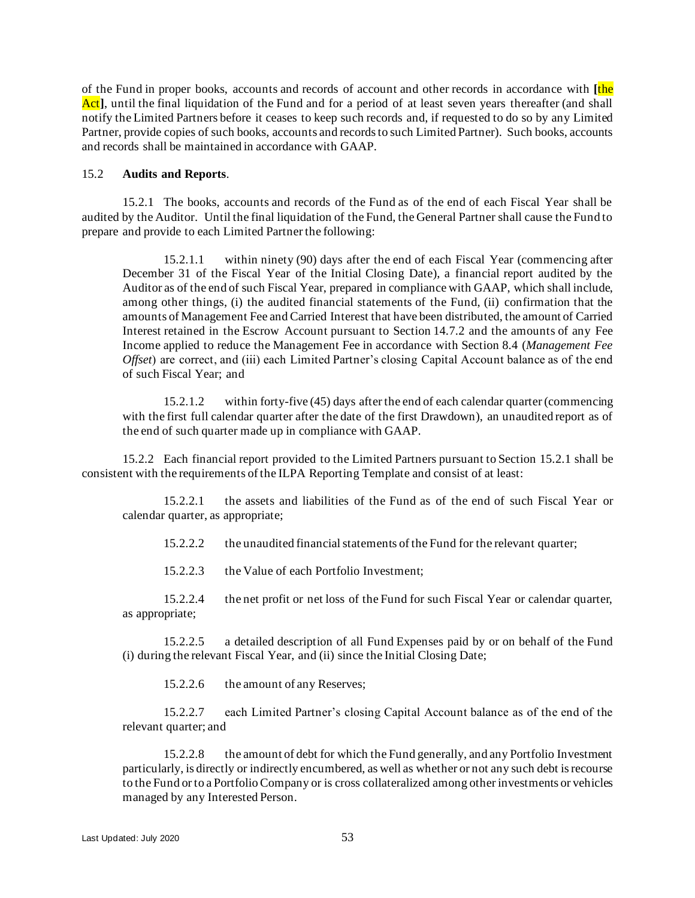of the Fund in proper books, accounts and records of account and other records in accordance with **[**the Act**]**, until the final liquidation of the Fund and for a period of at least seven years thereafter (and shall notify the Limited Partners before it ceases to keep such records and, if requested to do so by any Limited Partner, provide copies of such books, accounts and records to such Limited Partner). Such books, accounts and records shall be maintained in accordance with GAAP.

15.2 **Audits and Reports**.

15.2.1 The books, accounts and records of the Fund as of the end of each Fiscal Year shall be audited by the Auditor. Until the final liquidation of the Fund, the General Partner shall cause the Fund to prepare and provide to each Limited Partner the following:

15.2.1.1 within ninety (90) days after the end of each Fiscal Year (commencing after December 31 of the Fiscal Year of the Initial Closing Date), a financial report audited by the Auditor as of the end of such Fiscal Year, prepared in compliance with GAAP, which shall include, among other things, (i) the audited financial statements of the Fund, (ii) confirmation that the amounts of Management Fee and Carried Interest that have been distributed, the amount of Carried Interest retained in the Escrow Account pursuant to Section 14.7.2 and the amounts of any Fee Income applied to reduce the Management Fee in accordance with Section 8.4 (*Management Fee Offset*) are correct, and (iii) each Limited Partner's closing Capital Account balance as of the end of such Fiscal Year; and

15.2.1.2 within forty-five (45) days after the end of each calendar quarter (commencing with the first full calendar quarter after the date of the first Drawdown), an unaudited report as of the end of such quarter made up in compliance with GAAP.

15.2.2 Each financial report provided to the Limited Partners pursuant to Section 15.2.1 shall be consistent with the requirements of the ILPA Reporting Template and consist of at least:

15.2.2.1 the assets and liabilities of the Fund as of the end of such Fiscal Year or calendar quarter, as appropriate;

15.2.2.2 the unaudited financial statements of the Fund for the relevant quarter;

15.2.2.3 the Value of each Portfolio Investment;

15.2.2.4 the net profit or net loss of the Fund for such Fiscal Year or calendar quarter, as appropriate;

15.2.2.5 a detailed description of all Fund Expenses paid by or on behalf of the Fund (i) during the relevant Fiscal Year, and (ii) since the Initial Closing Date;

15.2.2.6 the amount of any Reserves;

15.2.2.7 each Limited Partner's closing Capital Account balance as of the end of the relevant quarter; and

15.2.2.8 the amount of debt for which the Fund generally, and any Portfolio Investment particularly, is directly or indirectly encumbered, as well as whether or not any such debt is recourse to the Fund or to a Portfolio Company or is cross collateralized among other investments or vehicles managed by any Interested Person.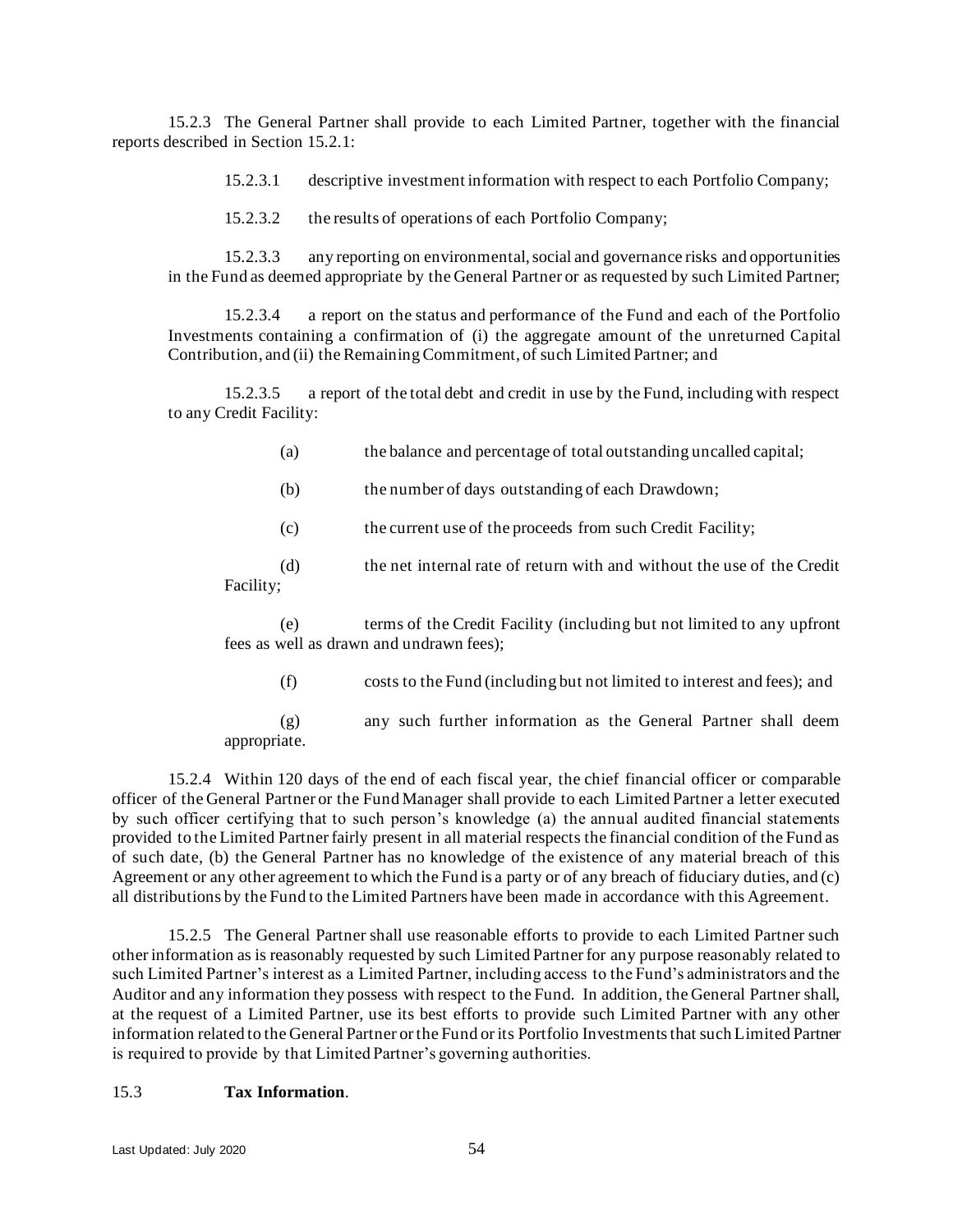15.2.3 The General Partner shall provide to each Limited Partner, together with the financial reports described in Section 15.2.1:

15.2.3.1 descriptive investment information with respect to each Portfolio Company;

15.2.3.2 the results of operations of each Portfolio Company;

15.2.3.3 any reporting on environmental, social and governance risks and opportunities in the Fund as deemed appropriate by the General Partner or as requested by such Limited Partner;

15.2.3.4 a report on the status and performance of the Fund and each of the Portfolio Investments containing a confirmation of (i) the aggregate amount of the unreturned Capital Contribution, and (ii) the Remaining Commitment, of such Limited Partner; and

15.2.3.5 a report of the total debt and credit in use by the Fund, including with respect to any Credit Facility:

(a) the balance and percentage of total outstanding uncalled capital;

(b) the number of days outstanding of each Drawdown;

(c) the current use of the proceeds from such Credit Facility;

(d) the net internal rate of return with and without the use of the Credit Facility;

(e) terms of the Credit Facility (including but not limited to any upfront fees as well as drawn and undrawn fees);

(f) costs to the Fund (including but not limited to interest and fees); and

(g) any such further information as the General Partner shall deem appropriate.

15.2.4 Within 120 days of the end of each fiscal year, the chief financial officer or comparable officer of the General Partner or the Fund Manager shall provide to each Limited Partner a letter executed by such officer certifying that to such person's knowledge (a) the annual audited financial statements provided to the Limited Partner fairly present in all material respects the financial condition of the Fund as of such date, (b) the General Partner has no knowledge of the existence of any material breach of this Agreement or any other agreement to which the Fund is a party or of any breach of fiduciary duties, and (c) all distributions by the Fund to the Limited Partners have been made in accordance with this Agreement.

15.2.5 The General Partner shall use reasonable efforts to provide to each Limited Partner such other information as is reasonably requested by such Limited Partner for any purpose reasonably related to such Limited Partner's interest as a Limited Partner, including access to the Fund's administrators and the Auditor and any information they possess with respect to the Fund. In addition, the General Partner shall, at the request of a Limited Partner, use its best efforts to provide such Limited Partner with any other information related to the General Partner or the Fund or its Portfolio Investments that such Limited Partner is required to provide by that Limited Partner's governing authorities.

15.3 **Tax Information**.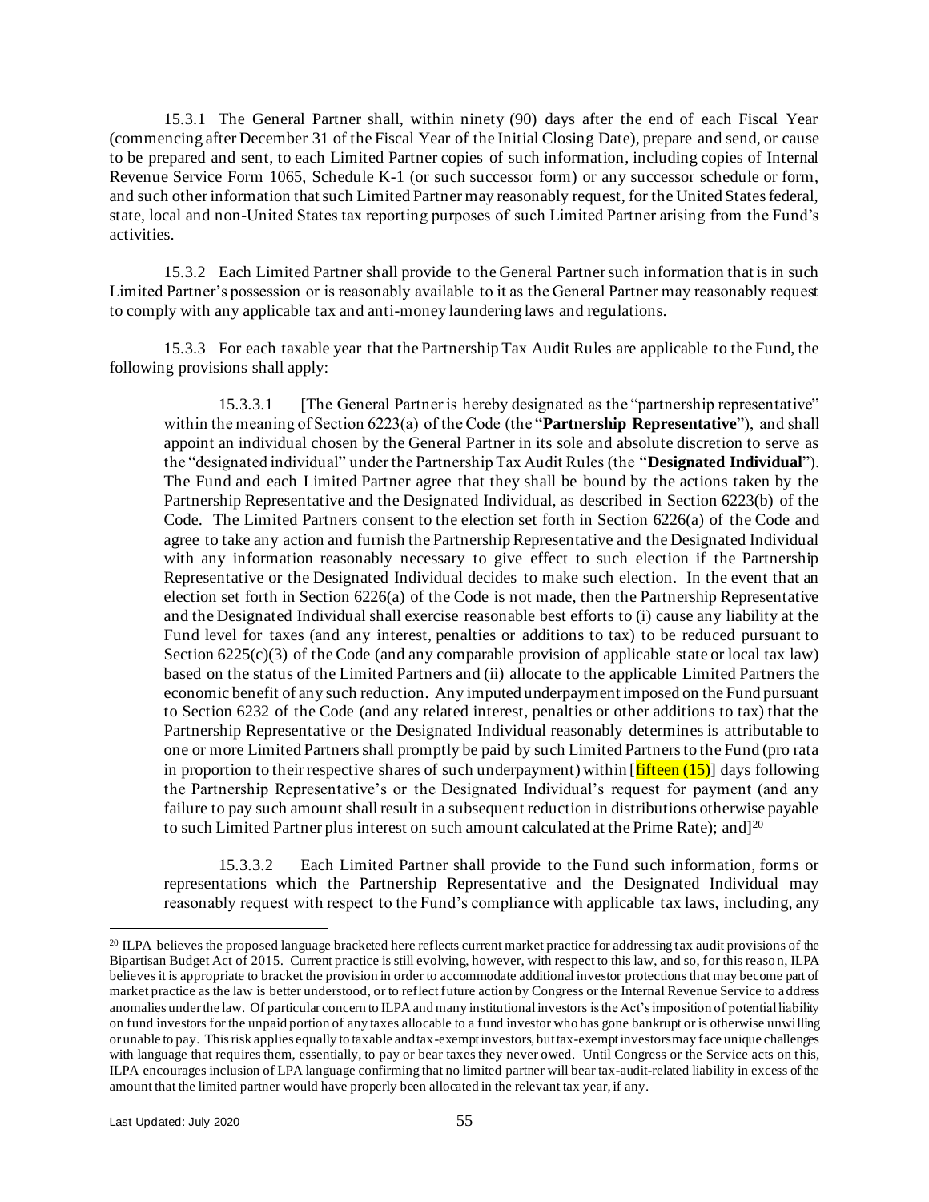15.3.1 The General Partner shall, within ninety (90) days after the end of each Fiscal Year (commencing after December 31 of the Fiscal Year of the Initial Closing Date), prepare and send, or cause to be prepared and sent, to each Limited Partner copies of such information, including copies of Internal Revenue Service Form 1065, Schedule K-1 (or such successor form) or any successor schedule or form, and such other information that such Limited Partner may reasonably request, for the United States federal, state, local and non-United States tax reporting purposes of such Limited Partner arising from the Fund's activities.

15.3.2 Each Limited Partner shall provide to the General Partner such information that is in such Limited Partner's possession or is reasonably available to it as the General Partner may reasonably request to comply with any applicable tax and anti-money laundering laws and regulations.

15.3.3 For each taxable year that the Partnership Tax Audit Rules are applicable to the Fund, the following provisions shall apply:

15.3.3.1 [The General Partner is hereby designated as the "partnership representative" within the meaning of Section 6223(a) of the Code (the "**Partnership Representative**"), and shall appoint an individual chosen by the General Partner in its sole and absolute discretion to serve as the "designated individual" under the Partnership Tax Audit Rules (the "**Designated Individual**"). The Fund and each Limited Partner agree that they shall be bound by the actions taken by the Partnership Representative and the Designated Individual, as described in Section 6223(b) of the Code. The Limited Partners consent to the election set forth in Section 6226(a) of the Code and agree to take any action and furnish the Partnership Representative and the Designated Individual with any information reasonably necessary to give effect to such election if the Partnership Representative or the Designated Individual decides to make such election. In the event that an election set forth in Section 6226(a) of the Code is not made, then the Partnership Representative and the Designated Individual shall exercise reasonable best efforts to (i) cause any liability at the Fund level for taxes (and any interest, penalties or additions to tax) to be reduced pursuant to Section 6225(c)(3) of the Code (and any comparable provision of applicable state or local tax law) based on the status of the Limited Partners and (ii) allocate to the applicable Limited Partners the economic benefit of any such reduction. Any imputed underpayment imposed on the Fund pursuant to Section 6232 of the Code (and any related interest, penalties or other additions to tax) that the Partnership Representative or the Designated Individual reasonably determines is attributable to one or more Limited Partners shall promptly be paid by such Limited Partners to the Fund (pro rata in proportion to their respective shares of such underpayment) within [fifteen (15)] days following the Partnership Representative's or the Designated Individual's request for payment (and any failure to pay such amount shall result in a subsequent reduction in distributions otherwise payable to such Limited Partner plus interest on such amount calculated at the Prime Rate); and][20]

15.3.3.2 Each Limited Partner shall provide to the Fund such information, forms or representations which the Partnership Representative and the Designated Individual may reasonably request with respect to the Fund's compliance with applicable tax laws, including, any

---

[20] ILPA believes the proposed language bracketed here reflects current market practice for addressing tax audit provisions of the Bipartisan Budget Act of 2015. Current practice is still evolving, however, with respect to this law, and so, for this reason, ILPA believes it is appropriate to bracket the provision in order to accommodate additional investor protections that may become part of market practice as the law is better understood, or to reflect future action by Congress or the Internal Revenue Service to address anomalies under the law. Of particular concern to ILPA and many institutional investors is the Act's imposition of potential liability on fund investors for the unpaid portion of any taxes allocable to a fund investor who has gone bankrupt or is otherwise unwilling or unable to pay. This risk applies equally to taxable and tax-exempt investors, but tax-exempt investors may face unique challenges with language that requires them, essentially, to pay or bear taxes they never owed. Until Congress or the Service acts on this, ILPA encourages inclusion of LPA language confirming that no limited partner will bear tax-audit-related liability in excess of the amount that the limited partner would have properly been allocated in the relevant tax year, if any.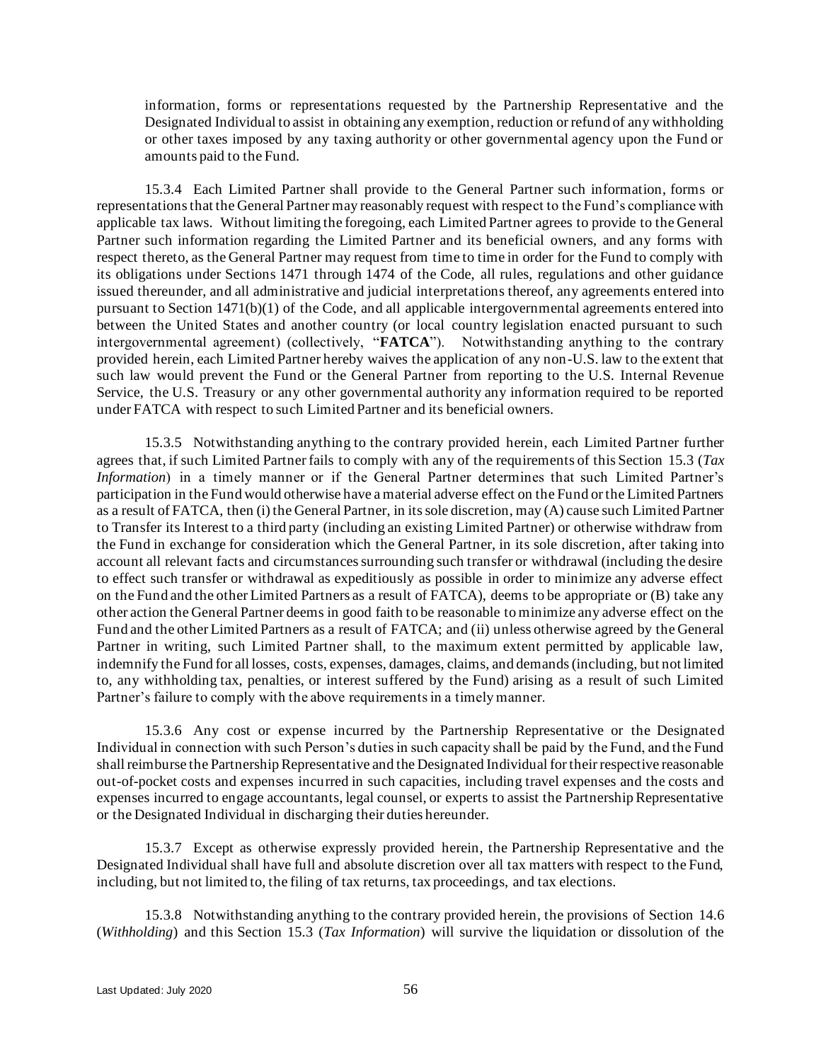information, forms or representations requested by the Partnership Representative and the Designated Individual to assist in obtaining any exemption, reduction or refund of any withholding or other taxes imposed by any taxing authority or other governmental agency upon the Fund or amounts paid to the Fund.

15.3.4 Each Limited Partner shall provide to the General Partner such information, forms or representations that the General Partner may reasonably request with respect to the Fund's compliance with applicable tax laws. Without limiting the foregoing, each Limited Partner agrees to provide to the General Partner such information regarding the Limited Partner and its beneficial owners, and any forms with respect thereto, as the General Partner may request from time to time in order for the Fund to comply with its obligations under Sections 1471 through 1474 of the Code, all rules, regulations and other guidance issued thereunder, and all administrative and judicial interpretations thereof, any agreements entered into pursuant to Section 1471(b)(1) of the Code, and all applicable intergovernmental agreements entered into between the United States and another country (or local country legislation enacted pursuant to such intergovernmental agreement) (collectively, "**FATCA**"). Notwithstanding anything to the contrary provided herein, each Limited Partner hereby waives the application of any non-U.S. law to the extent that such law would prevent the Fund or the General Partner from reporting to the U.S. Internal Revenue Service, the U.S. Treasury or any other governmental authority any information required to be reported under FATCA with respect to such Limited Partner and its beneficial owners.

15.3.5 Notwithstanding anything to the contrary provided herein, each Limited Partner further agrees that, if such Limited Partner fails to comply with any of the requirements of this Section 15.3 (*Tax Information*) in a timely manner or if the General Partner determines that such Limited Partner's participation in the Fund would otherwise have a material adverse effect on the Fund or the Limited Partners as a result of FATCA, then (i) the General Partner, in its sole discretion, may (A) cause such Limited Partner to Transfer its Interest to a third party (including an existing Limited Partner) or otherwise withdraw from the Fund in exchange for consideration which the General Partner, in its sole discretion, after taking into account all relevant facts and circumstances surrounding such transfer or withdrawal (including the desire to effect such transfer or withdrawal as expeditiously as possible in order to minimize any adverse effect on the Fund and the other Limited Partners as a result of FATCA), deems to be appropriate or (B) take any other action the General Partner deems in good faith to be reasonable to minimize any adverse effect on the Fund and the other Limited Partners as a result of FATCA; and (ii) unless otherwise agreed by the General Partner in writing, such Limited Partner shall, to the maximum extent permitted by applicable law, indemnify the Fund for all losses, costs, expenses, damages, claims, and demands (including, but not limited to, any withholding tax, penalties, or interest suffered by the Fund) arising as a result of such Limited Partner's failure to comply with the above requirements in a timely manner.

15.3.6 Any cost or expense incurred by the Partnership Representative or the Designated Individual in connection with such Person's duties in such capacity shall be paid by the Fund, and the Fund shall reimburse the Partnership Representative and the Designated Individual for their respective reasonable out-of-pocket costs and expenses incurred in such capacities, including travel expenses and the costs and expenses incurred to engage accountants, legal counsel, or experts to assist the Partnership Representative or the Designated Individual in discharging their duties hereunder.

15.3.7 Except as otherwise expressly provided herein, the Partnership Representative and the Designated Individual shall have full and absolute discretion over all tax matters with respect to the Fund, including, but not limited to, the filing of tax returns, tax proceedings, and tax elections.

15.3.8 Notwithstanding anything to the contrary provided herein, the provisions of Section 14.6 (*Withholding*) and this Section 15.3 (*Tax Information*) will survive the liquidation or dissolution of the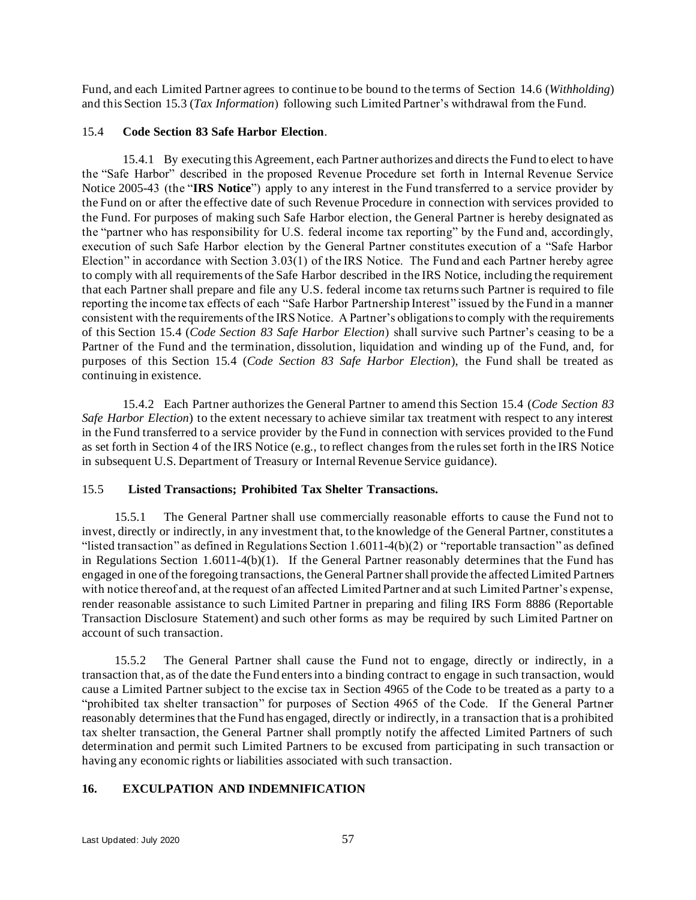Fund, and each Limited Partner agrees to continue to be bound to the terms of Section 14.6 (*Withholding*) and this Section 15.3 (*Tax Information*) following such Limited Partner's withdrawal from the Fund.

15.4 **Code Section 83 Safe Harbor Election**.

15.4.1 By executing this Agreement, each Partner authorizes and directs the Fund to elect to have the "Safe Harbor" described in the proposed Revenue Procedure set forth in Internal Revenue Service Notice 2005-43 (the "**IRS Notice**") apply to any interest in the Fund transferred to a service provider by the Fund on or after the effective date of such Revenue Procedure in connection with services provided to the Fund. For purposes of making such Safe Harbor election, the General Partner is hereby designated as the "partner who has responsibility for U.S. federal income tax reporting" by the Fund and, accordingly, execution of such Safe Harbor election by the General Partner constitutes execution of a "Safe Harbor Election" in accordance with Section 3.03(1) of the IRS Notice. The Fund and each Partner hereby agree to comply with all requirements of the Safe Harbor described in the IRS Notice, including the requirement that each Partner shall prepare and file any U.S. federal income tax returns such Partner is required to file reporting the income tax effects of each "Safe Harbor Partnership Interest" issued by the Fund in a manner consistent with the requirements of the IRS Notice. A Partner's obligations to comply with the requirements of this Section 15.4 (*Code Section 83 Safe Harbor Election*) shall survive such Partner's ceasing to be a Partner of the Fund and the termination, dissolution, liquidation and winding up of the Fund, and, for purposes of this Section 15.4 (*Code Section 83 Safe Harbor Election*), the Fund shall be treated as continuing in existence.

15.4.2 Each Partner authorizes the General Partner to amend this Section 15.4 (*Code Section 83 Safe Harbor Election*) to the extent necessary to achieve similar tax treatment with respect to any interest in the Fund transferred to a service provider by the Fund in connection with services provided to the Fund as set forth in Section 4 of the IRS Notice (e.g., to reflect changes from the rules set forth in the IRS Notice in subsequent U.S. Department of Treasury or Internal Revenue Service guidance).

15.5 **Listed Transactions; Prohibited Tax Shelter Transactions.**

15.5.1 The General Partner shall use commercially reasonable efforts to cause the Fund not to invest, directly or indirectly, in any investment that, to the knowledge of the General Partner, constitutes a "listed transaction" as defined in Regulations Section 1.6011-4(b)(2) or "reportable transaction" as defined in Regulations Section 1.6011-4(b)(1). If the General Partner reasonably determines that the Fund has engaged in one of the foregoing transactions, the General Partner shall provide the affected Limited Partners with notice thereof and, at the request of an affected Limited Partner and at such Limited Partner's expense, render reasonable assistance to such Limited Partner in preparing and filing IRS Form 8886 (Reportable Transaction Disclosure Statement) and such other forms as may be required by such Limited Partner on account of such transaction.

15.5.2 The General Partner shall cause the Fund not to engage, directly or indirectly, in a transaction that, as of the date the Fund enters into a binding contract to engage in such transaction, would cause a Limited Partner subject to the excise tax in Section 4965 of the Code to be treated as a party to a "prohibited tax shelter transaction" for purposes of Section 4965 of the Code. If the General Partner reasonably determines that the Fund has engaged, directly or indirectly, in a transaction that is a prohibited tax shelter transaction, the General Partner shall promptly notify the affected Limited Partners of such determination and permit such Limited Partners to be excused from participating in such transaction or having any economic rights or liabilities associated with such transaction.

## 16. EXCULPATION AND INDEMNIFICATION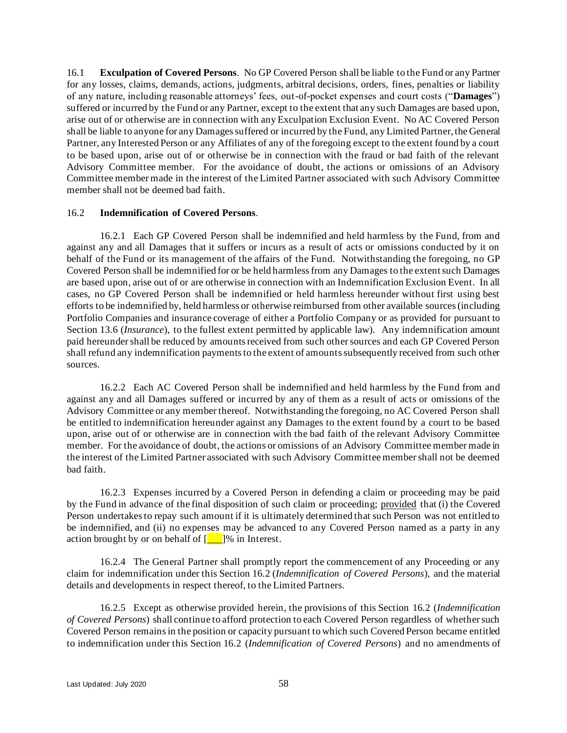16.1 **Exculpation of Covered Persons**. No GP Covered Person shall be liable to the Fund or any Partner for any losses, claims, demands, actions, judgments, arbitral decisions, orders, fines, penalties or liability of any nature, including reasonable attorneys' fees, out-of-pocket expenses and court costs ("**Damages**") suffered or incurred by the Fund or any Partner, except to the extent that any such Damages are based upon, arise out of or otherwise are in connection with any Exculpation Exclusion Event. No AC Covered Person shall be liable to anyone for any Damages suffered or incurred by the Fund, any Limited Partner, the General Partner, any Interested Person or any Affiliates of any of the foregoing except to the extent found by a court to be based upon, arise out of or otherwise be in connection with the fraud or bad faith of the relevant Advisory Committee member. For the avoidance of doubt, the actions or omissions of an Advisory Committee member made in the interest of the Limited Partner associated with such Advisory Committee member shall not be deemed bad faith.

16.2 **Indemnification of Covered Persons**.

16.2.1 Each GP Covered Person shall be indemnified and held harmless by the Fund, from and against any and all Damages that it suffers or incurs as a result of acts or omissions conducted by it on behalf of the Fund or its management of the affairs of the Fund. Notwithstanding the foregoing, no GP Covered Person shall be indemnified for or be held harmless from any Damages to the extent such Damages are based upon, arise out of or are otherwise in connection with an Indemnification Exclusion Event. In all cases, no GP Covered Person shall be indemnified or held harmless hereunder without first using best efforts to be indemnified by, held harmless or otherwise reimbursed from other available sources (including Portfolio Companies and insurance coverage of either a Portfolio Company or as provided for pursuant to Section 13.6 (*Insurance*), to the fullest extent permitted by applicable law). Any indemnification amount paid hereunder shall be reduced by amounts received from such other sources and each GP Covered Person shall refund any indemnification payments to the extent of amounts subsequently received from such other sources.

16.2.2 Each AC Covered Person shall be indemnified and held harmless by the Fund from and against any and all Damages suffered or incurred by any of them as a result of acts or omissions of the Advisory Committee or any member thereof. Notwithstanding the foregoing, no AC Covered Person shall be entitled to indemnification hereunder against any Damages to the extent found by a court to be based upon, arise out of or otherwise are in connection with the bad faith of the relevant Advisory Committee member. For the avoidance of doubt, the actions or omissions of an Advisory Committee member made in the interest of the Limited Partner associated with such Advisory Committee member shall not be deemed bad faith.

16.2.3 Expenses incurred by a Covered Person in defending a claim or proceeding may be paid by the Fund in advance of the final disposition of such claim or proceeding; provided that (i) the Covered Person undertakes to repay such amount if it is ultimately determined that such Person was not entitled to be indemnified, and (ii) no expenses may be advanced to any Covered Person named as a party in any action brought by or on behalf of [___]% in Interest.

16.2.4 The General Partner shall promptly report the commencement of any Proceeding or any claim for indemnification under this Section 16.2 (*Indemnification of Covered Persons*), and the material details and developments in respect thereof, to the Limited Partners.

16.2.5 Except as otherwise provided herein, the provisions of this Section 16.2 (*Indemnification of Covered Persons*) shall continue to afford protection to each Covered Person regardless of whether such Covered Person remains in the position or capacity pursuant to which such Covered Person became entitled to indemnification under this Section 16.2 (*Indemnification of Covered Persons*) and no amendments of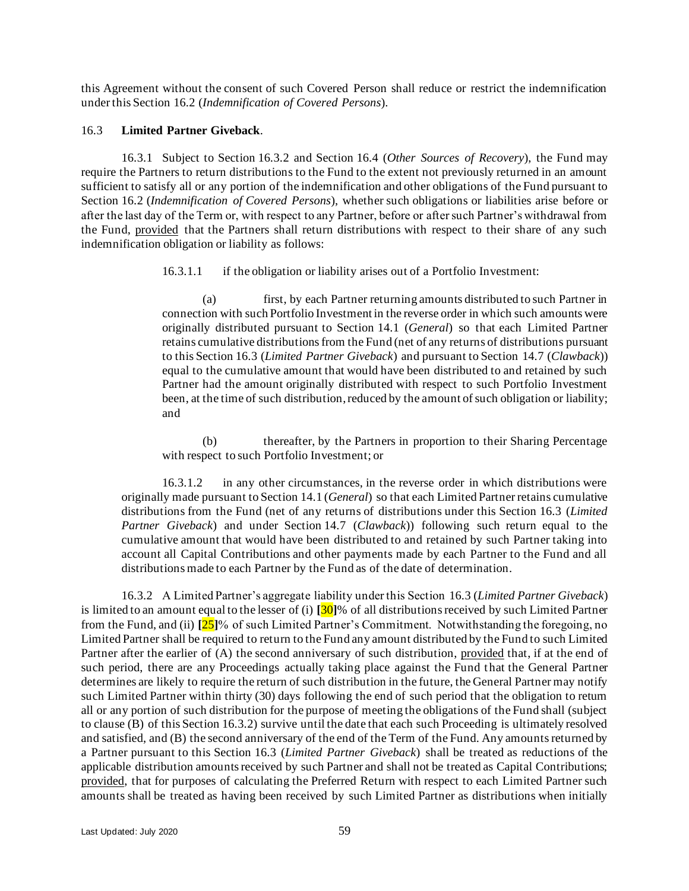this Agreement without the consent of such Covered Person shall reduce or restrict the indemnification under this Section 16.2 (*Indemnification of Covered Persons*).

16.3 **Limited Partner Giveback**.

16.3.1 Subject to Section 16.3.2 and Section 16.4 (*Other Sources of Recovery*), the Fund may require the Partners to return distributions to the Fund to the extent not previously returned in an amount sufficient to satisfy all or any portion of the indemnification and other obligations of the Fund pursuant to Section 16.2 (*Indemnification of Covered Persons*), whether such obligations or liabilities arise before or after the last day of the Term or, with respect to any Partner, before or after such Partner's withdrawal from the Fund, provided that the Partners shall return distributions with respect to their share of any such indemnification obligation or liability as follows:

16.3.1.1 if the obligation or liability arises out of a Portfolio Investment:

(a) first, by each Partner returning amounts distributed to such Partner in connection with such Portfolio Investment in the reverse order in which such amounts were originally distributed pursuant to Section 14.1 (*General*) so that each Limited Partner retains cumulative distributions from the Fund (net of any returns of distributions pursuant to this Section 16.3 (*Limited Partner Giveback*) and pursuant to Section 14.7 (*Clawback*)) equal to the cumulative amount that would have been distributed to and retained by such Partner had the amount originally distributed with respect to such Portfolio Investment been, at the time of such distribution, reduced by the amount of such obligation or liability; and

(b) thereafter, by the Partners in proportion to their Sharing Percentage with respect to such Portfolio Investment; or

16.3.1.2 in any other circumstances, in the reverse order in which distributions were originally made pursuant to Section 14.1 (*General*) so that each Limited Partner retains cumulative distributions from the Fund (net of any returns of distributions under this Section 16.3 (*Limited Partner Giveback*) and under Section 14.7 (*Clawback*)) following such return equal to the cumulative amount that would have been distributed to and retained by such Partner taking into account all Capital Contributions and other payments made by each Partner to the Fund and all distributions made to each Partner by the Fund as of the date of determination.

16.3.2 A Limited Partner's aggregate liability under this Section 16.3 (*Limited Partner Giveback*) is limited to an amount equal to the lesser of (i) **[**30**]**% of all distributions received by such Limited Partner from the Fund, and (ii) **[**25**]**% of such Limited Partner's Commitment. Notwithstanding the foregoing, no Limited Partner shall be required to return to the Fund any amount distributed by the Fund to such Limited Partner after the earlier of (A) the second anniversary of such distribution, provided that, if at the end of such period, there are any Proceedings actually taking place against the Fund that the General Partner determines are likely to require the return of such distribution in the future, the General Partner may notify such Limited Partner within thirty (30) days following the end of such period that the obligation to return all or any portion of such distribution for the purpose of meeting the obligations of the Fund shall (subject to clause (B) of this Section 16.3.2) survive until the date that each such Proceeding is ultimately resolved and satisfied, and (B) the second anniversary of the end of the Term of the Fund. Any amounts returned by a Partner pursuant to this Section 16.3 (*Limited Partner Giveback*) shall be treated as reductions of the applicable distribution amounts received by such Partner and shall not be treated as Capital Contributions; provided, that for purposes of calculating the Preferred Return with respect to each Limited Partner such amounts shall be treated as having been received by such Limited Partner as distributions when initially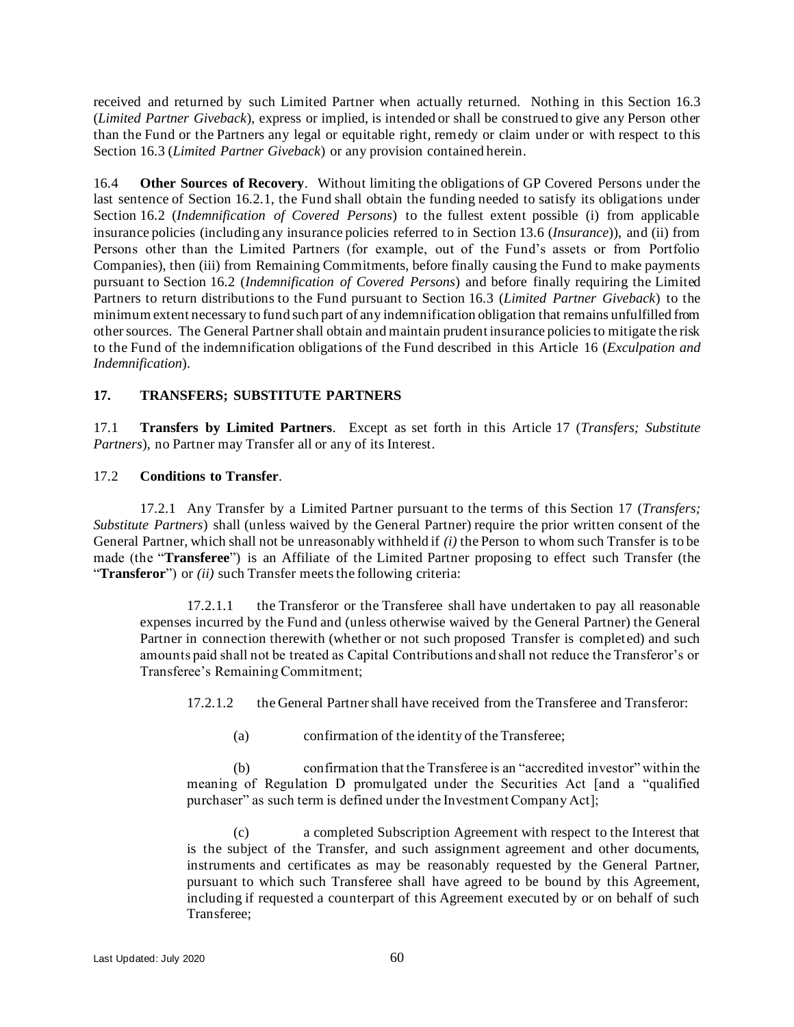received and returned by such Limited Partner when actually returned. Nothing in this Section 16.3 (*Limited Partner Giveback*), express or implied, is intended or shall be construed to give any Person other than the Fund or the Partners any legal or equitable right, remedy or claim under or with respect to this Section 16.3 (*Limited Partner Giveback*) or any provision contained herein.

16.4 **Other Sources of Recovery**. Without limiting the obligations of GP Covered Persons under the last sentence of Section 16.2.1, the Fund shall obtain the funding needed to satisfy its obligations under Section 16.2 (*Indemnification of Covered Persons*) to the fullest extent possible (i) from applicable insurance policies (including any insurance policies referred to in Section 13.6 (*Insurance*)), and (ii) from Persons other than the Limited Partners (for example, out of the Fund's assets or from Portfolio Companies), then (iii) from Remaining Commitments, before finally causing the Fund to make payments pursuant to Section 16.2 (*Indemnification of Covered Persons*) and before finally requiring the Limited Partners to return distributions to the Fund pursuant to Section 16.3 (*Limited Partner Giveback*) to the minimum extent necessary to fund such part of any indemnification obligation that remains unfulfilled from other sources. The General Partner shall obtain and maintain prudent insurance policies to mitigate the risk to the Fund of the indemnification obligations of the Fund described in this Article 16 (*Exculpation and Indemnification*).

## 17. TRANSFERS; SUBSTITUTE PARTNERS

17.1 **Transfers by Limited Partners**. Except as set forth in this Article 17 (*Transfers; Substitute Partners*), no Partner may Transfer all or any of its Interest.

17.2 **Conditions to Transfer**.

17.2.1 Any Transfer by a Limited Partner pursuant to the terms of this Section 17 (*Transfers; Substitute Partners*) shall (unless waived by the General Partner) require the prior written consent of the General Partner, which shall not be unreasonably withheld if *(i)* the Person to whom such Transfer is to be made (the "**Transferee**") is an Affiliate of the Limited Partner proposing to effect such Transfer (the "**Transferor**") or *(ii)* such Transfer meets the following criteria:

17.2.1.1 the Transferor or the Transferee shall have undertaken to pay all reasonable expenses incurred by the Fund and (unless otherwise waived by the General Partner) the General Partner in connection therewith (whether or not such proposed Transfer is completed) and such amounts paid shall not be treated as Capital Contributions and shall not reduce the Transferor's or Transferee's Remaining Commitment;

17.2.1.2 the General Partner shall have received from the Transferee and Transferor:

(a) confirmation of the identity of the Transferee;

(b) confirmation that the Transferee is an "accredited investor" within the meaning of Regulation D promulgated under the Securities Act [and a "qualified purchaser" as such term is defined under the Investment Company Act];

(c) a completed Subscription Agreement with respect to the Interest that is the subject of the Transfer, and such assignment agreement and other documents, instruments and certificates as may be reasonably requested by the General Partner, pursuant to which such Transferee shall have agreed to be bound by this Agreement, including if requested a counterpart of this Agreement executed by or on behalf of such Transferee;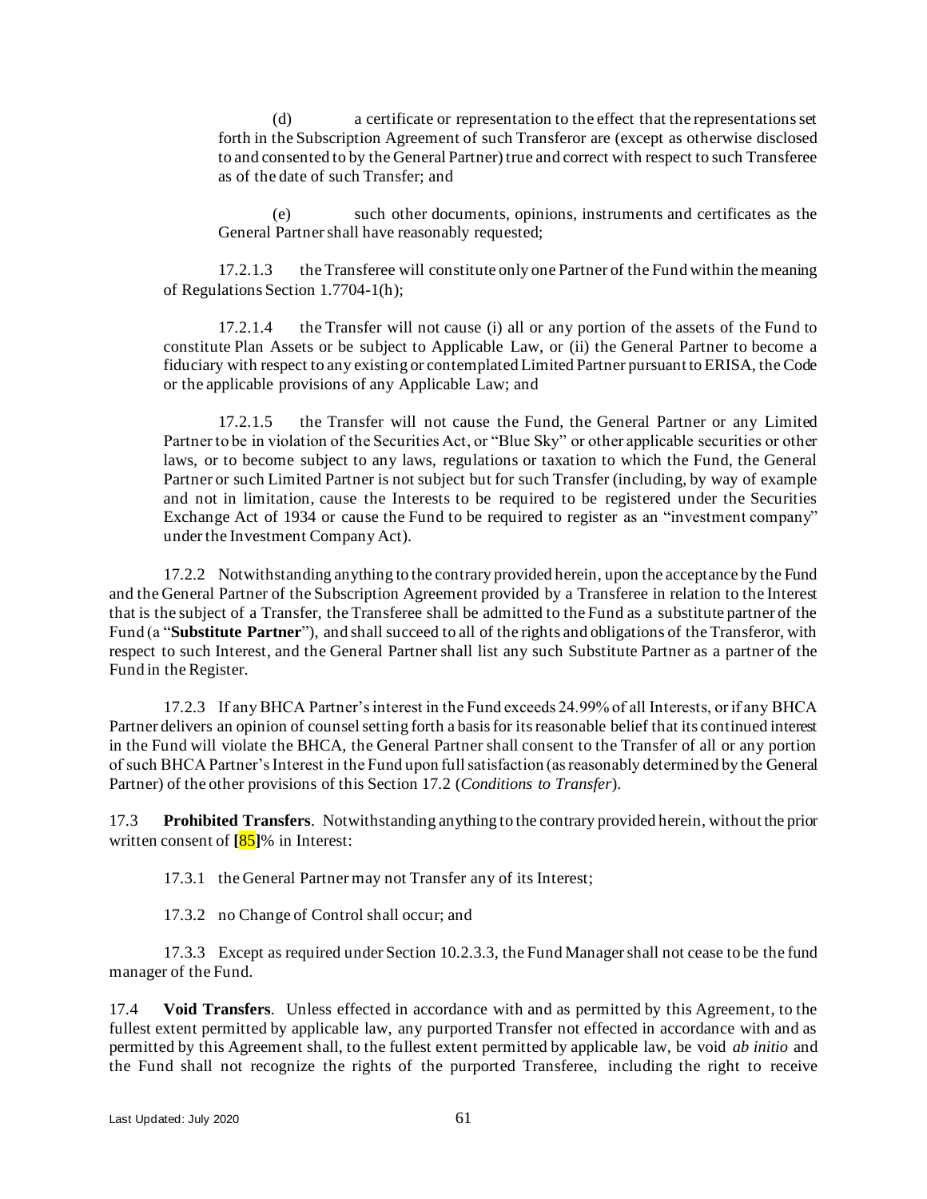(d) a certificate or representation to the effect that the representations set forth in the Subscription Agreement of such Transferor are (except as otherwise disclosed to and consented to by the General Partner) true and correct with respect to such Transferee as of the date of such Transfer; and

(e) such other documents, opinions, instruments and certificates as the General Partner shall have reasonably requested;

17.2.1.3 the Transferee will constitute only one Partner of the Fund within the meaning of Regulations Section 1.7704-1(h);

17.2.1.4 the Transfer will not cause (i) all or any portion of the assets of the Fund to constitute Plan Assets or be subject to Applicable Law, or (ii) the General Partner to become a fiduciary with respect to any existing or contemplated Limited Partner pursuant to ERISA, the Code or the applicable provisions of any Applicable Law; and

17.2.1.5 the Transfer will not cause the Fund, the General Partner or any Limited Partner to be in violation of the Securities Act, or "Blue Sky" or other applicable securities or other laws, or to become subject to any laws, regulations or taxation to which the Fund, the General Partner or such Limited Partner is not subject but for such Transfer (including, by way of example and not in limitation, cause the Interests to be required to be registered under the Securities Exchange Act of 1934 or cause the Fund to be required to register as an "investment company" under the Investment Company Act).

17.2.2 Notwithstanding anything to the contrary provided herein, upon the acceptance by the Fund and the General Partner of the Subscription Agreement provided by a Transferee in relation to the Interest that is the subject of a Transfer, the Transferee shall be admitted to the Fund as a substitute partner of the Fund (a "**Substitute Partner**"), and shall succeed to all of the rights and obligations of the Transferor, with respect to such Interest, and the General Partner shall list any such Substitute Partner as a partner of the Fund in the Register.

17.2.3 If any BHCA Partner's interest in the Fund exceeds 24.99% of all Interests, or if any BHCA Partner delivers an opinion of counsel setting forth a basis for its reasonable belief that its continued interest in the Fund will violate the BHCA, the General Partner shall consent to the Transfer of all or any portion of such BHCA Partner's Interest in the Fund upon full satisfaction (as reasonably determined by the General Partner) of the other provisions of this Section 17.2 (*Conditions to Transfer*).

17.3 **Prohibited Transfers**. Notwithstanding anything to the contrary provided herein, without the prior written consent of **[**85**]**% in Interest:

17.3.1 the General Partner may not Transfer any of its Interest;

17.3.2 no Change of Control shall occur; and

17.3.3 Except as required under Section 10.2.3.3, the Fund Manager shall not cease to be the fund manager of the Fund.

17.4 **Void Transfers**. Unless effected in accordance with and as permitted by this Agreement, to the fullest extent permitted by applicable law, any purported Transfer not effected in accordance with and as permitted by this Agreement shall, to the fullest extent permitted by applicable law, be void *ab initio* and the Fund shall not recognize the rights of the purported Transferee, including the right to receive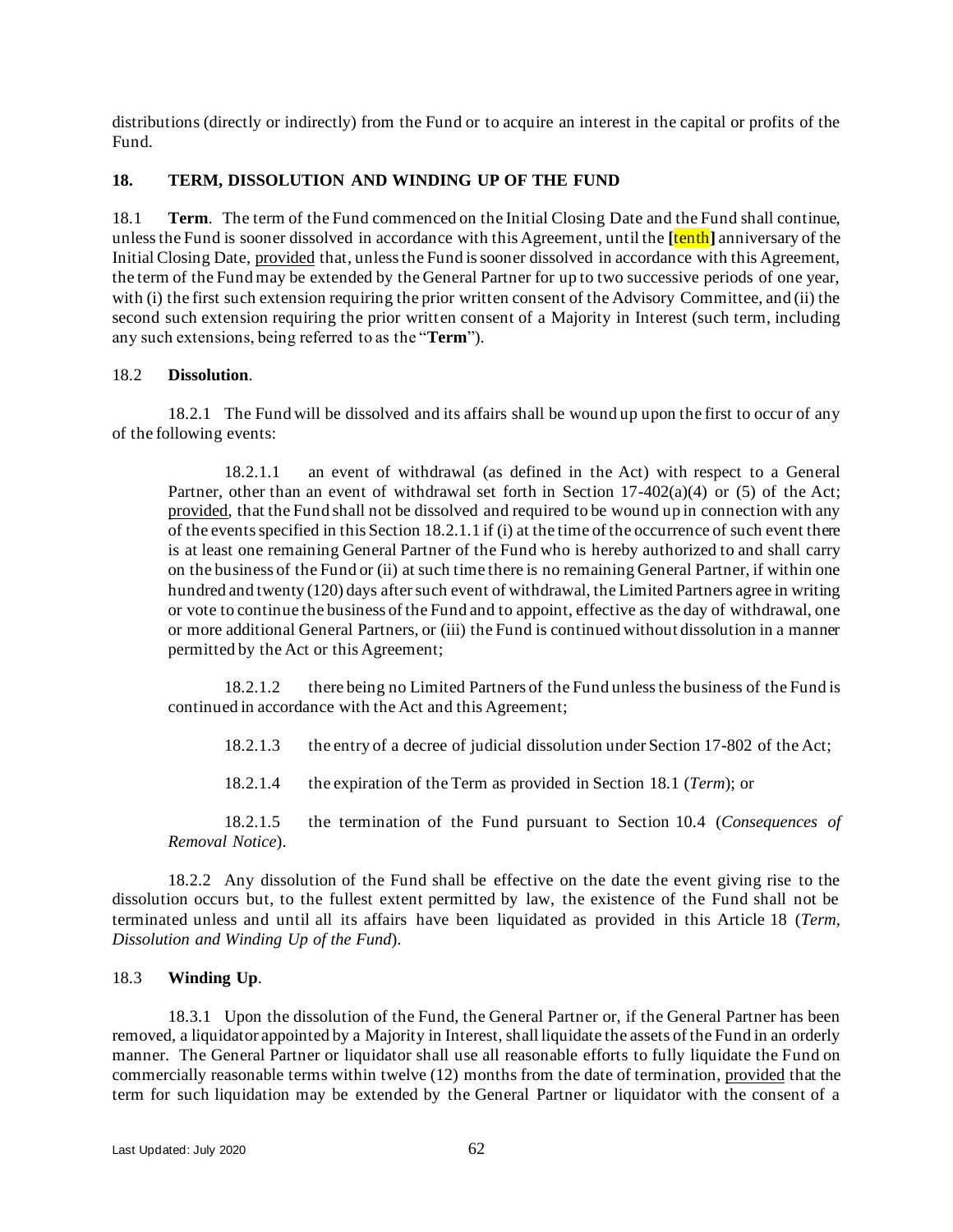distributions (directly or indirectly) from the Fund or to acquire an interest in the capital or profits of the Fund.

## 18. TERM, DISSOLUTION AND WINDING UP OF THE FUND

18.1 **Term**. The term of the Fund commenced on the Initial Closing Date and the Fund shall continue, unless the Fund is sooner dissolved in accordance with this Agreement, until the **[**tenth**]** anniversary of the Initial Closing Date, provided that, unless the Fund is sooner dissolved in accordance with this Agreement, the term of the Fund may be extended by the General Partner for up to two successive periods of one year, with (i) the first such extension requiring the prior written consent of the Advisory Committee, and (ii) the second such extension requiring the prior written consent of a Majority in Interest (such term, including any such extensions, being referred to as the "**Term**").

18.2 **Dissolution**.

18.2.1 The Fund will be dissolved and its affairs shall be wound up upon the first to occur of any of the following events:

18.2.1.1 an event of withdrawal (as defined in the Act) with respect to a General Partner, other than an event of withdrawal set forth in Section 17-402(a)(4) or (5) of the Act; provided, that the Fund shall not be dissolved and required to be wound up in connection with any of the events specified in this Section 18.2.1.1 if (i) at the time of the occurrence of such event there is at least one remaining General Partner of the Fund who is hereby authorized to and shall carry on the business of the Fund or (ii) at such time there is no remaining General Partner, if within one hundred and twenty (120) days after such event of withdrawal, the Limited Partners agree in writing or vote to continue the business of the Fund and to appoint, effective as the day of withdrawal, one or more additional General Partners, or (iii) the Fund is continued without dissolution in a manner permitted by the Act or this Agreement;

18.2.1.2 there being no Limited Partners of the Fund unless the business of the Fund is continued in accordance with the Act and this Agreement;

18.2.1.3 the entry of a decree of judicial dissolution under Section 17-802 of the Act;

18.2.1.4 the expiration of the Term as provided in Section 18.1 (*Term*); or

18.2.1.5 the termination of the Fund pursuant to Section 10.4 (*Consequences of Removal Notice*).

18.2.2 Any dissolution of the Fund shall be effective on the date the event giving rise to the dissolution occurs but, to the fullest extent permitted by law, the existence of the Fund shall not be terminated unless and until all its affairs have been liquidated as provided in this Article 18 (*Term, Dissolution and Winding Up of the Fund*).

18.3 **Winding Up**.

18.3.1 Upon the dissolution of the Fund, the General Partner or, if the General Partner has been removed, a liquidator appointed by a Majority in Interest, shall liquidate the assets of the Fund in an orderly manner. The General Partner or liquidator shall use all reasonable efforts to fully liquidate the Fund on commercially reasonable terms within twelve (12) months from the date of termination, provided that the term for such liquidation may be extended by the General Partner or liquidator with the consent of a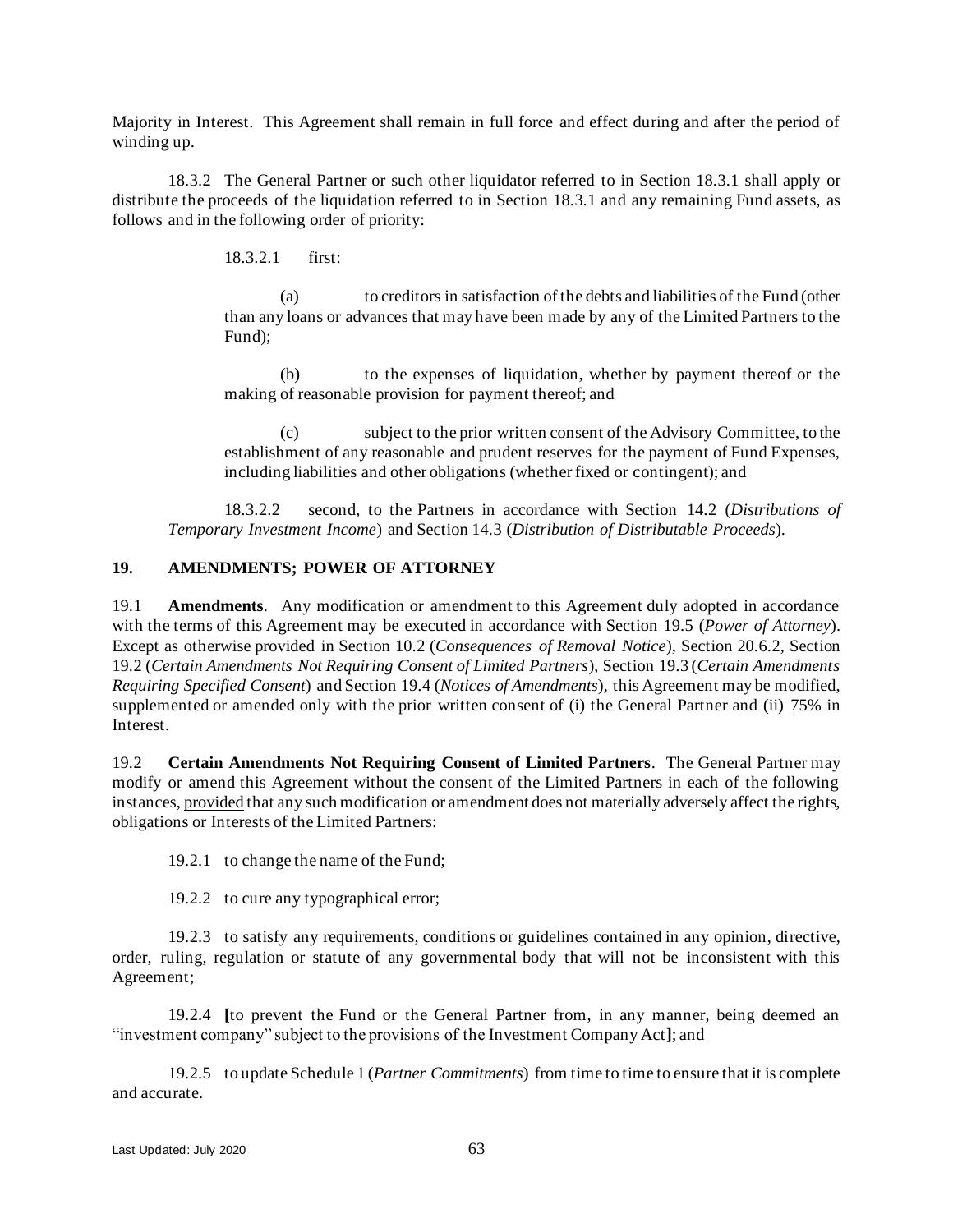Majority in Interest. This Agreement shall remain in full force and effect during and after the period of winding up.

18.3.2 The General Partner or such other liquidator referred to in Section 18.3.1 shall apply or distribute the proceeds of the liquidation referred to in Section 18.3.1 and any remaining Fund assets, as follows and in the following order of priority:

18.3.2.1 first:

(a) to creditors in satisfaction of the debts and liabilities of the Fund (other than any loans or advances that may have been made by any of the Limited Partners to the Fund);

(b) to the expenses of liquidation, whether by payment thereof or the making of reasonable provision for payment thereof; and

(c) subject to the prior written consent of the Advisory Committee, to the establishment of any reasonable and prudent reserves for the payment of Fund Expenses, including liabilities and other obligations (whether fixed or contingent); and

18.3.2.2 second, to the Partners in accordance with Section 14.2 (*Distributions of Temporary Investment Income*) and Section 14.3 (*Distribution of Distributable Proceeds*).

## 19. AMENDMENTS; POWER OF ATTORNEY

19.1 **Amendments**. Any modification or amendment to this Agreement duly adopted in accordance with the terms of this Agreement may be executed in accordance with Section 19.5 (*Power of Attorney*). Except as otherwise provided in Section 10.2 (*Consequences of Removal Notice*), Section 20.6.2, Section 19.2 (*Certain Amendments Not Requiring Consent of Limited Partners*), Section 19.3 (*Certain Amendments Requiring Specified Consent*) and Section 19.4 (*Notices of Amendments*), this Agreement may be modified, supplemented or amended only with the prior written consent of (i) the General Partner and (ii) 75% in Interest.

19.2 **Certain Amendments Not Requiring Consent of Limited Partners**. The General Partner may modify or amend this Agreement without the consent of the Limited Partners in each of the following instances, provided that any such modification or amendment does not materially adversely affect the rights, obligations or Interests of the Limited Partners:

19.2.1 to change the name of the Fund;

19.2.2 to cure any typographical error;

19.2.3 to satisfy any requirements, conditions or guidelines contained in any opinion, directive, order, ruling, regulation or statute of any governmental body that will not be inconsistent with this Agreement;

19.2.4 **[**to prevent the Fund or the General Partner from, in any manner, being deemed an "investment company" subject to the provisions of the Investment Company Act**]**; and

19.2.5 to update Schedule 1 (*Partner Commitments*) from time to time to ensure that it is complete and accurate.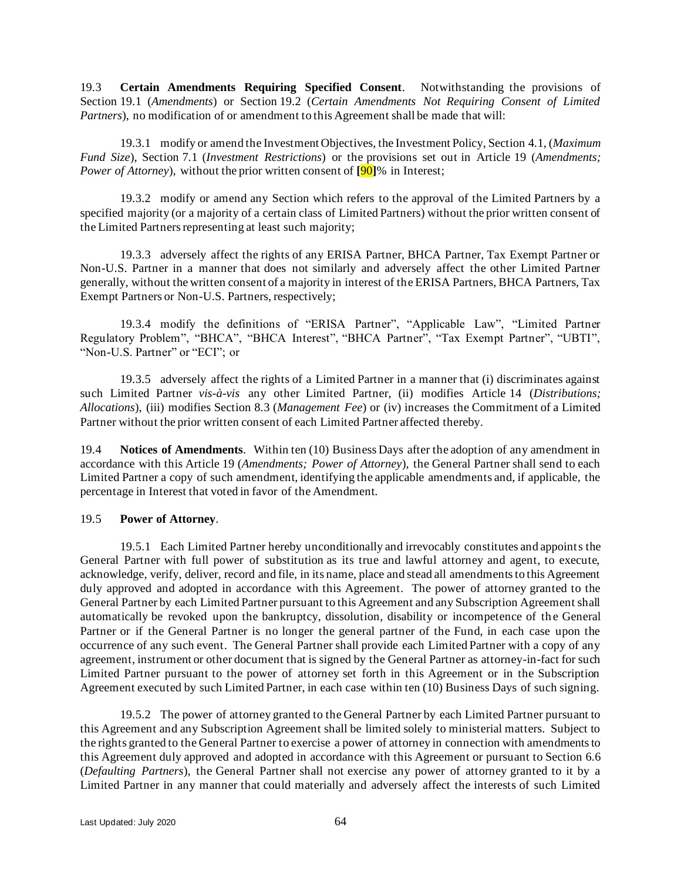19.3 **Certain Amendments Requiring Specified Consent**. Notwithstanding the provisions of Section 19.1 (*Amendments*) or Section 19.2 (*Certain Amendments Not Requiring Consent of Limited Partners*), no modification of or amendment to this Agreement shall be made that will:

19.3.1 modify or amend the Investment Objectives, the Investment Policy, Section 4.1, (*Maximum Fund Size*), Section 7.1 (*Investment Restrictions*) or the provisions set out in Article 19 (*Amendments; Power of Attorney*), without the prior written consent of **[**90**]**% in Interest;

19.3.2 modify or amend any Section which refers to the approval of the Limited Partners by a specified majority (or a majority of a certain class of Limited Partners) without the prior written consent of the Limited Partners representing at least such majority;

19.3.3 adversely affect the rights of any ERISA Partner, BHCA Partner, Tax Exempt Partner or Non-U.S. Partner in a manner that does not similarly and adversely affect the other Limited Partner generally, without the written consent of a majority in interest of the ERISA Partners, BHCA Partners, Tax Exempt Partners or Non-U.S. Partners, respectively;

19.3.4 modify the definitions of "ERISA Partner", "Applicable Law", "Limited Partner Regulatory Problem", "BHCA", "BHCA Interest", "BHCA Partner", "Tax Exempt Partner", "UBTI", "Non-U.S. Partner" or "ECI"; or

19.3.5 adversely affect the rights of a Limited Partner in a manner that (i) discriminates against such Limited Partner *vis-à-vis* any other Limited Partner, (ii) modifies Article 14 (*Distributions; Allocations*), (iii) modifies Section 8.3 (*Management Fee*) or (iv) increases the Commitment of a Limited Partner without the prior written consent of each Limited Partner affected thereby.

19.4 **Notices of Amendments**. Within ten (10) Business Days after the adoption of any amendment in accordance with this Article 19 (*Amendments; Power of Attorney*), the General Partner shall send to each Limited Partner a copy of such amendment, identifying the applicable amendments and, if applicable, the percentage in Interest that voted in favor of the Amendment.

19.5 **Power of Attorney**.

19.5.1 Each Limited Partner hereby unconditionally and irrevocably constitutes and appoints the General Partner with full power of substitution as its true and lawful attorney and agent, to execute, acknowledge, verify, deliver, record and file, in its name, place and stead all amendments to this Agreement duly approved and adopted in accordance with this Agreement. The power of attorney granted to the General Partner by each Limited Partner pursuant to this Agreement and any Subscription Agreement shall automatically be revoked upon the bankruptcy, dissolution, disability or incompetence of the General Partner or if the General Partner is no longer the general partner of the Fund, in each case upon the occurrence of any such event. The General Partner shall provide each Limited Partner with a copy of any agreement, instrument or other document that is signed by the General Partner as attorney-in-fact for such Limited Partner pursuant to the power of attorney set forth in this Agreement or in the Subscription Agreement executed by such Limited Partner, in each case within ten (10) Business Days of such signing.

19.5.2 The power of attorney granted to the General Partner by each Limited Partner pursuant to this Agreement and any Subscription Agreement shall be limited solely to ministerial matters. Subject to the rights granted to the General Partner to exercise a power of attorney in connection with amendments to this Agreement duly approved and adopted in accordance with this Agreement or pursuant to Section 6.6 (*Defaulting Partners*), the General Partner shall not exercise any power of attorney granted to it by a Limited Partner in any manner that could materially and adversely affect the interests of such Limited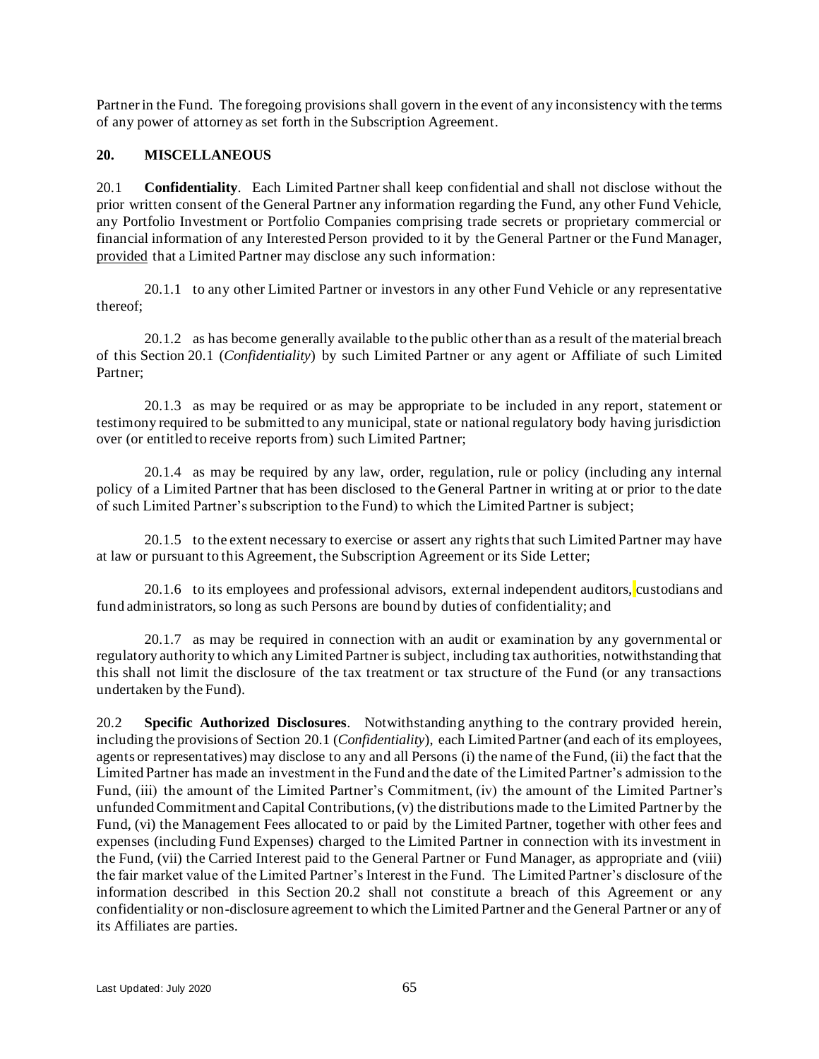Partner in the Fund. The foregoing provisions shall govern in the event of any inconsistency with the terms of any power of attorney as set forth in the Subscription Agreement.

## 20. MISCELLANEOUS

20.1 **Confidentiality**. Each Limited Partner shall keep confidential and shall not disclose without the prior written consent of the General Partner any information regarding the Fund, any other Fund Vehicle, any Portfolio Investment or Portfolio Companies comprising trade secrets or proprietary commercial or financial information of any Interested Person provided to it by the General Partner or the Fund Manager, provided that a Limited Partner may disclose any such information:

20.1.1 to any other Limited Partner or investors in any other Fund Vehicle or any representative thereof;

20.1.2 as has become generally available to the public other than as a result of the material breach of this Section 20.1 (*Confidentiality*) by such Limited Partner or any agent or Affiliate of such Limited Partner;

20.1.3 as may be required or as may be appropriate to be included in any report, statement or testimony required to be submitted to any municipal, state or national regulatory body having jurisdiction over (or entitled to receive reports from) such Limited Partner;

20.1.4 as may be required by any law, order, regulation, rule or policy (including any internal policy of a Limited Partner that has been disclosed to the General Partner in writing at or prior to the date of such Limited Partner's subscription to the Fund) to which the Limited Partner is subject;

20.1.5 to the extent necessary to exercise or assert any rights that such Limited Partner may have at law or pursuant to this Agreement, the Subscription Agreement or its Side Letter;

20.1.6 to its employees and professional advisors, external independent auditors, custodians and fund administrators, so long as such Persons are bound by duties of confidentiality; and

20.1.7 as may be required in connection with an audit or examination by any governmental or regulatory authority to which any Limited Partner is subject, including tax authorities, notwithstanding that this shall not limit the disclosure of the tax treatment or tax structure of the Fund (or any transactions undertaken by the Fund).

20.2 **Specific Authorized Disclosures**. Notwithstanding anything to the contrary provided herein, including the provisions of Section 20.1 (*Confidentiality*), each Limited Partner (and each of its employees, agents or representatives) may disclose to any and all Persons (i) the name of the Fund, (ii) the fact that the Limited Partner has made an investment in the Fund and the date of the Limited Partner's admission to the Fund, (iii) the amount of the Limited Partner's Commitment, (iv) the amount of the Limited Partner's unfunded Commitment and Capital Contributions, (v) the distributions made to the Limited Partner by the Fund, (vi) the Management Fees allocated to or paid by the Limited Partner, together with other fees and expenses (including Fund Expenses) charged to the Limited Partner in connection with its investment in the Fund, (vii) the Carried Interest paid to the General Partner or Fund Manager, as appropriate and (viii) the fair market value of the Limited Partner's Interest in the Fund. The Limited Partner's disclosure of the information described in this Section 20.2 shall not constitute a breach of this Agreement or any confidentiality or non-disclosure agreement to which the Limited Partner and the General Partner or any of its Affiliates are parties.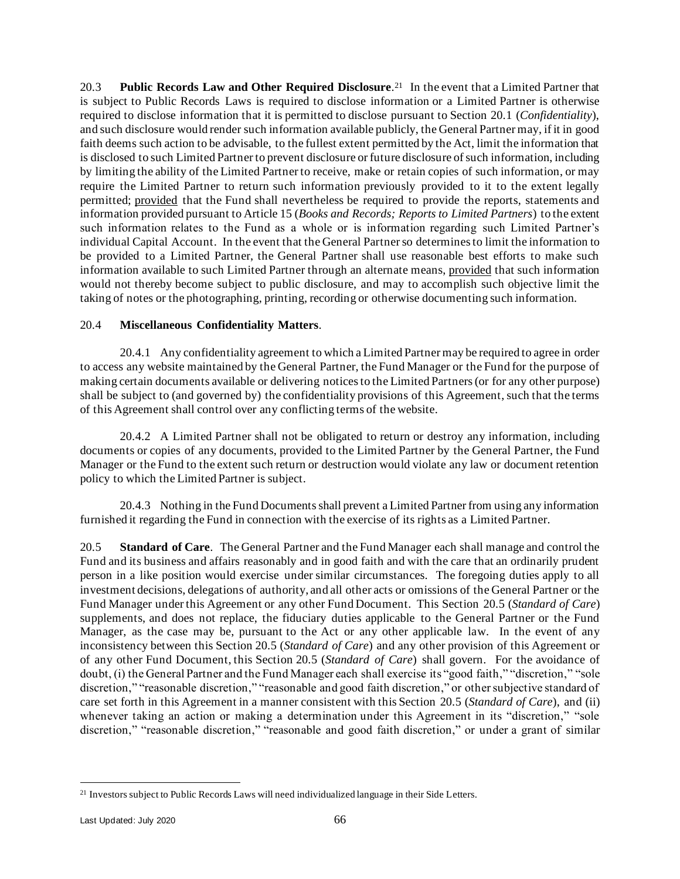20.3 **Public Records Law and Other Required Disclosure**.[21] In the event that a Limited Partner that is subject to Public Records Laws is required to disclose information or a Limited Partner is otherwise required to disclose information that it is permitted to disclose pursuant to Section 20.1 (*Confidentiality*), and such disclosure would render such information available publicly, the General Partner may, if it in good faith deems such action to be advisable, to the fullest extent permitted by the Act, limit the information that is disclosed to such Limited Partner to prevent disclosure or future disclosure of such information, including by limiting the ability of the Limited Partner to receive, make or retain copies of such information, or may require the Limited Partner to return such information previously provided to it to the extent legally permitted; provided that the Fund shall nevertheless be required to provide the reports, statements and information provided pursuant to Article 15 (*Books and Records; Reports to Limited Partners*) to the extent such information relates to the Fund as a whole or is information regarding such Limited Partner's individual Capital Account. In the event that the General Partner so determines to limit the information to be provided to a Limited Partner, the General Partner shall use reasonable best efforts to make such information available to such Limited Partner through an alternate means, provided that such information would not thereby become subject to public disclosure, and may to accomplish such objective limit the taking of notes or the photographing, printing, recording or otherwise documenting such information.

20.4 **Miscellaneous Confidentiality Matters**.

20.4.1 Any confidentiality agreement to which a Limited Partner may be required to agree in order to access any website maintained by the General Partner, the Fund Manager or the Fund for the purpose of making certain documents available or delivering notices to the Limited Partners (or for any other purpose) shall be subject to (and governed by) the confidentiality provisions of this Agreement, such that the terms of this Agreement shall control over any conflicting terms of the website.

20.4.2 A Limited Partner shall not be obligated to return or destroy any information, including documents or copies of any documents, provided to the Limited Partner by the General Partner, the Fund Manager or the Fund to the extent such return or destruction would violate any law or document retention policy to which the Limited Partner is subject.

20.4.3 Nothing in the Fund Documents shall prevent a Limited Partner from using any information furnished it regarding the Fund in connection with the exercise of its rights as a Limited Partner.

20.5 **Standard of Care**. The General Partner and the Fund Manager each shall manage and control the Fund and its business and affairs reasonably and in good faith and with the care that an ordinarily prudent person in a like position would exercise under similar circumstances. The foregoing duties apply to all investment decisions, delegations of authority, and all other acts or omissions of the General Partner or the Fund Manager under this Agreement or any other Fund Document. This Section 20.5 (*Standard of Care*) supplements, and does not replace, the fiduciary duties applicable to the General Partner or the Fund Manager, as the case may be, pursuant to the Act or any other applicable law. In the event of any inconsistency between this Section 20.5 (*Standard of Care*) and any other provision of this Agreement or of any other Fund Document, this Section 20.5 (*Standard of Care*) shall govern. For the avoidance of doubt, (i) the General Partner and the Fund Manager each shall exercise its "good faith," "discretion," "sole discretion," "reasonable discretion," "reasonable and good faith discretion," or other subjective standard of care set forth in this Agreement in a manner consistent with this Section 20.5 (*Standard of Care*), and (ii) whenever taking an action or making a determination under this Agreement in its "discretion," "sole discretion," "reasonable discretion," "reasonable and good faith discretion," or under a grant of similar

[21] Investors subject to Public Records Laws will need individualized language in their Side Letters.

Last Updated: July 2020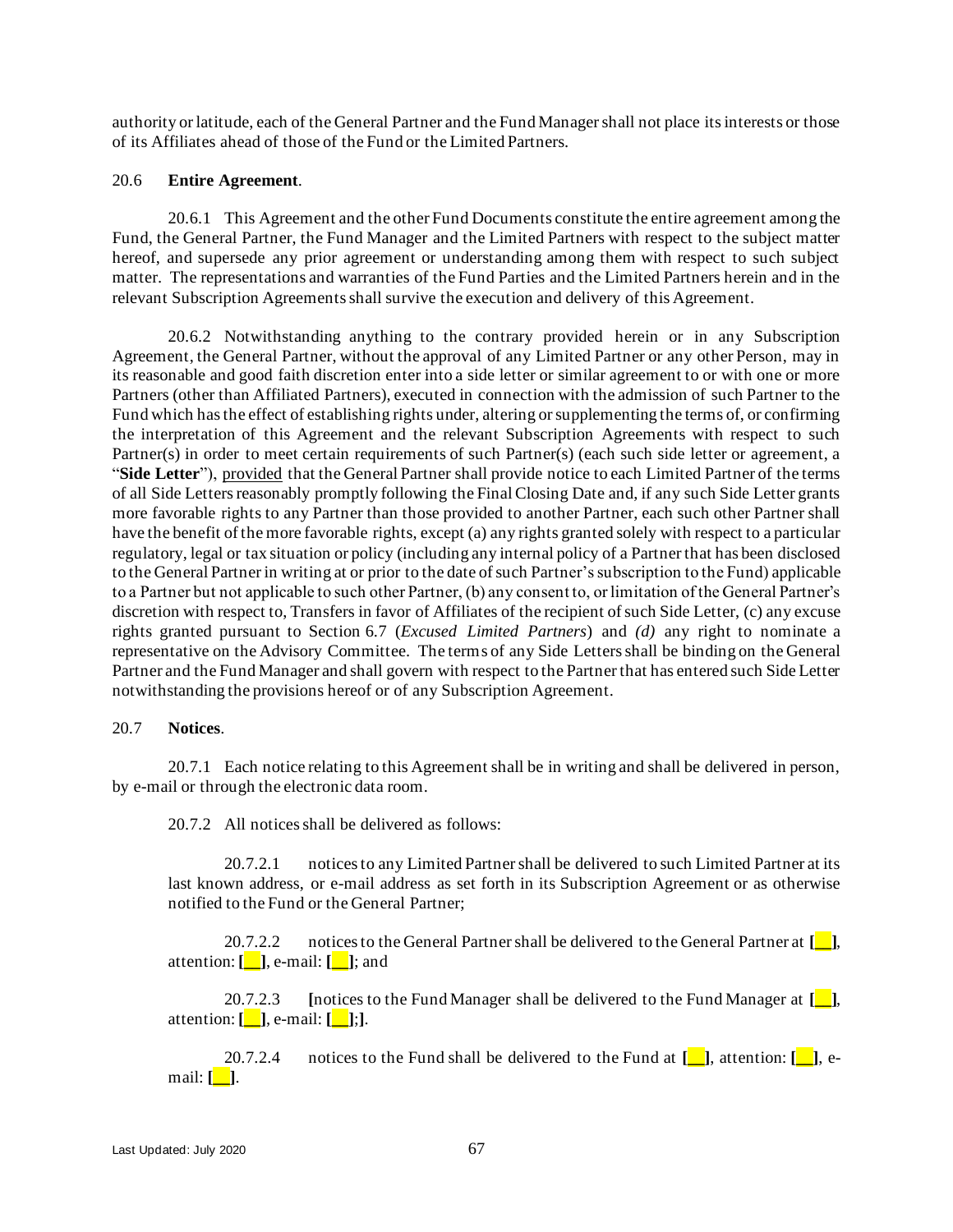authority or latitude, each of the General Partner and the Fund Manager shall not place its interests or those of its Affiliates ahead of those of the Fund or the Limited Partners.

20.6 **Entire Agreement**.

20.6.1 This Agreement and the other Fund Documents constitute the entire agreement among the Fund, the General Partner, the Fund Manager and the Limited Partners with respect to the subject matter hereof, and supersede any prior agreement or understanding among them with respect to such subject matter. The representations and warranties of the Fund Parties and the Limited Partners herein and in the relevant Subscription Agreements shall survive the execution and delivery of this Agreement.

20.6.2 Notwithstanding anything to the contrary provided herein or in any Subscription Agreement, the General Partner, without the approval of any Limited Partner or any other Person, may in its reasonable and good faith discretion enter into a side letter or similar agreement to or with one or more Partners (other than Affiliated Partners), executed in connection with the admission of such Partner to the Fund which has the effect of establishing rights under, altering or supplementing the terms of, or confirming the interpretation of this Agreement and the relevant Subscription Agreements with respect to such Partner(s) in order to meet certain requirements of such Partner(s) (each such side letter or agreement, a "**Side Letter**"), provided that the General Partner shall provide notice to each Limited Partner of the terms of all Side Letters reasonably promptly following the Final Closing Date and, if any such Side Letter grants more favorable rights to any Partner than those provided to another Partner, each such other Partner shall have the benefit of the more favorable rights, except (a) any rights granted solely with respect to a particular regulatory, legal or tax situation or policy (including any internal policy of a Partner that has been disclosed to the General Partner in writing at or prior to the date of such Partner's subscription to the Fund) applicable to a Partner but not applicable to such other Partner, (b) any consent to, or limitation of the General Partner's discretion with respect to, Transfers in favor of Affiliates of the recipient of such Side Letter, (c) any excuse rights granted pursuant to Section 6.7 (*Excused Limited Partners*) and *(d)* any right to nominate a representative on the Advisory Committee. The terms of any Side Letters shall be binding on the General Partner and the Fund Manager and shall govern with respect to the Partner that has entered such Side Letter notwithstanding the provisions hereof or of any Subscription Agreement.

20.7 **Notices**.

20.7.1 Each notice relating to this Agreement shall be in writing and shall be delivered in person, by e-mail or through the electronic data room.

20.7.2 All notices shall be delivered as follows:

20.7.2.1 notices to any Limited Partner shall be delivered to such Limited Partner at its last known address, or e-mail address as set forth in its Subscription Agreement or as otherwise notified to the Fund or the General Partner;

20.7.2.2 notices to the General Partner shall be delivered to the General Partner at **[__]**, attention: **[__]**, e-mail: **[__]**; and

20.7.2.3 **[**notices to the Fund Manager shall be delivered to the Fund Manager at **[__]**, attention: **[__]**, e-mail: **[__]**;**]**.

20.7.2.4 notices to the Fund shall be delivered to the Fund at **[__]**, attention: **[__]**, e-mail: **[__]**.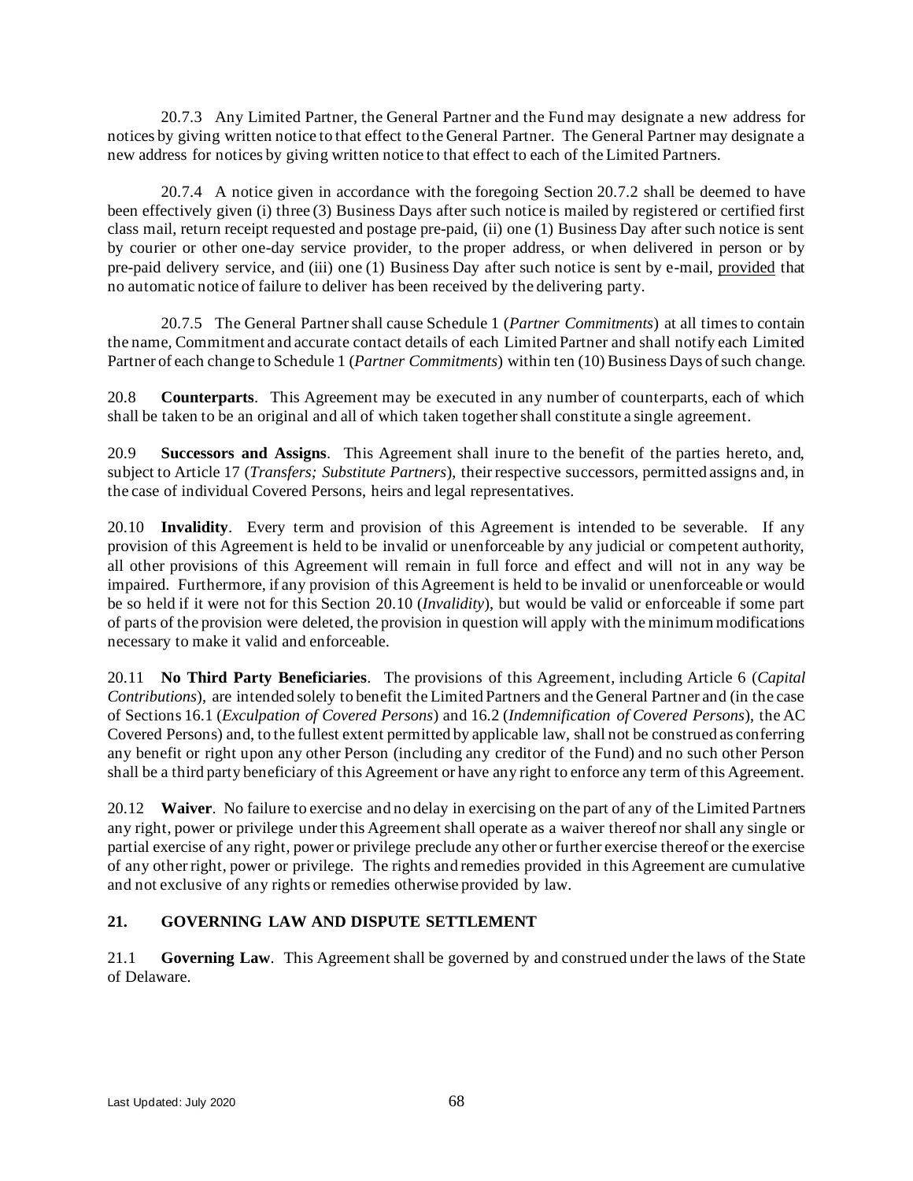20.7.3 Any Limited Partner, the General Partner and the Fund may designate a new address for notices by giving written notice to that effect to the General Partner. The General Partner may designate a new address for notices by giving written notice to that effect to each of the Limited Partners.

20.7.4 A notice given in accordance with the foregoing Section 20.7.2 shall be deemed to have been effectively given (i) three (3) Business Days after such notice is mailed by registered or certified first class mail, return receipt requested and postage pre-paid, (ii) one (1) Business Day after such notice is sent by courier or other one-day service provider, to the proper address, or when delivered in person or by pre-paid delivery service, and (iii) one (1) Business Day after such notice is sent by e-mail, provided that no automatic notice of failure to deliver has been received by the delivering party.

20.7.5 The General Partner shall cause Schedule 1 (*Partner Commitments*) at all times to contain the name, Commitment and accurate contact details of each Limited Partner and shall notify each Limited Partner of each change to Schedule 1 (*Partner Commitments*) within ten (10) Business Days of such change.

20.8 **Counterparts**. This Agreement may be executed in any number of counterparts, each of which shall be taken to be an original and all of which taken together shall constitute a single agreement.

20.9 **Successors and Assigns**. This Agreement shall inure to the benefit of the parties hereto, and, subject to Article 17 (*Transfers; Substitute Partners*), their respective successors, permitted assigns and, in the case of individual Covered Persons, heirs and legal representatives.

20.10 **Invalidity**. Every term and provision of this Agreement is intended to be severable. If any provision of this Agreement is held to be invalid or unenforceable by any judicial or competent authority, all other provisions of this Agreement will remain in full force and effect and will not in any way be impaired. Furthermore, if any provision of this Agreement is held to be invalid or unenforceable or would be so held if it were not for this Section 20.10 (*Invalidity*), but would be valid or enforceable if some part of parts of the provision were deleted, the provision in question will apply with the minimum modifications necessary to make it valid and enforceable.

20.11 **No Third Party Beneficiaries**. The provisions of this Agreement, including Article 6 (*Capital Contributions*), are intended solely to benefit the Limited Partners and the General Partner and (in the case of Sections 16.1 (*Exculpation of Covered Persons*) and 16.2 (*Indemnification of Covered Persons*), the AC Covered Persons) and, to the fullest extent permitted by applicable law, shall not be construed as conferring any benefit or right upon any other Person (including any creditor of the Fund) and no such other Person shall be a third party beneficiary of this Agreement or have any right to enforce any term of this Agreement.

20.12 **Waiver**. No failure to exercise and no delay in exercising on the part of any of the Limited Partners any right, power or privilege under this Agreement shall operate as a waiver thereof nor shall any single or partial exercise of any right, power or privilege preclude any other or further exercise thereof or the exercise of any other right, power or privilege. The rights and remedies provided in this Agreement are cumulative and not exclusive of any rights or remedies otherwise provided by law.

## 21. GOVERNING LAW AND DISPUTE SETTLEMENT

21.1 **Governing Law**. This Agreement shall be governed by and construed under the laws of the State of Delaware.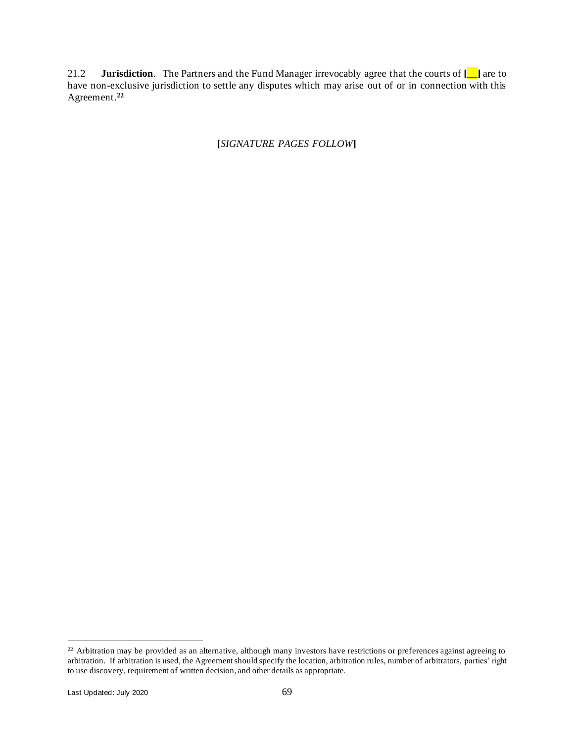21.2 **Jurisdiction**. The Partners and the Fund Manager irrevocably agree that the courts of **[__]** are to have non-exclusive jurisdiction to settle any disputes which may arise out of or in connection with this Agreement.[22]

**[***SIGNATURE PAGES FOLLOW***]**

---

[22] Arbitration may be provided as an alternative, although many investors have restrictions or preferences against agreeing to arbitration. If arbitration is used, the Agreement should specify the location, arbitration rules, number of arbitrators, parties' right to use discovery, requirement of written decision, and other details as appropriate.

Last Updated: July 2020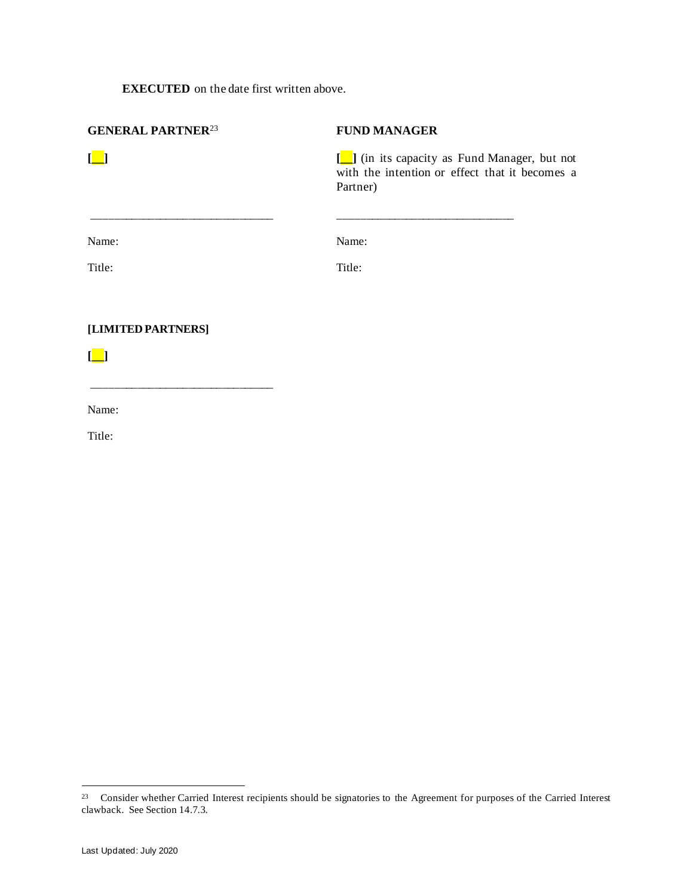**EXECUTED** on the date first written above.

**GENERAL PARTNER**[23]

**[__]**

_______________________________

Name:

Title:

**FUND MANAGER**

**[__]** (in its capacity as Fund Manager, but not with the intention or effect that it becomes a Partner)

_______________________________

Name:

Title:

**[LIMITED PARTNERS]**

**[__]**

_______________________________

Name:

Title:

---

[23] Consider whether Carried Interest recipients should be signatories to the Agreement for purposes of the Carried Interest clawback. See Section 14.7.3.

Last Updated: July 2020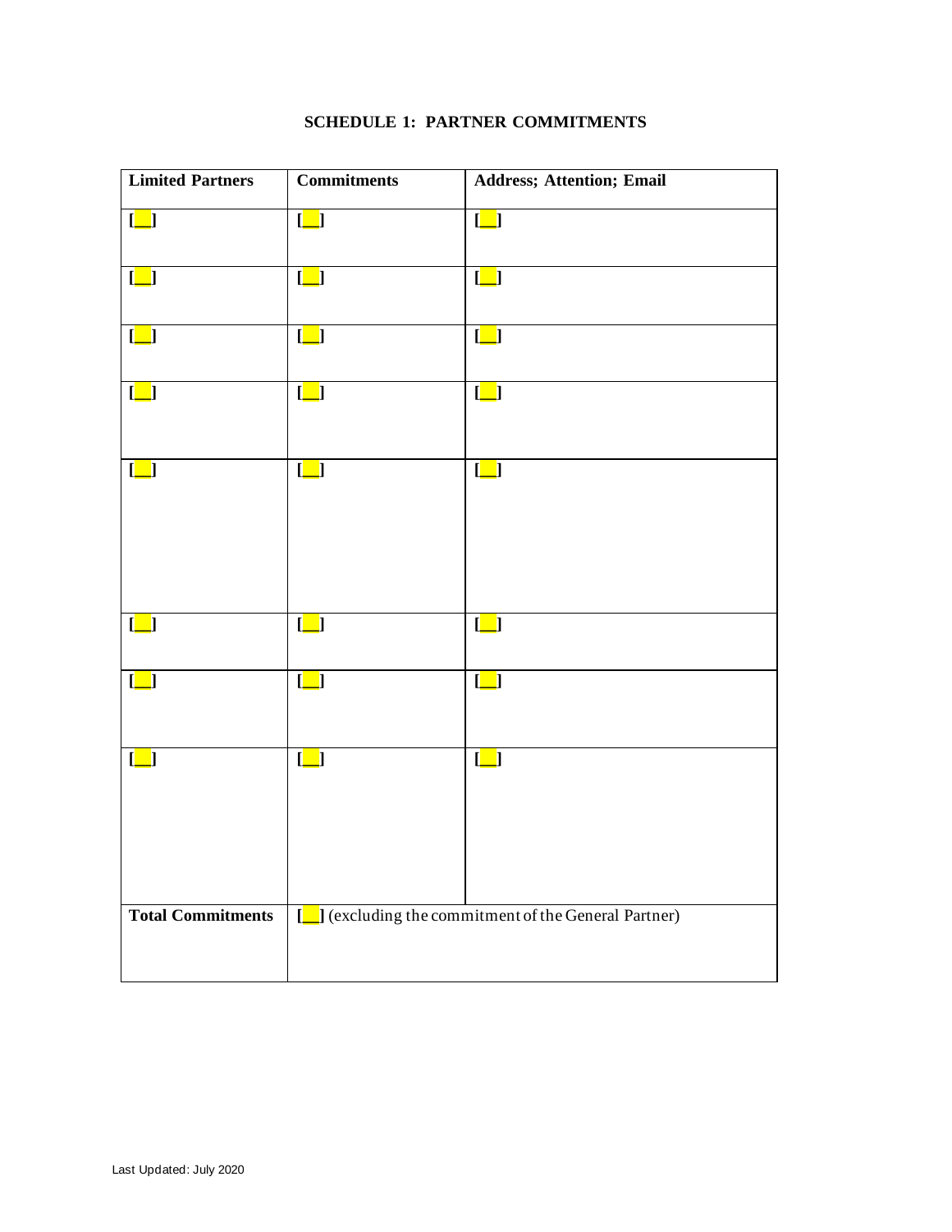**SCHEDULE 1: PARTNER COMMITMENTS**

| **Limited Partners** | **Commitments** | **Address; Attention; Email** |
|---|---|---|
| [__] | [__] | [__] |
| [__] | [__] | [__] |
| [__] | [__] | [__] |
| [__] | [__] | [__] |
| [__] | [__] | [__] |
| [__] | [__] | [__] |
| [__] | [__] | [__] |
| [__] | [__] | [__] |
| **Total Commitments** | [__] (excluding the commitment of the General Partner) | |

Last Updated: July 2020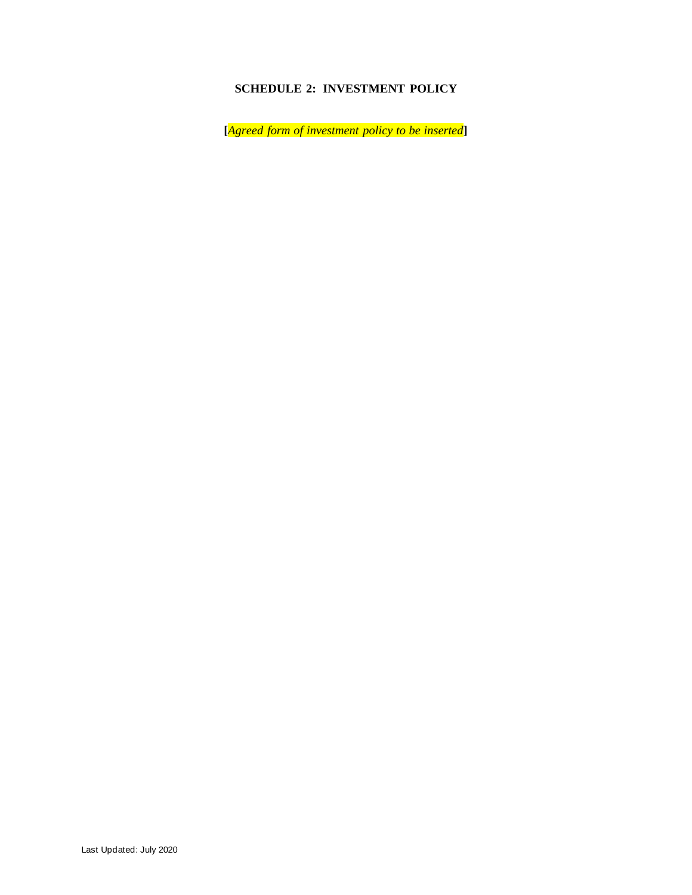# SCHEDULE 2: INVESTMENT POLICY

[*Agreed form of investment policy to be inserted*]